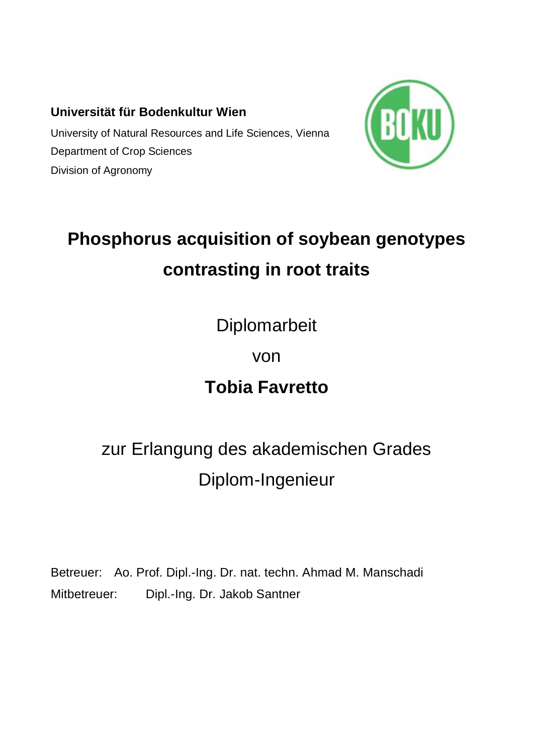**Universität für Bodenkultur Wien**

University of Natural Resources and Life Sciences, Vienna

Department of Crop Sciences

Division of Agronomy

# Phosphorus acquisition of soybean genotypes contrasting in root traits

Diplomarbeit

von

**Tobia Favretto**

zur Erlangung des akademischen Grades

Diplom-Ingenieur

Betreuer: Ao. Prof. Dipl.-Ing. Dr. nat. techn. Ahmad M. Manschadi

Mitbetreuer: Dipl.-Ing. Dr. Jakob Santner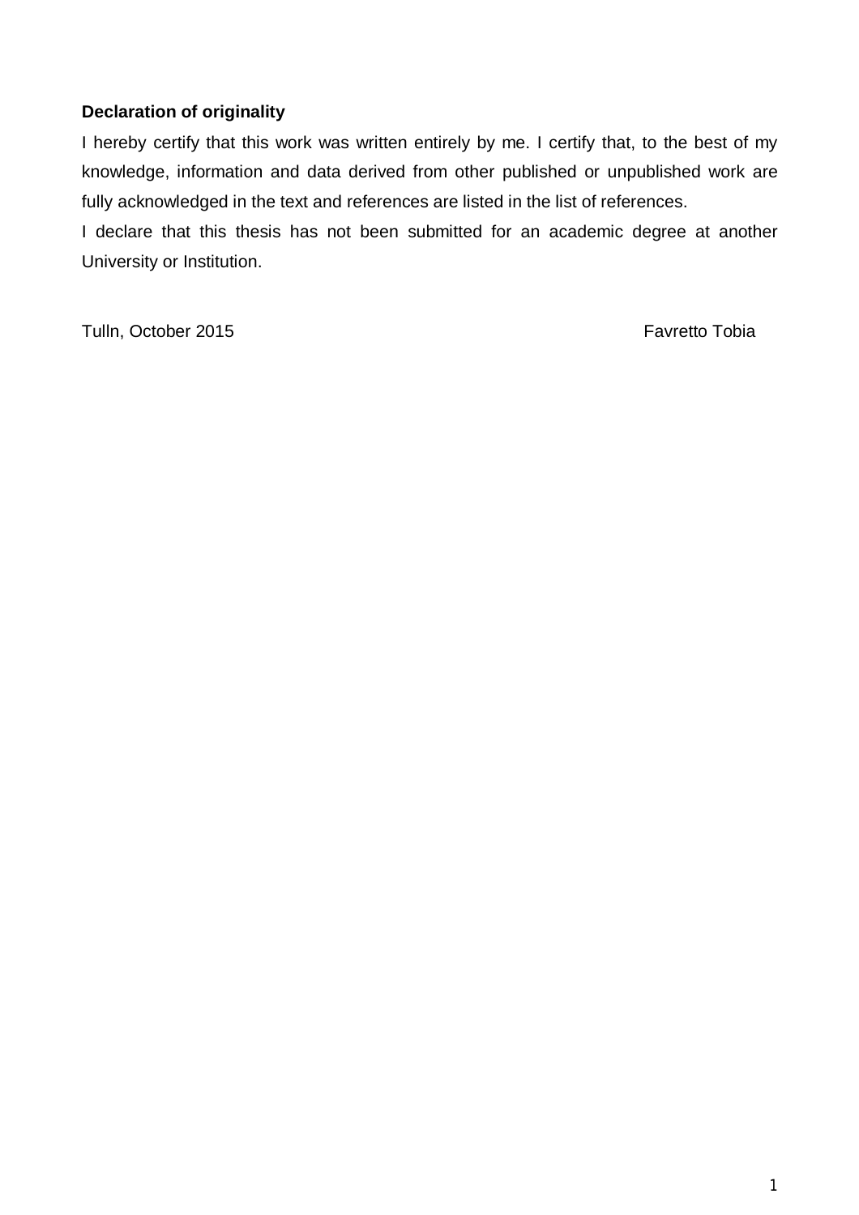**Declaration of originality**

I hereby certify that this work was written entirely by me. I certify that, to the best of my knowledge, information and data derived from other published or unpublished work are fully acknowledged in the text and references are listed in the list of references.

I declare that this thesis has not been submitted for an academic degree at another University or Institution.

Tulln, October 2015 Favretto Tobia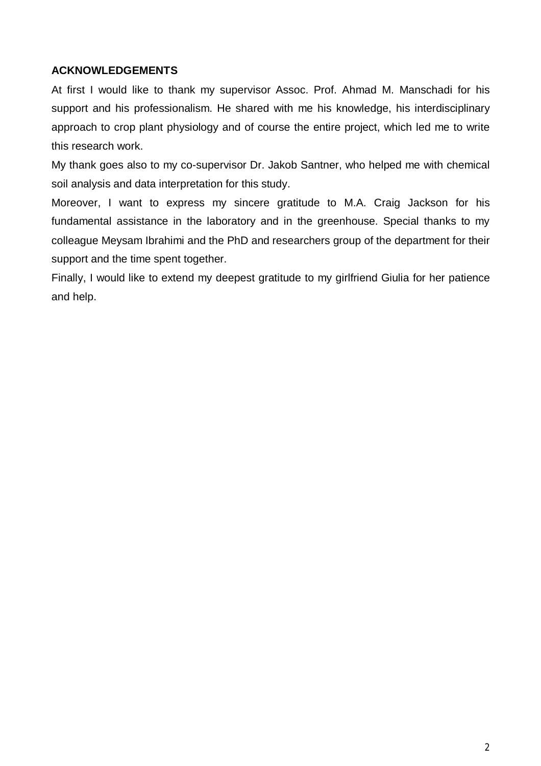## ACKNOWLEDGEMENTS

At first I would like to thank my supervisor Assoc. Prof. Ahmad M. Manschadi for his support and his professionalism. He shared with me his knowledge, his interdisciplinary approach to crop plant physiology and of course the entire project, which led me to write this research work.

My thank goes also to my co-supervisor Dr. Jakob Santner, who helped me with chemical soil analysis and data interpretation for this study.

Moreover, I want to express my sincere gratitude to M.A. Craig Jackson for his fundamental assistance in the laboratory and in the greenhouse. Special thanks to my colleague Meysam Ibrahimi and the PhD and researchers group of the department for their support and the time spent together.

Finally, I would like to extend my deepest gratitude to my girlfriend Giulia for her patience and help.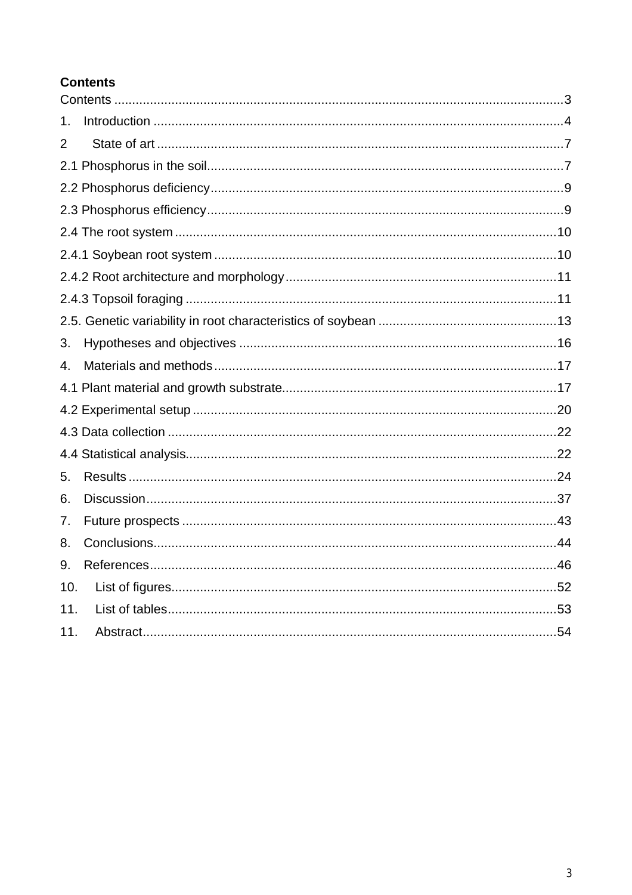**Contents**

Contents ....................................................................................................................3

1. Introduction ..........................................................................................................4

2 State of art ..............................................................................................................7

2.1 Phosphorus in the soil...........................................................................................7

2.2 Phosphorus deficiency...........................................................................................9

2.3 Phosphorus efficiency............................................................................................9

2.4 The root system ....................................................................................................10

2.4.1 Soybean root system .........................................................................................10

2.4.2 Root architecture and morphology.....................................................................11

2.4.3 Topsoil foraging .................................................................................................11

2.5. Genetic variability in root characteristics of soybean ..........................................13

3. Hypotheses and objectives ....................................................................................16

4. Materials and methods...........................................................................................17

4.1 Plant material and growth substrate......................................................................17

4.2 Experimental setup ...............................................................................................20

4.3 Data collection ......................................................................................................22

4.4 Statistical analysis.................................................................................................22

5. Results ...................................................................................................................24

6. Discussion...............................................................................................................37

7. Future prospects .....................................................................................................43

8. Conclusions.............................................................................................................44

9. References..............................................................................................................46

10. List of figures.........................................................................................................52

11. List of tables...........................................................................................................53

11. Abstract.................................................................................................................54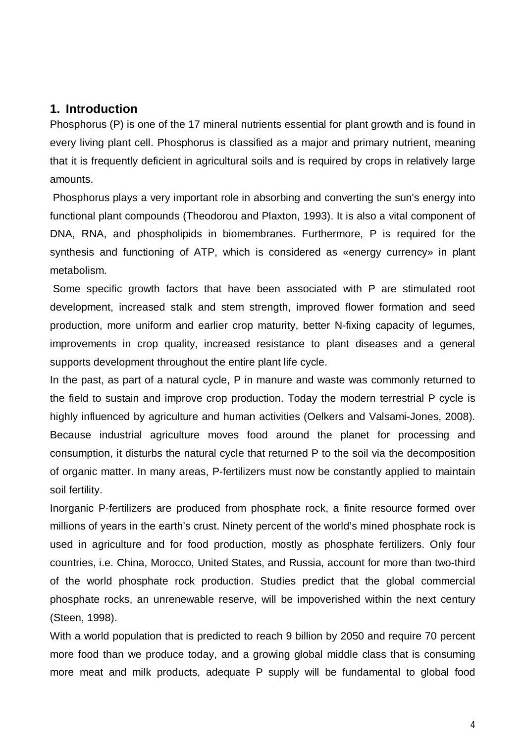## 1. Introduction

Phosphorus (P) is one of the 17 mineral nutrients essential for plant growth and is found in every living plant cell. Phosphorus is classified as a major and primary nutrient, meaning that it is frequently deficient in agricultural soils and is required by crops in relatively large amounts.

Phosphorus plays a very important role in absorbing and converting the sun's energy into functional plant compounds (Theodorou and Plaxton, 1993). It is also a vital component of DNA, RNA, and phospholipids in biomembranes. Furthermore, P is required for the synthesis and functioning of ATP, which is considered as «energy currency» in plant metabolism.

Some specific growth factors that have been associated with P are stimulated root development, increased stalk and stem strength, improved flower formation and seed production, more uniform and earlier crop maturity, better N-fixing capacity of legumes, improvements in crop quality, increased resistance to plant diseases and a general supports development throughout the entire plant life cycle.

In the past, as part of a natural cycle, P in manure and waste was commonly returned to the field to sustain and improve crop production. Today the modern terrestrial P cycle is highly influenced by agriculture and human activities (Oelkers and Valsami-Jones, 2008). Because industrial agriculture moves food around the planet for processing and consumption, it disturbs the natural cycle that returned P to the soil via the decomposition of organic matter. In many areas, P-fertilizers must now be constantly applied to maintain soil fertility.

Inorganic P-fertilizers are produced from phosphate rock, a finite resource formed over millions of years in the earth's crust. Ninety percent of the world's mined phosphate rock is used in agriculture and for food production, mostly as phosphate fertilizers. Only four countries, i.e. China, Morocco, United States, and Russia, account for more than two-third of the world phosphate rock production. Studies predict that the global commercial phosphate rocks, an unrenewable reserve, will be impoverished within the next century (Steen, 1998).

With a world population that is predicted to reach 9 billion by 2050 and require 70 percent more food than we produce today, and a growing global middle class that is consuming more meat and milk products, adequate P supply will be fundamental to global food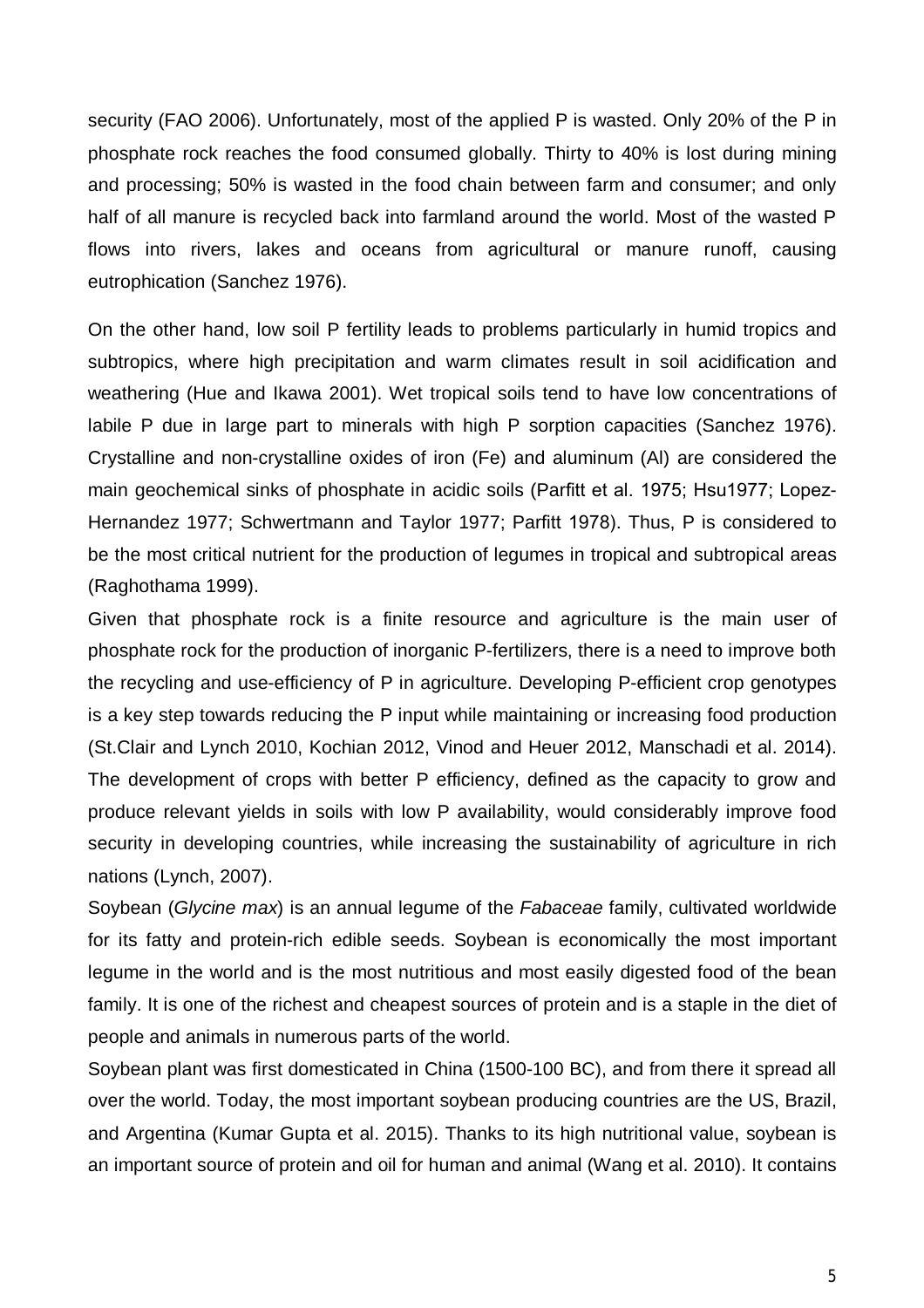security (FAO 2006). Unfortunately, most of the applied P is wasted. Only 20% of the P in phosphate rock reaches the food consumed globally. Thirty to 40% is lost during mining and processing; 50% is wasted in the food chain between farm and consumer; and only half of all manure is recycled back into farmland around the world. Most of the wasted P flows into rivers, lakes and oceans from agricultural or manure runoff, causing eutrophication (Sanchez 1976).

On the other hand, low soil P fertility leads to problems particularly in humid tropics and subtropics, where high precipitation and warm climates result in soil acidification and weathering (Hue and Ikawa 2001). Wet tropical soils tend to have low concentrations of labile P due in large part to minerals with high P sorption capacities (Sanchez 1976). Crystalline and non-crystalline oxides of iron (Fe) and aluminum (Al) are considered the main geochemical sinks of phosphate in acidic soils (Parfitt et al. 1975; Hsu1977; Lopez-Hernandez 1977; Schwertmann and Taylor 1977; Parfitt 1978). Thus, P is considered to be the most critical nutrient for the production of legumes in tropical and subtropical areas (Raghothama 1999).

Given that phosphate rock is a finite resource and agriculture is the main user of phosphate rock for the production of inorganic P-fertilizers, there is a need to improve both the recycling and use-efficiency of P in agriculture. Developing P-efficient crop genotypes is a key step towards reducing the P input while maintaining or increasing food production (St.Clair and Lynch 2010, Kochian 2012, Vinod and Heuer 2012, Manschadi et al. 2014). The development of crops with better P efficiency, defined as the capacity to grow and produce relevant yields in soils with low P availability, would considerably improve food security in developing countries, while increasing the sustainability of agriculture in rich nations (Lynch, 2007).

Soybean (*Glycine max*) is an annual legume of the *Fabaceae* family, cultivated worldwide for its fatty and protein-rich edible seeds. Soybean is economically the most important legume in the world and is the most nutritious and most easily digested food of the bean family. It is one of the richest and cheapest sources of protein and is a staple in the diet of people and animals in numerous parts of the world.

Soybean plant was first domesticated in China (1500-100 BC), and from there it spread all over the world. Today, the most important soybean producing countries are the US, Brazil, and Argentina (Kumar Gupta et al. 2015). Thanks to its high nutritional value, soybean is an important source of protein and oil for human and animal (Wang et al. 2010). It contains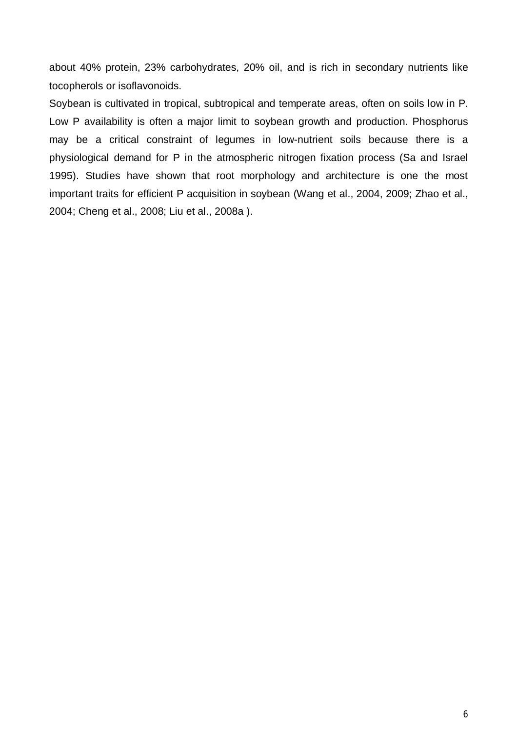about 40% protein, 23% carbohydrates, 20% oil, and is rich in secondary nutrients like tocopherols or isoflavonoids.

Soybean is cultivated in tropical, subtropical and temperate areas, often on soils low in P. Low P availability is often a major limit to soybean growth and production. Phosphorus may be a critical constraint of legumes in low-nutrient soils because there is a physiological demand for P in the atmospheric nitrogen fixation process (Sa and Israel 1995). Studies have shown that root morphology and architecture is one the most important traits for efficient P acquisition in soybean (Wang et al., 2004, 2009; Zhao et al., 2004; Cheng et al., 2008; Liu et al., 2008a ).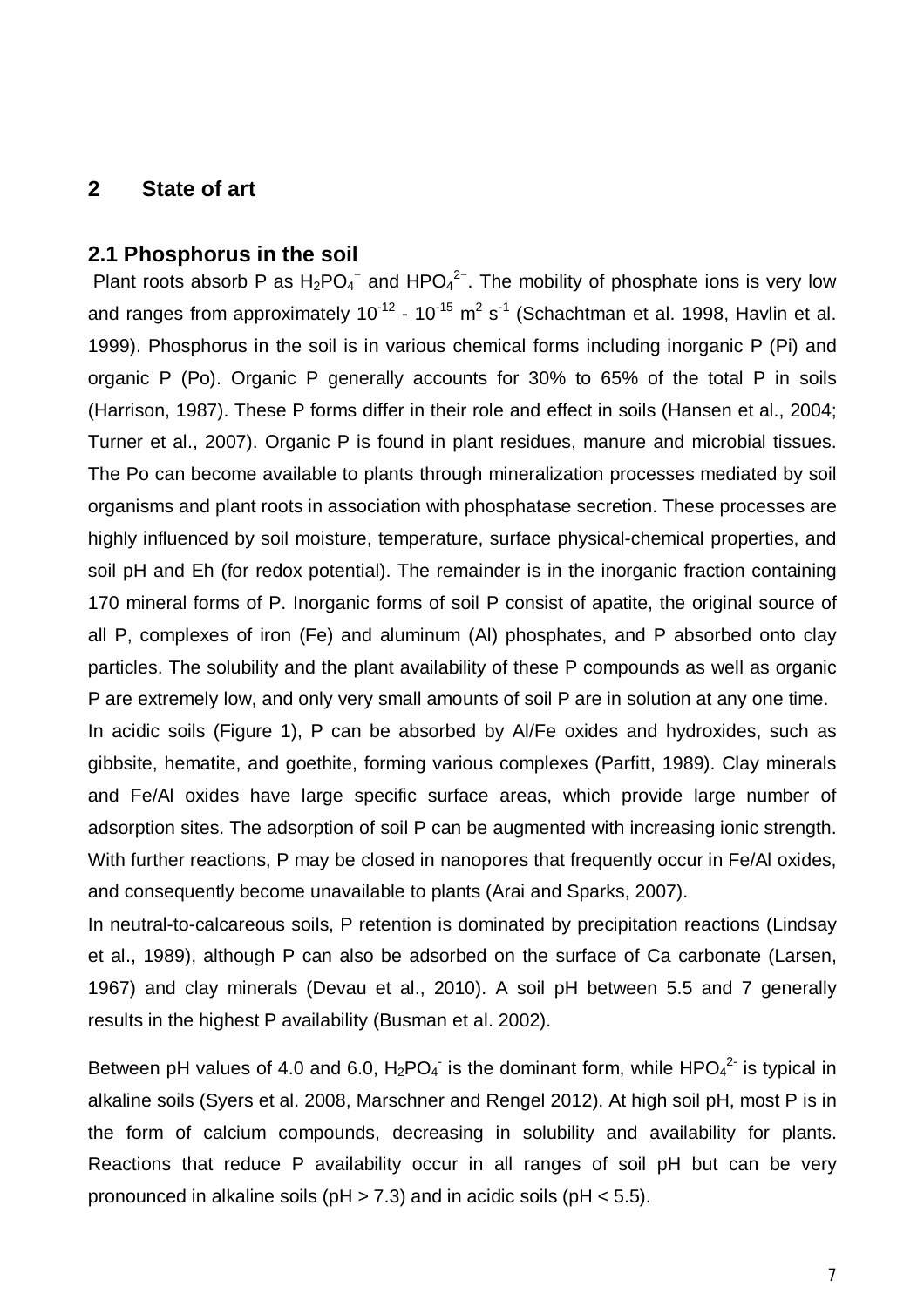# 2 State of art

## 2.1 Phosphorus in the soil

Plant roots absorb P as $H_2PO_4^-$ and $HPO_4^{2-}$. The mobility of phosphate ions is very low and ranges from approximately $10^{-12}$ - $10^{-15}$ $m^2$ $s^{-1}$ (Schachtman et al. 1998, Havlin et al. 1999). Phosphorus in the soil is in various chemical forms including inorganic P (Pi) and organic P (Po). Organic P generally accounts for 30% to 65% of the total P in soils (Harrison, 1987). These P forms differ in their role and effect in soils (Hansen et al., 2004; Turner et al., 2007). Organic P is found in plant residues, manure and microbial tissues. The Po can become available to plants through mineralization processes mediated by soil organisms and plant roots in association with phosphatase secretion. These processes are highly influenced by soil moisture, temperature, surface physical-chemical properties, and soil pH and Eh (for redox potential). The remainder is in the inorganic fraction containing 170 mineral forms of P. Inorganic forms of soil P consist of apatite, the original source of all P, complexes of iron (Fe) and aluminum (Al) phosphates, and P absorbed onto clay particles. The solubility and the plant availability of these P compounds as well as organic P are extremely low, and only very small amounts of soil P are in solution at any one time.

In acidic soils (Figure 1), P can be absorbed by Al/Fe oxides and hydroxides, such as gibbsite, hematite, and goethite, forming various complexes (Parfitt, 1989). Clay minerals and Fe/Al oxides have large specific surface areas, which provide large number of adsorption sites. The adsorption of soil P can be augmented with increasing ionic strength. With further reactions, P may be closed in nanopores that frequently occur in Fe/Al oxides, and consequently become unavailable to plants (Arai and Sparks, 2007).

In neutral-to-calcareous soils, P retention is dominated by precipitation reactions (Lindsay et al., 1989), although P can also be adsorbed on the surface of Ca carbonate (Larsen, 1967) and clay minerals (Devau et al., 2010). A soil pH between 5.5 and 7 generally results in the highest P availability (Busman et al. 2002).

Between pH values of 4.0 and 6.0, $H_2PO_4^-$ is the dominant form, while $HPO_4^{2-}$ is typical in alkaline soils (Syers et al. 2008, Marschner and Rengel 2012). At high soil pH, most P is in the form of calcium compounds, decreasing in solubility and availability for plants. Reactions that reduce P availability occur in all ranges of soil pH but can be very pronounced in alkaline soils (pH > 7.3) and in acidic soils (pH < 5.5).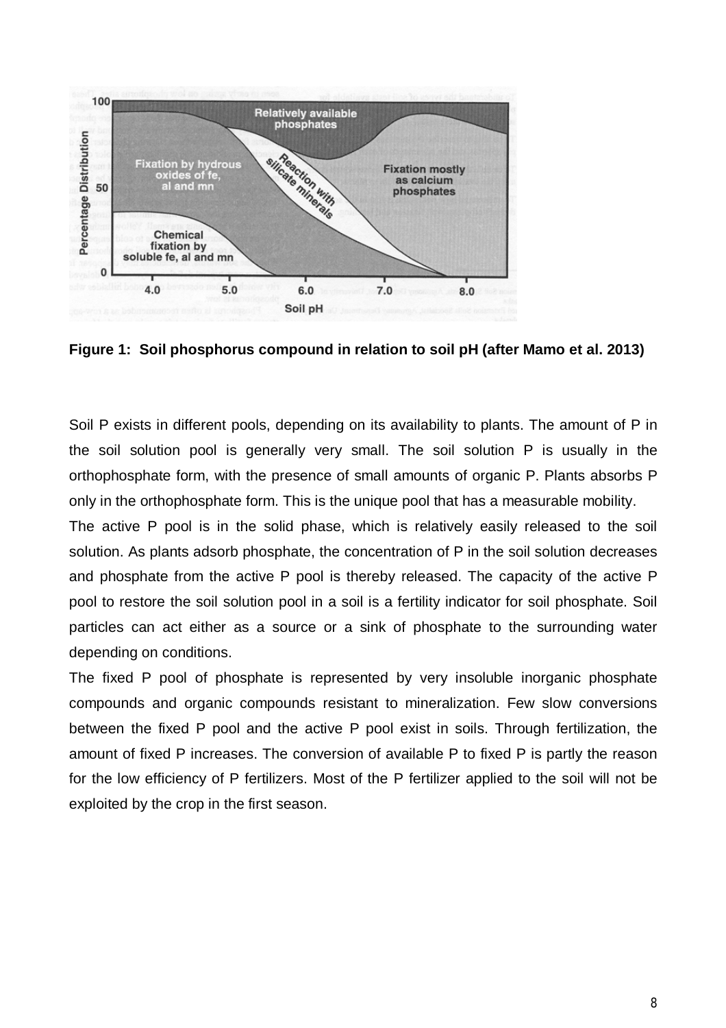**Figure 1: Soil phosphorus compound in relation to soil pH (after Mamo et al. 2013)**

Soil P exists in different pools, depending on its availability to plants. The amount of P in the soil solution pool is generally very small. The soil solution P is usually in the orthophosphate form, with the presence of small amounts of organic P. Plants absorbs P only in the orthophosphate form. This is the unique pool that has a measurable mobility.

The active P pool is in the solid phase, which is relatively easily released to the soil solution. As plants adsorb phosphate, the concentration of P in the soil solution decreases and phosphate from the active P pool is thereby released. The capacity of the active P pool to restore the soil solution pool in a soil is a fertility indicator for soil phosphate. Soil particles can act either as a source or a sink of phosphate to the surrounding water depending on conditions.

The fixed P pool of phosphate is represented by very insoluble inorganic phosphate compounds and organic compounds resistant to mineralization. Few slow conversions between the fixed P pool and the active P pool exist in soils. Through fertilization, the amount of fixed P increases. The conversion of available P to fixed P is partly the reason for the low efficiency of P fertilizers. Most of the P fertilizer applied to the soil will not be exploited by the crop in the first season.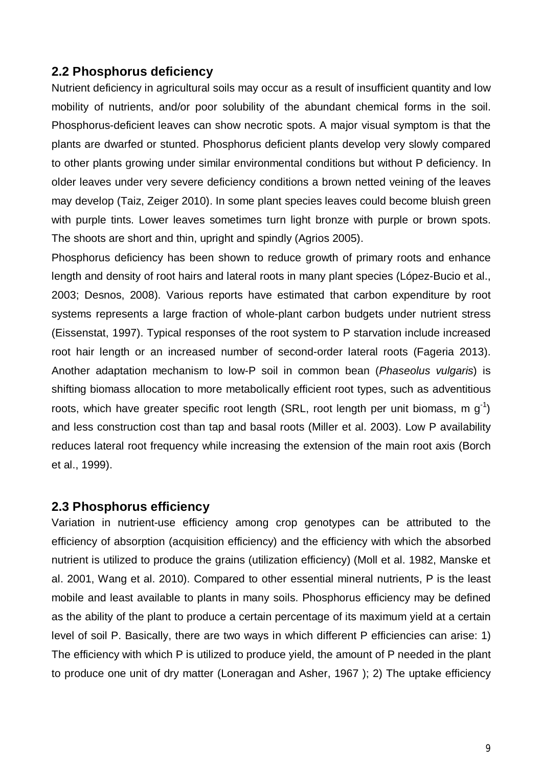## 2.2 Phosphorus deficiency

Nutrient deficiency in agricultural soils may occur as a result of insufficient quantity and low mobility of nutrients, and/or poor solubility of the abundant chemical forms in the soil. Phosphorus-deficient leaves can show necrotic spots. A major visual symptom is that the plants are dwarfed or stunted. Phosphorus deficient plants develop very slowly compared to other plants growing under similar environmental conditions but without P deficiency. In older leaves under very severe deficiency conditions a brown netted veining of the leaves may develop (Taiz, Zeiger 2010). In some plant species leaves could become bluish green with purple tints. Lower leaves sometimes turn light bronze with purple or brown spots. The shoots are short and thin, upright and spindly (Agrios 2005).

Phosphorus deficiency has been shown to reduce growth of primary roots and enhance length and density of root hairs and lateral roots in many plant species (López-Bucio et al., 2003; Desnos, 2008). Various reports have estimated that carbon expenditure by root systems represents a large fraction of whole-plant carbon budgets under nutrient stress (Eissenstat, 1997). Typical responses of the root system to P starvation include increased root hair length or an increased number of second-order lateral roots (Fageria 2013). Another adaptation mechanism to low-P soil in common bean (*Phaseolus vulgaris*) is shifting biomass allocation to more metabolically efficient root types, such as adventitious roots, which have greater specific root length (SRL, root length per unit biomass, m $g^{-1}$) and less construction cost than tap and basal roots (Miller et al. 2003). Low P availability reduces lateral root frequency while increasing the extension of the main root axis (Borch et al., 1999).

## 2.3 Phosphorus efficiency

Variation in nutrient-use efficiency among crop genotypes can be attributed to the efficiency of absorption (acquisition efficiency) and the efficiency with which the absorbed nutrient is utilized to produce the grains (utilization efficiency) (Moll et al. 1982, Manske et al. 2001, Wang et al. 2010). Compared to other essential mineral nutrients, P is the least mobile and least available to plants in many soils. Phosphorus efficiency may be defined as the ability of the plant to produce a certain percentage of its maximum yield at a certain level of soil P. Basically, there are two ways in which different P efficiencies can arise: 1) The efficiency with which P is utilized to produce yield, the amount of P needed in the plant to produce one unit of dry matter (Loneragan and Asher, 1967 ); 2) The uptake efficiency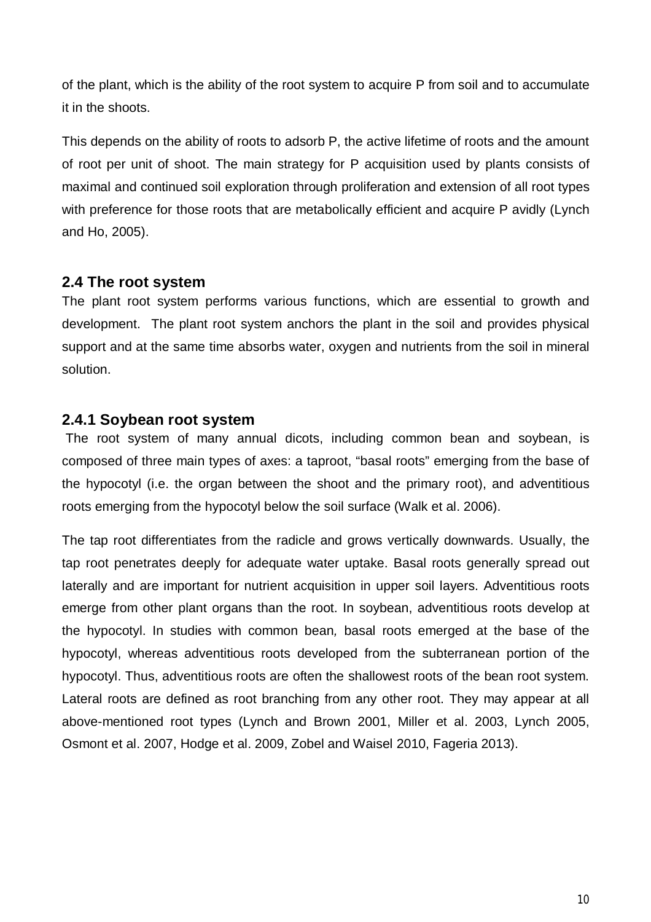of the plant, which is the ability of the root system to acquire P from soil and to accumulate it in the shoots.

This depends on the ability of roots to adsorb P, the active lifetime of roots and the amount of root per unit of shoot. The main strategy for P acquisition used by plants consists of maximal and continued soil exploration through proliferation and extension of all root types with preference for those roots that are metabolically efficient and acquire P avidly (Lynch and Ho, 2005).

## 2.4 The root system

The plant root system performs various functions, which are essential to growth and development. The plant root system anchors the plant in the soil and provides physical support and at the same time absorbs water, oxygen and nutrients from the soil in mineral solution.

### 2.4.1 Soybean root system

The root system of many annual dicots, including common bean and soybean, is composed of three main types of axes: a taproot, "basal roots" emerging from the base of the hypocotyl (i.e. the organ between the shoot and the primary root), and adventitious roots emerging from the hypocotyl below the soil surface (Walk et al. 2006).

The tap root differentiates from the radicle and grows vertically downwards. Usually, the tap root penetrates deeply for adequate water uptake. Basal roots generally spread out laterally and are important for nutrient acquisition in upper soil layers. Adventitious roots emerge from other plant organs than the root. In soybean, adventitious roots develop at the hypocotyl. In studies with common bean*,* basal roots emerged at the base of the hypocotyl, whereas adventitious roots developed from the subterranean portion of the hypocotyl. Thus, adventitious roots are often the shallowest roots of the bean root system. Lateral roots are defined as root branching from any other root. They may appear at all above-mentioned root types (Lynch and Brown 2001, Miller et al. 2003, Lynch 2005, Osmont et al. 2007, Hodge et al. 2009, Zobel and Waisel 2010, Fageria 2013).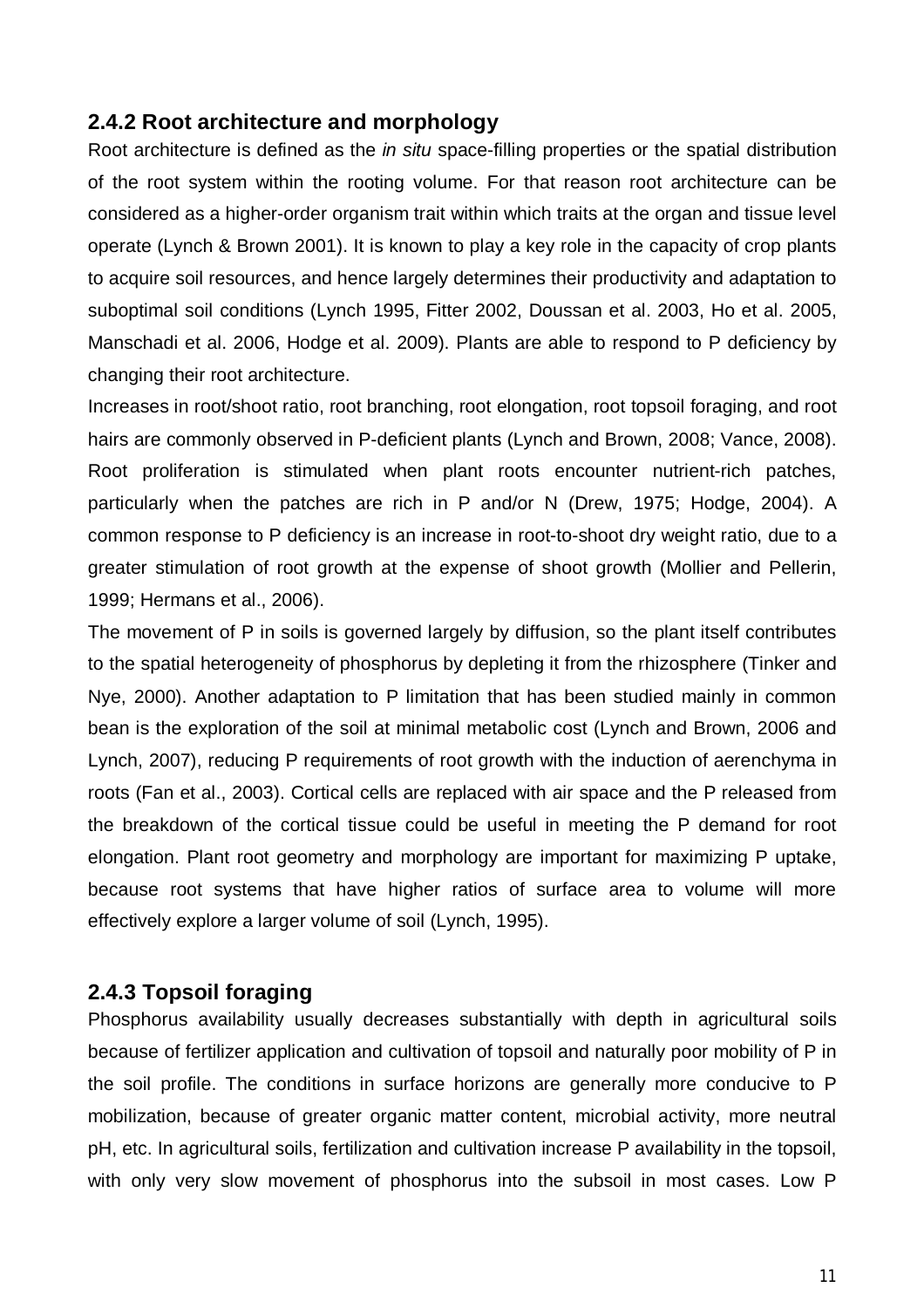### 2.4.2 Root architecture and morphology

Root architecture is defined as the *in situ* space-filling properties or the spatial distribution of the root system within the rooting volume. For that reason root architecture can be considered as a higher-order organism trait within which traits at the organ and tissue level operate (Lynch & Brown 2001). It is known to play a key role in the capacity of crop plants to acquire soil resources, and hence largely determines their productivity and adaptation to suboptimal soil conditions (Lynch 1995, Fitter 2002, Doussan et al. 2003, Ho et al. 2005, Manschadi et al. 2006, Hodge et al. 2009). Plants are able to respond to P deficiency by changing their root architecture.

Increases in root/shoot ratio, root branching, root elongation, root topsoil foraging, and root hairs are commonly observed in P-deficient plants (Lynch and Brown, 2008; Vance, 2008). Root proliferation is stimulated when plant roots encounter nutrient-rich patches, particularly when the patches are rich in P and/or N (Drew, 1975; Hodge, 2004). A common response to P deficiency is an increase in root-to-shoot dry weight ratio, due to a greater stimulation of root growth at the expense of shoot growth (Mollier and Pellerin, 1999; Hermans et al., 2006).

The movement of P in soils is governed largely by diffusion, so the plant itself contributes to the spatial heterogeneity of phosphorus by depleting it from the rhizosphere (Tinker and Nye, 2000). Another adaptation to P limitation that has been studied mainly in common bean is the exploration of the soil at minimal metabolic cost (Lynch and Brown, 2006 and Lynch, 2007), reducing P requirements of root growth with the induction of aerenchyma in roots (Fan et al., 2003). Cortical cells are replaced with air space and the P released from the breakdown of the cortical tissue could be useful in meeting the P demand for root elongation. Plant root geometry and morphology are important for maximizing P uptake, because root systems that have higher ratios of surface area to volume will more effectively explore a larger volume of soil (Lynch, 1995).

### 2.4.3 Topsoil foraging

Phosphorus availability usually decreases substantially with depth in agricultural soils because of fertilizer application and cultivation of topsoil and naturally poor mobility of P in the soil profile. The conditions in surface horizons are generally more conducive to P mobilization, because of greater organic matter content, microbial activity, more neutral pH, etc. In agricultural soils, fertilization and cultivation increase P availability in the topsoil, with only very slow movement of phosphorus into the subsoil in most cases. Low P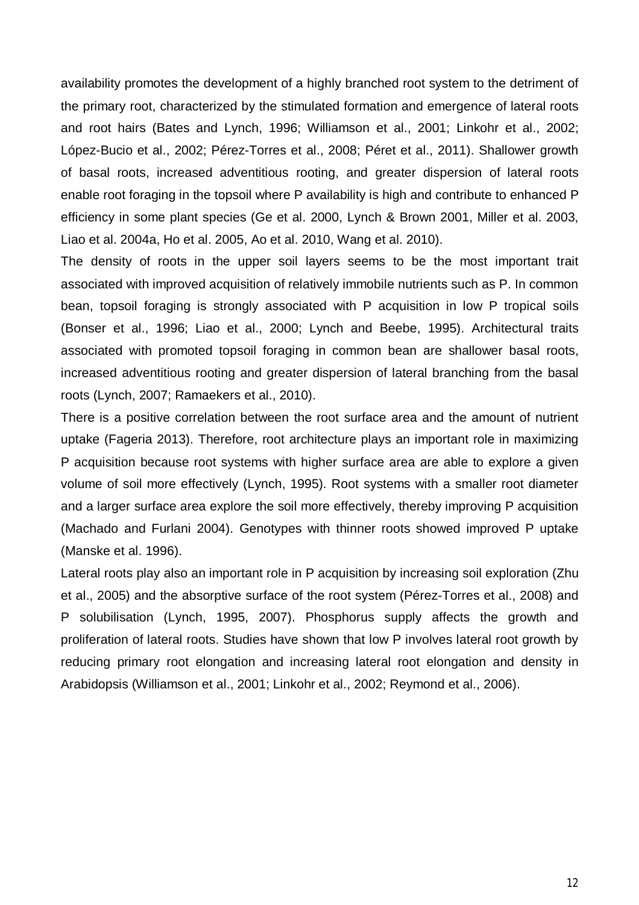availability promotes the development of a highly branched root system to the detriment of the primary root, characterized by the stimulated formation and emergence of lateral roots and root hairs (Bates and Lynch, 1996; Williamson et al., 2001; Linkohr et al., 2002; López-Bucio et al., 2002; Pérez-Torres et al., 2008; Péret et al., 2011). Shallower growth of basal roots, increased adventitious rooting, and greater dispersion of lateral roots enable root foraging in the topsoil where P availability is high and contribute to enhanced P efficiency in some plant species (Ge et al. 2000, Lynch & Brown 2001, Miller et al. 2003, Liao et al. 2004a, Ho et al. 2005, Ao et al. 2010, Wang et al. 2010).

The density of roots in the upper soil layers seems to be the most important trait associated with improved acquisition of relatively immobile nutrients such as P. In common bean, topsoil foraging is strongly associated with P acquisition in low P tropical soils (Bonser et al., 1996; Liao et al., 2000; Lynch and Beebe, 1995). Architectural traits associated with promoted topsoil foraging in common bean are shallower basal roots, increased adventitious rooting and greater dispersion of lateral branching from the basal roots (Lynch, 2007; Ramaekers et al., 2010).

There is a positive correlation between the root surface area and the amount of nutrient uptake (Fageria 2013). Therefore, root architecture plays an important role in maximizing P acquisition because root systems with higher surface area are able to explore a given volume of soil more effectively (Lynch, 1995). Root systems with a smaller root diameter and a larger surface area explore the soil more effectively, thereby improving P acquisition (Machado and Furlani 2004). Genotypes with thinner roots showed improved P uptake (Manske et al. 1996).

Lateral roots play also an important role in P acquisition by increasing soil exploration (Zhu et al., 2005) and the absorptive surface of the root system (Pérez-Torres et al., 2008) and P solubilisation (Lynch, 1995, 2007). Phosphorus supply affects the growth and proliferation of lateral roots. Studies have shown that low P involves lateral root growth by reducing primary root elongation and increasing lateral root elongation and density in Arabidopsis (Williamson et al., 2001; Linkohr et al., 2002; Reymond et al., 2006).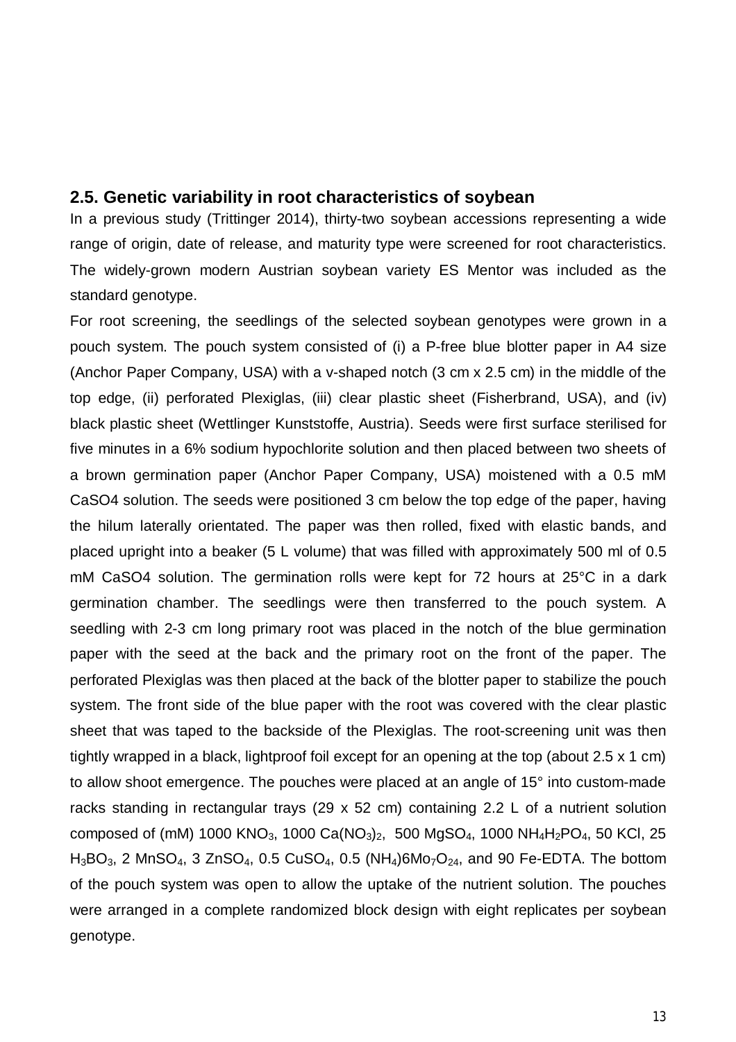## 2.5. Genetic variability in root characteristics of soybean

In a previous study (Trittinger 2014), thirty-two soybean accessions representing a wide range of origin, date of release, and maturity type were screened for root characteristics. The widely-grown modern Austrian soybean variety ES Mentor was included as the standard genotype.

For root screening, the seedlings of the selected soybean genotypes were grown in a pouch system. The pouch system consisted of (i) a P-free blue blotter paper in A4 size (Anchor Paper Company, USA) with a v-shaped notch (3 cm x 2.5 cm) in the middle of the top edge, (ii) perforated Plexiglas, (iii) clear plastic sheet (Fisherbrand, USA), and (iv) black plastic sheet (Wettlinger Kunststoffe, Austria). Seeds were first surface sterilised for five minutes in a 6% sodium hypochlorite solution and then placed between two sheets of a brown germination paper (Anchor Paper Company, USA) moistened with a 0.5 mM CaSO4 solution. The seeds were positioned 3 cm below the top edge of the paper, having the hilum laterally orientated. The paper was then rolled, fixed with elastic bands, and placed upright into a beaker (5 L volume) that was filled with approximately 500 ml of 0.5 mM CaSO4 solution. The germination rolls were kept for 72 hours at 25°C in a dark germination chamber. The seedlings were then transferred to the pouch system. A seedling with 2-3 cm long primary root was placed in the notch of the blue germination paper with the seed at the back and the primary root on the front of the paper. The perforated Plexiglas was then placed at the back of the blotter paper to stabilize the pouch system. The front side of the blue paper with the root was covered with the clear plastic sheet that was taped to the backside of the Plexiglas. The root-screening unit was then tightly wrapped in a black, lightproof foil except for an opening at the top (about 2.5 x 1 cm) to allow shoot emergence. The pouches were placed at an angle of 15° into custom-made racks standing in rectangular trays (29 x 52 cm) containing 2.2 L of a nutrient solution composed of (mM) 1000 $KNO_3$, 1000 $Ca(NO_3)_2$, 500 $MgSO_4$, 1000 $NH_4H_2PO_4$, 50 KCl, 25 $H_3BO_3$, 2 $MnSO_4$, 3 $ZnSO_4$, 0.5 $CuSO_4$, 0.5 $(NH_4)6Mo_7O_{24}$, and 90 Fe-EDTA. The bottom of the pouch system was open to allow the uptake of the nutrient solution. The pouches were arranged in a complete randomized block design with eight replicates per soybean genotype.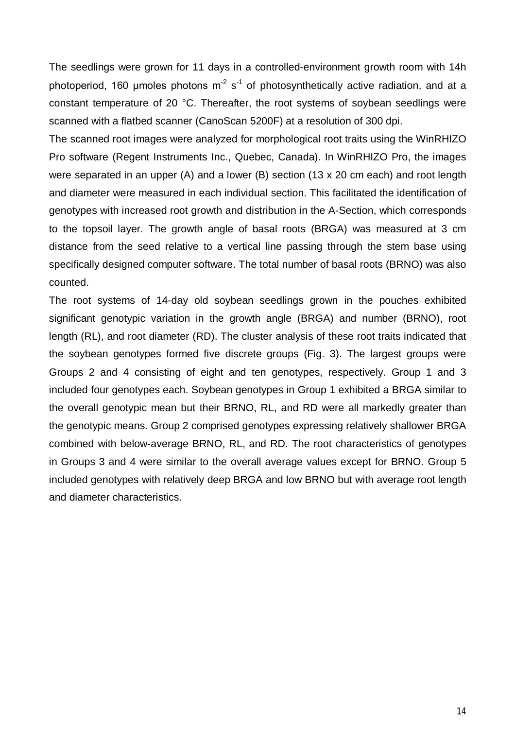The seedlings were grown for 11 days in a controlled-environment growth room with 14h photoperiod, 160 µmoles photons $m^{-2}$ $s^{-1}$ of photosynthetically active radiation, and at a constant temperature of 20 °C. Thereafter, the root systems of soybean seedlings were scanned with a flatbed scanner (CanoScan 5200F) at a resolution of 300 dpi.

The scanned root images were analyzed for morphological root traits using the WinRHIZO Pro software (Regent Instruments Inc., Quebec, Canada). In WinRHIZO Pro, the images were separated in an upper (A) and a lower (B) section (13 x 20 cm each) and root length and diameter were measured in each individual section. This facilitated the identification of genotypes with increased root growth and distribution in the A-Section, which corresponds to the topsoil layer. The growth angle of basal roots (BRGA) was measured at 3 cm distance from the seed relative to a vertical line passing through the stem base using specifically designed computer software. The total number of basal roots (BRNO) was also counted.

The root systems of 14-day old soybean seedlings grown in the pouches exhibited significant genotypic variation in the growth angle (BRGA) and number (BRNO), root length (RL), and root diameter (RD). The cluster analysis of these root traits indicated that the soybean genotypes formed five discrete groups (Fig. 3). The largest groups were Groups 2 and 4 consisting of eight and ten genotypes, respectively. Group 1 and 3 included four genotypes each. Soybean genotypes in Group 1 exhibited a BRGA similar to the overall genotypic mean but their BRNO, RL, and RD were all markedly greater than the genotypic means. Group 2 comprised genotypes expressing relatively shallower BRGA combined with below-average BRNO, RL, and RD. The root characteristics of genotypes in Groups 3 and 4 were similar to the overall average values except for BRNO. Group 5 included genotypes with relatively deep BRGA and low BRNO but with average root length and diameter characteristics.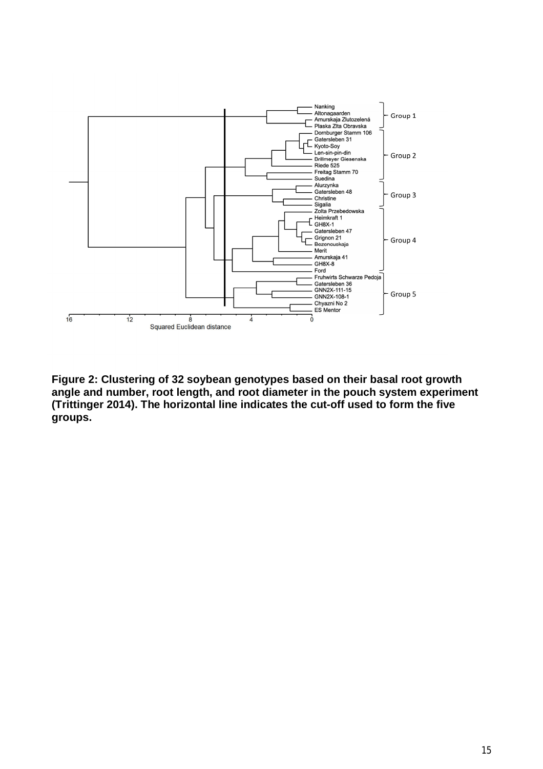**Figure 2: Clustering of 32 soybean genotypes based on their basal root growth angle and number, root length, and root diameter in the pouch system experiment (Trittinger 2014). The horizontal line indicates the cut-off used to form the five groups.**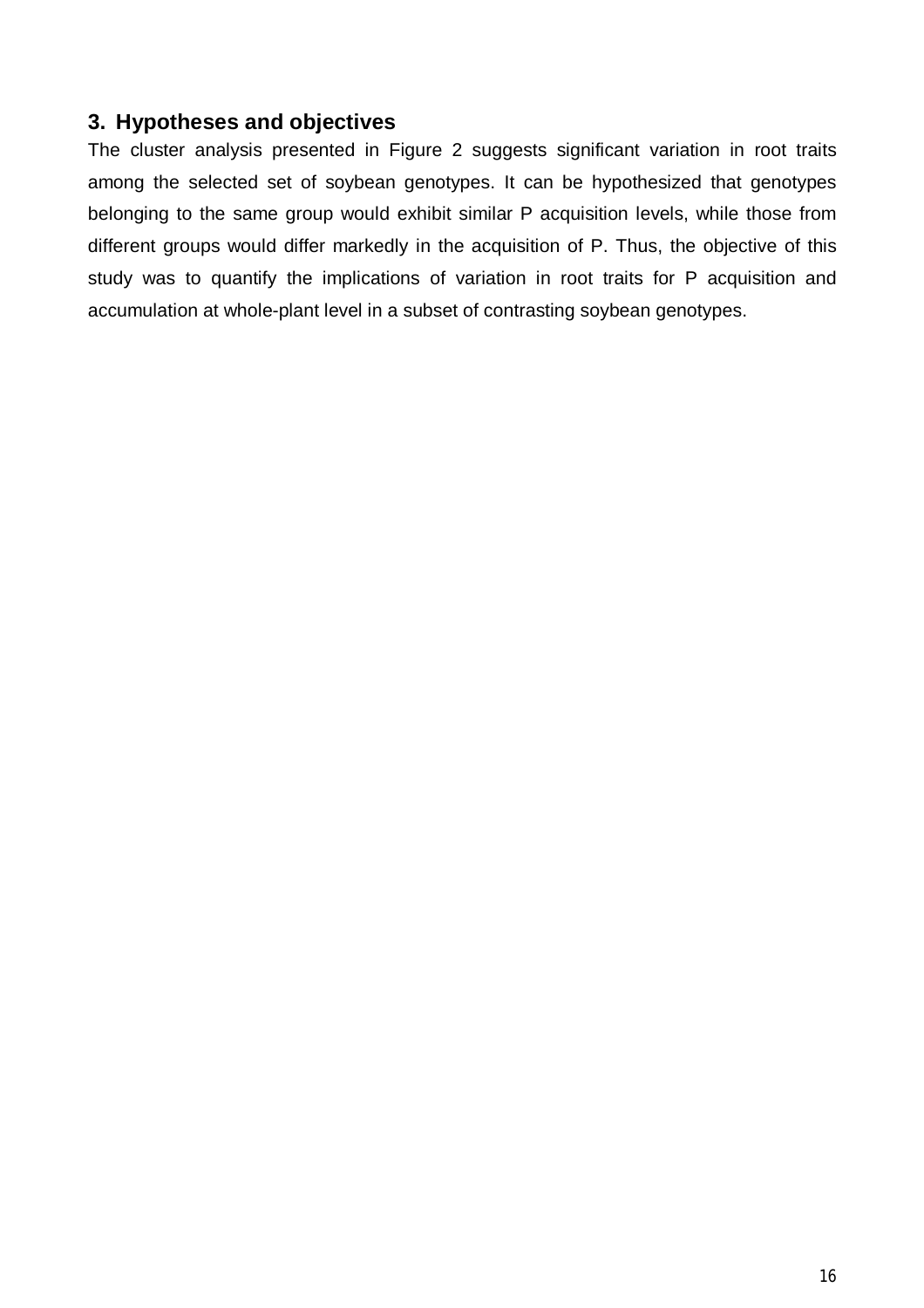## 3. Hypotheses and objectives

The cluster analysis presented in Figure 2 suggests significant variation in root traits among the selected set of soybean genotypes. It can be hypothesized that genotypes belonging to the same group would exhibit similar P acquisition levels, while those from different groups would differ markedly in the acquisition of P. Thus, the objective of this study was to quantify the implications of variation in root traits for P acquisition and accumulation at whole-plant level in a subset of contrasting soybean genotypes.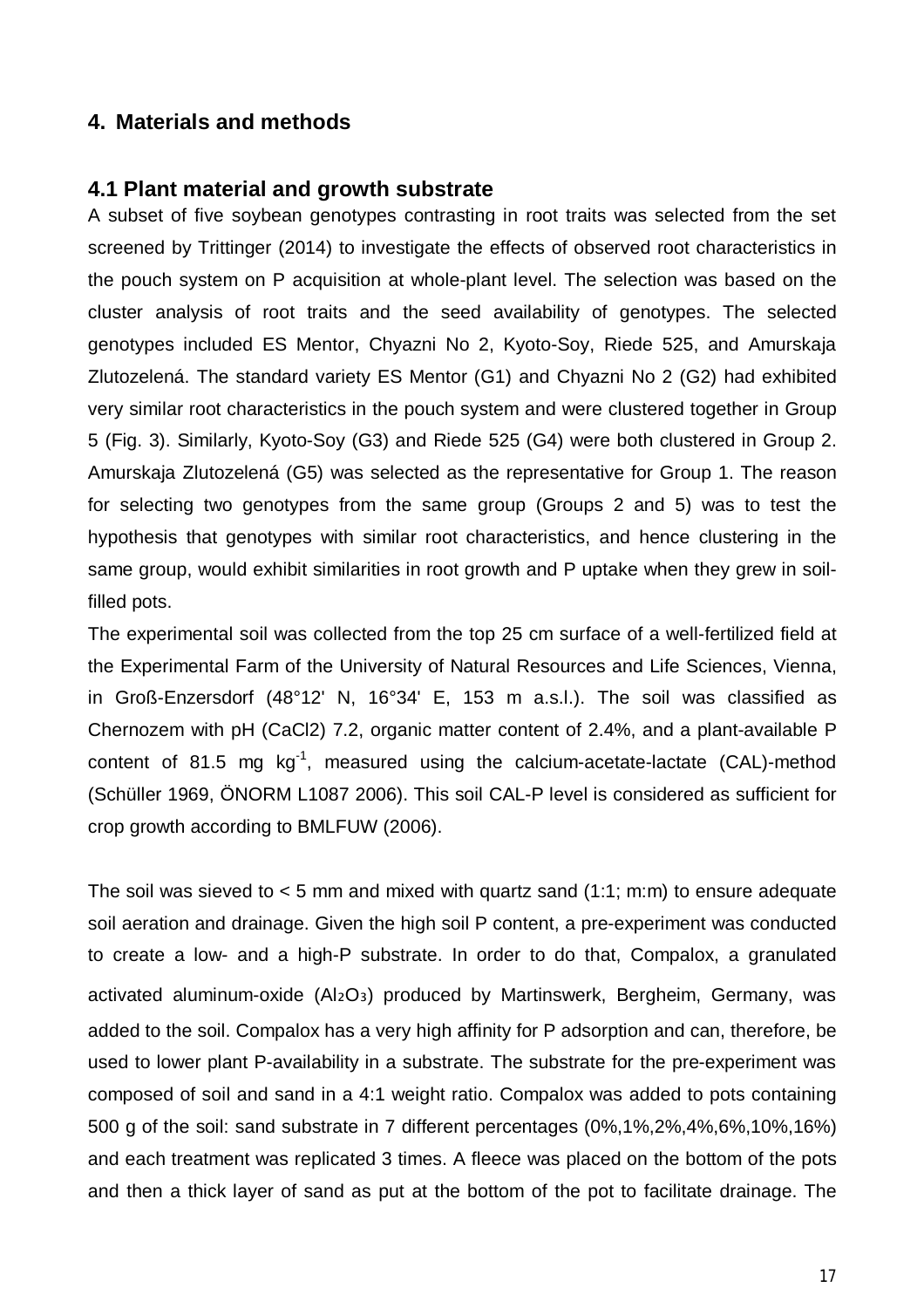## 4. Materials and methods

### 4.1 Plant material and growth substrate

A subset of five soybean genotypes contrasting in root traits was selected from the set screened by Trittinger (2014) to investigate the effects of observed root characteristics in the pouch system on P acquisition at whole-plant level. The selection was based on the cluster analysis of root traits and the seed availability of genotypes. The selected genotypes included ES Mentor, Chyazni No 2, Kyoto-Soy, Riede 525, and Amurskaja Zlutozelená. The standard variety ES Mentor (G1) and Chyazni No 2 (G2) had exhibited very similar root characteristics in the pouch system and were clustered together in Group 5 (Fig. 3). Similarly, Kyoto-Soy (G3) and Riede 525 (G4) were both clustered in Group 2. Amurskaja Zlutozelená (G5) was selected as the representative for Group 1. The reason for selecting two genotypes from the same group (Groups 2 and 5) was to test the hypothesis that genotypes with similar root characteristics, and hence clustering in the same group, would exhibit similarities in root growth and P uptake when they grew in soil-filled pots.

The experimental soil was collected from the top 25 cm surface of a well-fertilized field at the Experimental Farm of the University of Natural Resources and Life Sciences, Vienna, in Groß-Enzersdorf (48°12' N, 16°34' E, 153 m a.s.l.). The soil was classified as Chernozem with pH ($CaCl_2$) 7.2, organic matter content of 2.4%, and a plant-available P content of 81.5 mg $kg^{-1}$, measured using the calcium-acetate-lactate (CAL)-method (Schüller 1969, ÖNORM L1087 2006). This soil CAL-P level is considered as sufficient for crop growth according to BMLFUW (2006).

The soil was sieved to < 5 mm and mixed with quartz sand (1:1; m:m) to ensure adequate soil aeration and drainage. Given the high soil P content, a pre-experiment was conducted to create a low- and a high-P substrate. In order to do that, Compalox, a granulated activated aluminum-oxide ($Al_2O_3$) produced by Martinswerk, Bergheim, Germany, was added to the soil. Compalox has a very high affinity for P adsorption and can, therefore, be used to lower plant P-availability in a substrate. The substrate for the pre-experiment was composed of soil and sand in a 4:1 weight ratio. Compalox was added to pots containing 500 g of the soil: sand substrate in 7 different percentages (0%,1%,2%,4%,6%,10%,16%) and each treatment was replicated 3 times. A fleece was placed on the bottom of the pots and then a thick layer of sand as put at the bottom of the pot to facilitate drainage. The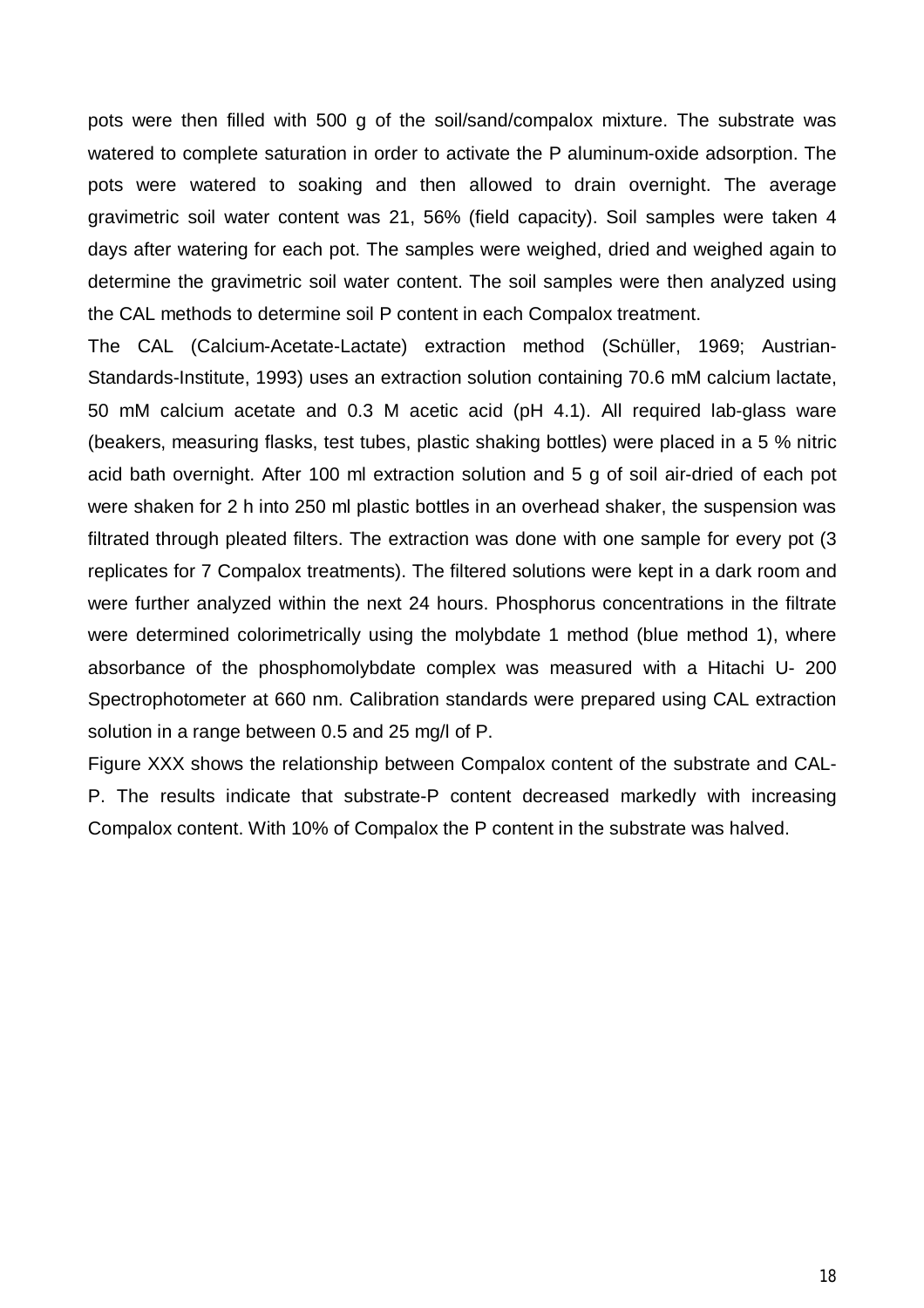pots were then filled with 500 g of the soil/sand/compalox mixture. The substrate was watered to complete saturation in order to activate the P aluminum-oxide adsorption. The pots were watered to soaking and then allowed to drain overnight. The average gravimetric soil water content was 21, 56% (field capacity). Soil samples were taken 4 days after watering for each pot. The samples were weighed, dried and weighed again to determine the gravimetric soil water content. The soil samples were then analyzed using the CAL methods to determine soil P content in each Compalox treatment.

The CAL (Calcium-Acetate-Lactate) extraction method (Schüller, 1969; Austrian-Standards-Institute, 1993) uses an extraction solution containing 70.6 mM calcium lactate, 50 mM calcium acetate and 0.3 M acetic acid (pH 4.1). All required lab-glass ware (beakers, measuring flasks, test tubes, plastic shaking bottles) were placed in a 5 % nitric acid bath overnight. After 100 ml extraction solution and 5 g of soil air-dried of each pot were shaken for 2 h into 250 ml plastic bottles in an overhead shaker, the suspension was filtrated through pleated filters. The extraction was done with one sample for every pot (3 replicates for 7 Compalox treatments). The filtered solutions were kept in a dark room and were further analyzed within the next 24 hours. Phosphorus concentrations in the filtrate were determined colorimetrically using the molybdate 1 method (blue method 1), where absorbance of the phosphomolybdate complex was measured with a Hitachi U- 200 Spectrophotometer at 660 nm. Calibration standards were prepared using CAL extraction solution in a range between 0.5 and 25 mg/l of P.

Figure XXX shows the relationship between Compalox content of the substrate and CAL-P. The results indicate that substrate-P content decreased markedly with increasing Compalox content. With 10% of Compalox the P content in the substrate was halved.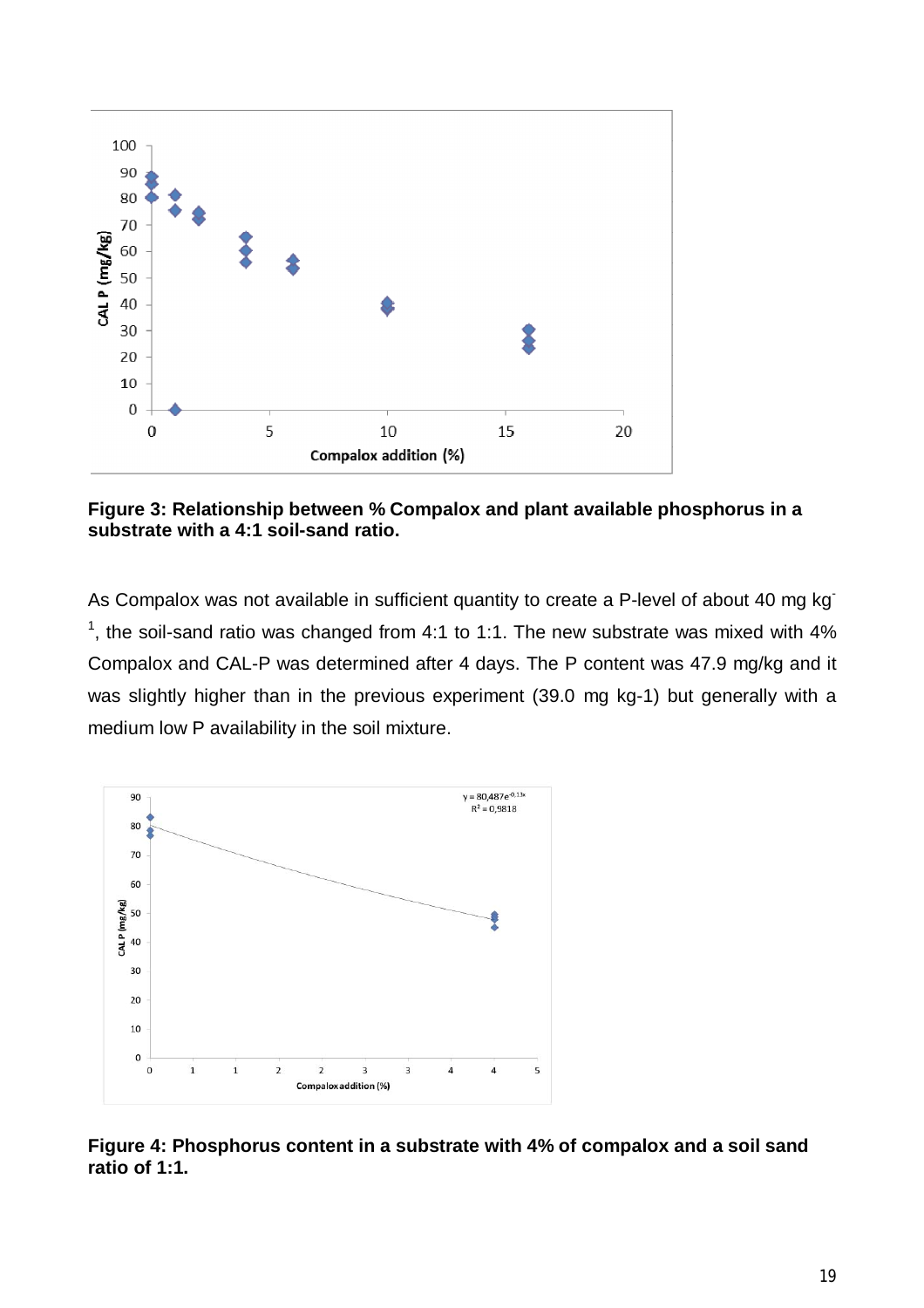**Figure 3: Relationship between % Compalox and plant available phosphorus in a substrate with a 4:1 soil-sand ratio.**

As Compalox was not available in sufficient quantity to create a P-level of about 40 mg kg$^{-1}$, the soil-sand ratio was changed from 4:1 to 1:1. The new substrate was mixed with 4% Compalox and CAL-P was determined after 4 days. The P content was 47.9 mg/kg and it was slightly higher than in the previous experiment (39.0 mg kg-1) but generally with a medium low P availability in the soil mixture.

**Figure 4: Phosphorus content in a substrate with 4% of compalox and a soil sand ratio of 1:1.**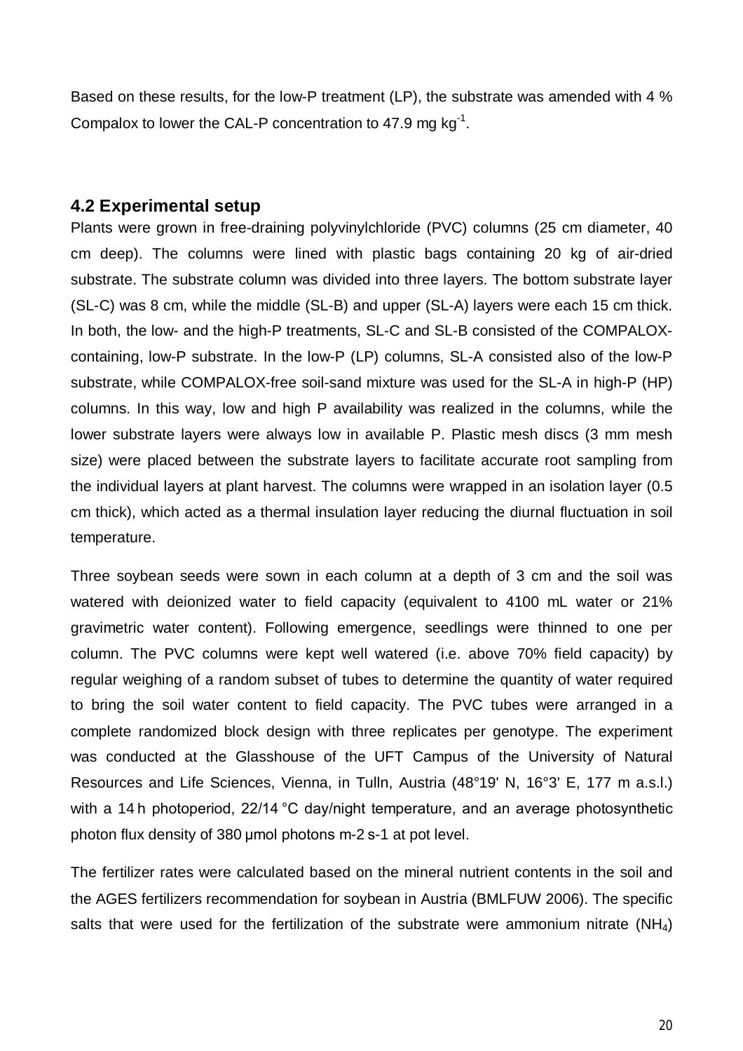Based on these results, for the low-P treatment (LP), the substrate was amended with 4 % Compalox to lower the CAL-P concentration to 47.9 mg $kg^{-1}$.

## 4.2 Experimental setup

Plants were grown in free-draining polyvinylchloride (PVC) columns (25 cm diameter, 40 cm deep). The columns were lined with plastic bags containing 20 kg of air-dried substrate. The substrate column was divided into three layers. The bottom substrate layer (SL-C) was 8 cm, while the middle (SL-B) and upper (SL-A) layers were each 15 cm thick. In both, the low- and the high-P treatments, SL-C and SL-B consisted of the COMPALOX-containing, low-P substrate. In the low-P (LP) columns, SL-A consisted also of the low-P substrate, while COMPALOX-free soil-sand mixture was used for the SL-A in high-P (HP) columns. In this way, low and high P availability was realized in the columns, while the lower substrate layers were always low in available P. Plastic mesh discs (3 mm mesh size) were placed between the substrate layers to facilitate accurate root sampling from the individual layers at plant harvest. The columns were wrapped in an isolation layer (0.5 cm thick), which acted as a thermal insulation layer reducing the diurnal fluctuation in soil temperature.

Three soybean seeds were sown in each column at a depth of 3 cm and the soil was watered with deionized water to field capacity (equivalent to 4100 mL water or 21% gravimetric water content). Following emergence, seedlings were thinned to one per column. The PVC columns were kept well watered (i.e. above 70% field capacity) by regular weighing of a random subset of tubes to determine the quantity of water required to bring the soil water content to field capacity. The PVC tubes were arranged in a complete randomized block design with three replicates per genotype. The experiment was conducted at the Glasshouse of the UFT Campus of the University of Natural Resources and Life Sciences, Vienna, in Tulln, Austria (48°19' N, 16°3' E, 177 m a.s.l.) with a 14 h photoperiod, 22/14 °C day/night temperature, and an average photosynthetic photon flux density of 380 µmol photons m-2 s-1 at pot level.

The fertilizer rates were calculated based on the mineral nutrient contents in the soil and the AGES fertilizers recommendation for soybean in Austria (BMLFUW 2006). The specific salts that were used for the fertilization of the substrate were ammonium nitrate ($NH_4$)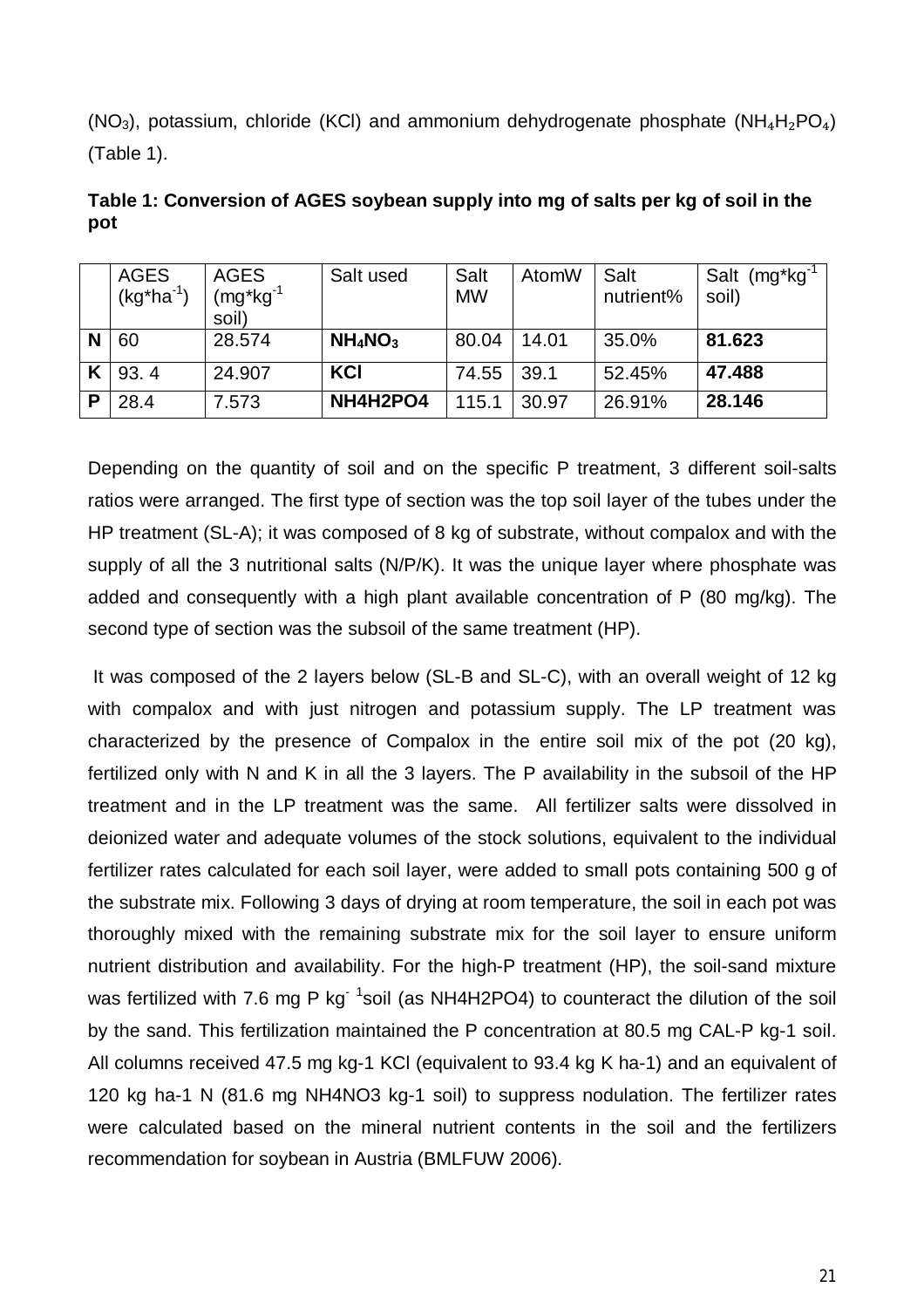($NO_3$), potassium, chloride (KCl) and ammonium dehydrogenate phosphate ($NH_4H_2PO_4$) (Table 1).

**Table 1: Conversion of AGES soybean supply into mg of salts per kg of soil in the pot**

| | AGES ($kg*ha^{-1}$) | AGES ($mg*kg^{-1}$ soil) | Salt used | Salt MW | AtomW | Salt nutrient% | Salt ($mg*kg^{-1}$ soil) |
|---|---|---|---|---|---|---|---|
| **N** | 60 | 28.574 | **$NH_4NO_3$** | 80.04 | 14.01 | 35.0% | **81.623** |
| **K** | 93. 4 | 24.907 | **KCl** | 74.55 | 39.1 | 52.45% | **47.488** |
| **P** | 28.4 | 7.573 | **NH4H2PO4** | 115.1 | 30.97 | 26.91% | **28.146** |

Depending on the quantity of soil and on the specific P treatment, 3 different soil-salts ratios were arranged. The first type of section was the top soil layer of the tubes under the HP treatment (SL-A); it was composed of 8 kg of substrate, without compalox and with the supply of all the 3 nutritional salts (N/P/K). It was the unique layer where phosphate was added and consequently with a high plant available concentration of P (80 mg/kg). The second type of section was the subsoil of the same treatment (HP).

It was composed of the 2 layers below (SL-B and SL-C), with an overall weight of 12 kg with compalox and with just nitrogen and potassium supply. The LP treatment was characterized by the presence of Compalox in the entire soil mix of the pot (20 kg), fertilized only with N and K in all the 3 layers. The P availability in the subsoil of the HP treatment and in the LP treatment was the same. All fertilizer salts were dissolved in deionized water and adequate volumes of the stock solutions, equivalent to the individual fertilizer rates calculated for each soil layer, were added to small pots containing 500 g of the substrate mix. Following 3 days of drying at room temperature, the soil in each pot was thoroughly mixed with the remaining substrate mix for the soil layer to ensure uniform nutrient distribution and availability. For the high-P treatment (HP), the soil-sand mixture was fertilized with 7.6 mg P $kg^{-1}$soil (as NH4H2PO4) to counteract the dilution of the soil by the sand. This fertilization maintained the P concentration at 80.5 mg CAL-P kg-1 soil. All columns received 47.5 mg kg-1 KCl (equivalent to 93.4 kg K ha-1) and an equivalent of 120 kg ha-1 N (81.6 mg NH4NO3 kg-1 soil) to suppress nodulation. The fertilizer rates were calculated based on the mineral nutrient contents in the soil and the fertilizers recommendation for soybean in Austria (BMLFUW 2006).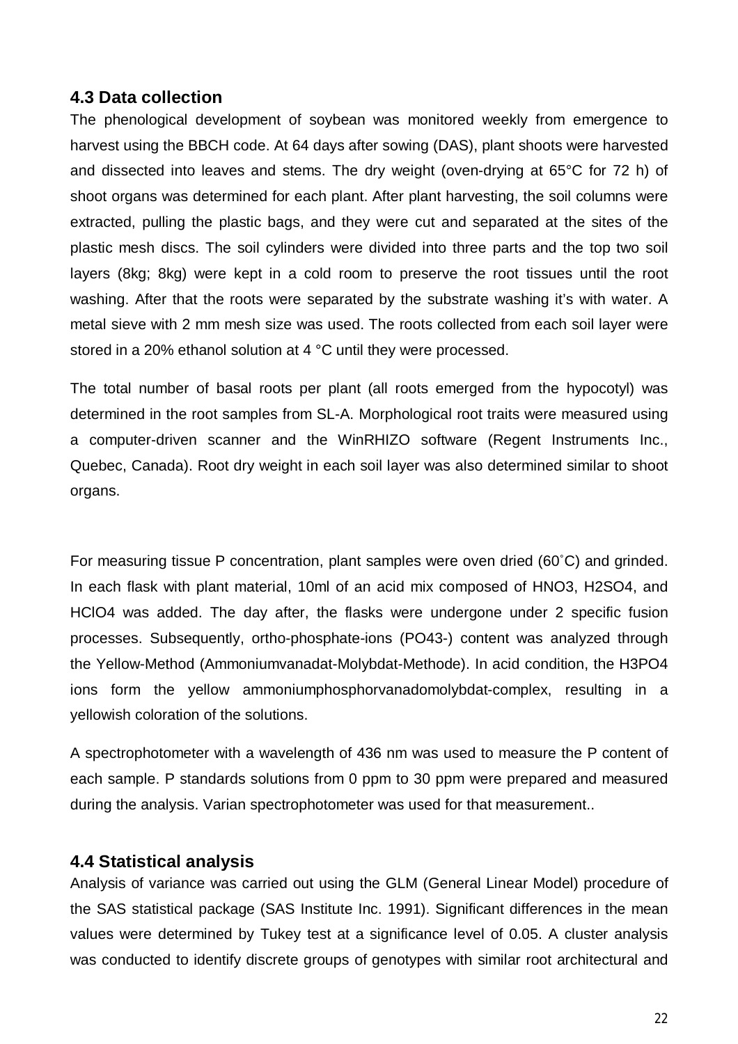## 4.3 Data collection

The phenological development of soybean was monitored weekly from emergence to harvest using the BBCH code. At 64 days after sowing (DAS), plant shoots were harvested and dissected into leaves and stems. The dry weight (oven-drying at 65°C for 72 h) of shoot organs was determined for each plant. After plant harvesting, the soil columns were extracted, pulling the plastic bags, and they were cut and separated at the sites of the plastic mesh discs. The soil cylinders were divided into three parts and the top two soil layers (8kg; 8kg) were kept in a cold room to preserve the root tissues until the root washing. After that the roots were separated by the substrate washing it's with water. A metal sieve with 2 mm mesh size was used. The roots collected from each soil layer were stored in a 20% ethanol solution at 4 °C until they were processed.

The total number of basal roots per plant (all roots emerged from the hypocotyl) was determined in the root samples from SL-A. Morphological root traits were measured using a computer-driven scanner and the WinRHIZO software (Regent Instruments Inc., Quebec, Canada). Root dry weight in each soil layer was also determined similar to shoot organs.

For measuring tissue P concentration, plant samples were oven dried (60˚C) and grinded. In each flask with plant material, 10ml of an acid mix composed of $HNO_3$, $H_2SO_4$, and $HClO_4$ was added. The day after, the flasks were undergone under 2 specific fusion processes. Subsequently, ortho-phosphate-ions ($PO_4^{3-}$) content was analyzed through the Yellow-Method (Ammoniumvanadat-Molybdat-Methode). In acid condition, the $H_3PO_4$ ions form the yellow ammoniumphosphorvanadomolybdat-complex, resulting in a yellowish coloration of the solutions.

A spectrophotometer with a wavelength of 436 nm was used to measure the P content of each sample. P standards solutions from 0 ppm to 30 ppm were prepared and measured during the analysis. Varian spectrophotometer was used for that measurement..

## 4.4 Statistical analysis

Analysis of variance was carried out using the GLM (General Linear Model) procedure of the SAS statistical package (SAS Institute Inc. 1991). Significant differences in the mean values were determined by Tukey test at a significance level of 0.05. A cluster analysis was conducted to identify discrete groups of genotypes with similar root architectural and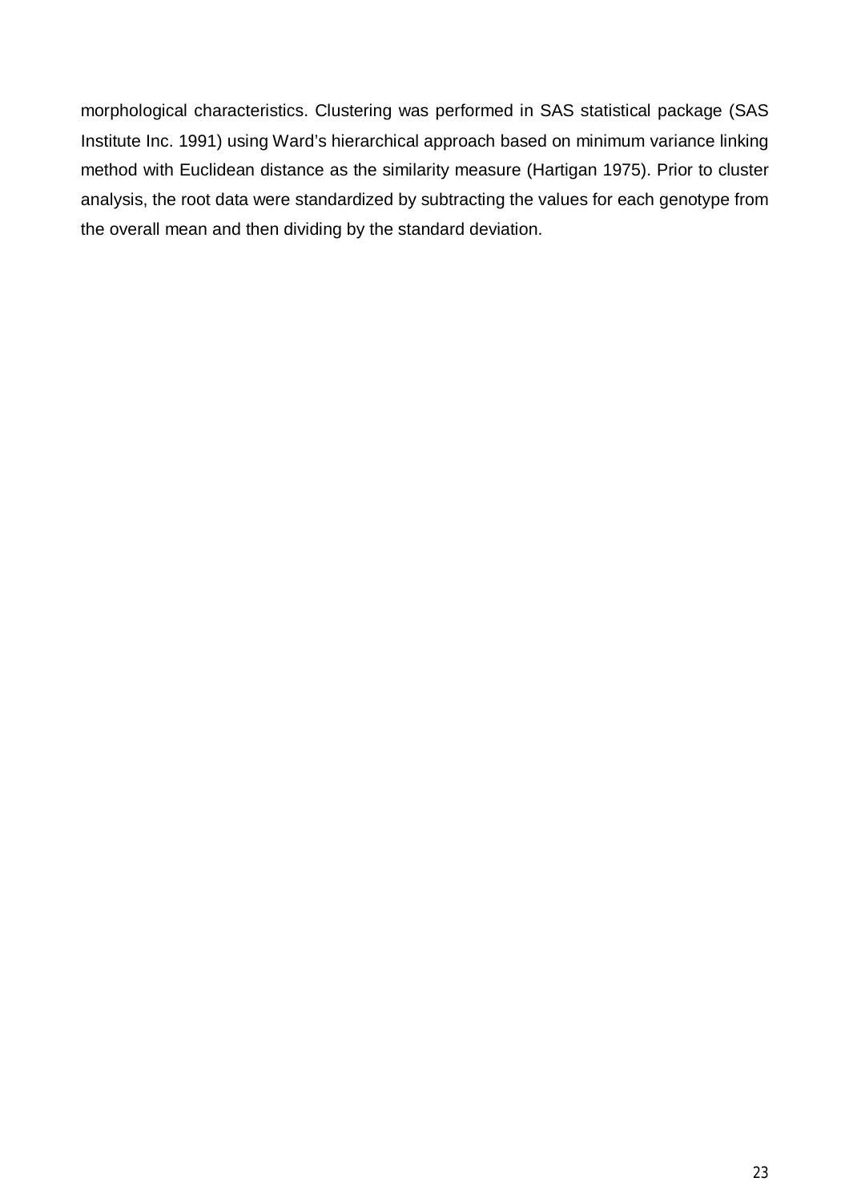morphological characteristics. Clustering was performed in SAS statistical package (SAS Institute Inc. 1991) using Ward's hierarchical approach based on minimum variance linking method with Euclidean distance as the similarity measure (Hartigan 1975). Prior to cluster analysis, the root data were standardized by subtracting the values for each genotype from the overall mean and then dividing by the standard deviation.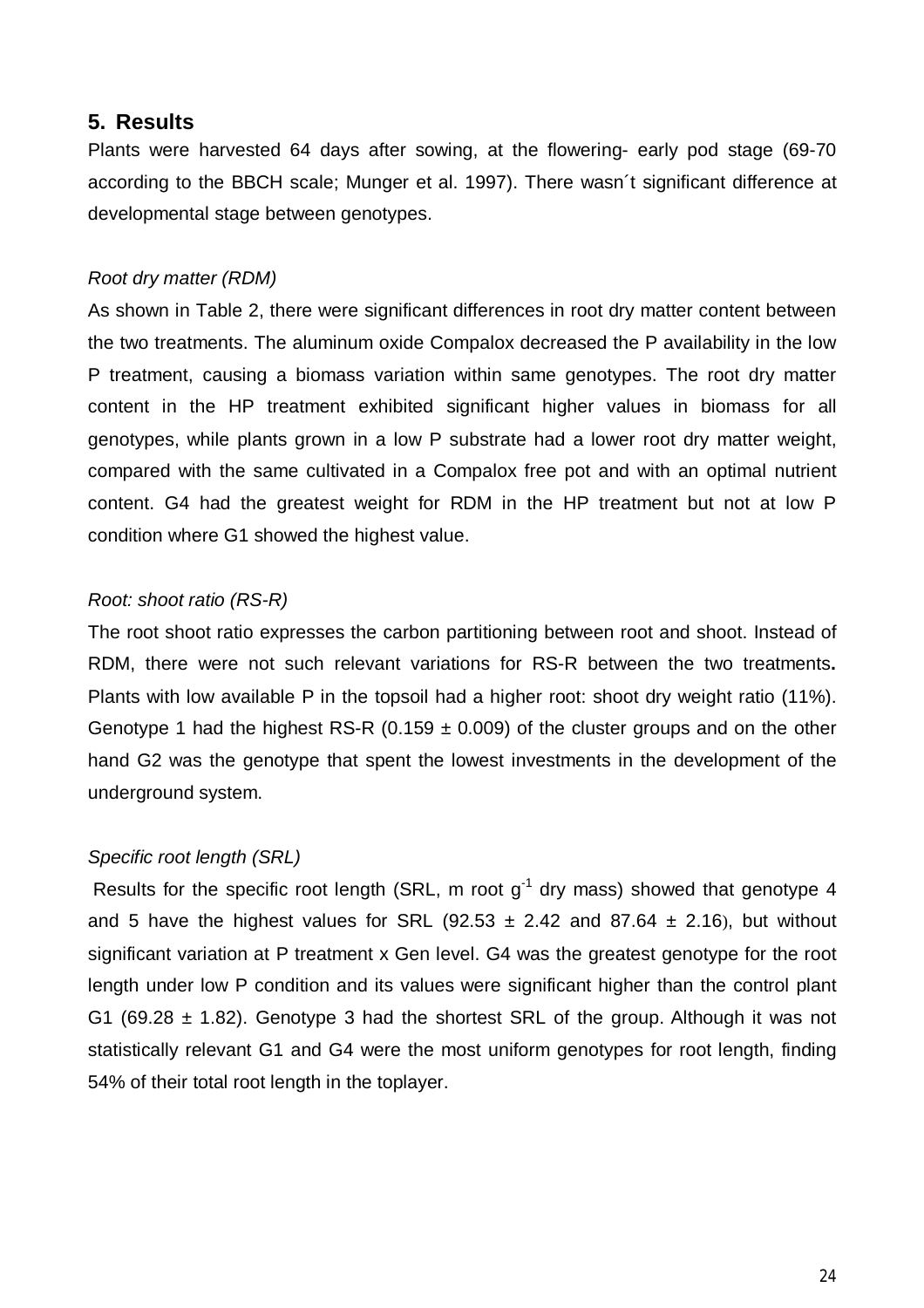## 5. Results

Plants were harvested 64 days after sowing, at the flowering- early pod stage (69-70 according to the BBCH scale; Munger et al. 1997). There wasn´t significant difference at developmental stage between genotypes.

*Root dry matter (RDM)*

As shown in Table 2, there were significant differences in root dry matter content between the two treatments. The aluminum oxide Compalox decreased the P availability in the low P treatment, causing a biomass variation within same genotypes. The root dry matter content in the HP treatment exhibited significant higher values in biomass for all genotypes, while plants grown in a low P substrate had a lower root dry matter weight, compared with the same cultivated in a Compalox free pot and with an optimal nutrient content. G4 had the greatest weight for RDM in the HP treatment but not at low P condition where G1 showed the highest value.

*Root: shoot ratio (RS-R)*

The root shoot ratio expresses the carbon partitioning between root and shoot. Instead of RDM, there were not such relevant variations for RS-R between the two treatments**.** Plants with low available P in the topsoil had a higher root: shoot dry weight ratio (11%). Genotype 1 had the highest RS-R (0.159 ± 0.009) of the cluster groups and on the other hand G2 was the genotype that spent the lowest investments in the development of the underground system.

*Specific root length (SRL)*

Results for the specific root length (SRL, m root $g^{-1}$ dry mass) showed that genotype 4 and 5 have the highest values for SRL (92.53 ± 2.42 and 87.64 ± 2.16), but without significant variation at P treatment x Gen level. G4 was the greatest genotype for the root length under low P condition and its values were significant higher than the control plant G1 (69.28 ± 1.82). Genotype 3 had the shortest SRL of the group. Although it was not statistically relevant G1 and G4 were the most uniform genotypes for root length, finding 54% of their total root length in the toplayer.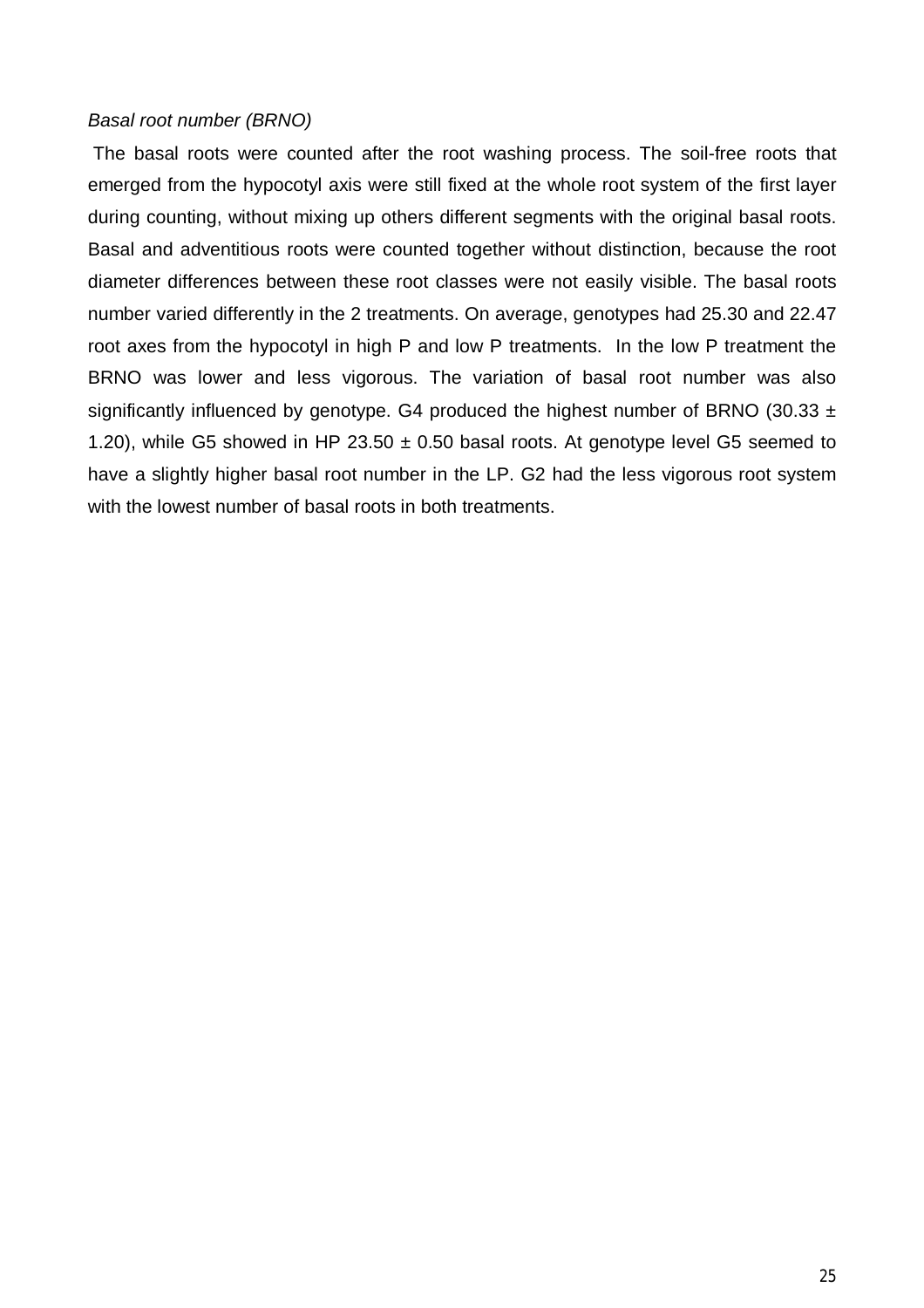*Basal root number (BRNO)*

The basal roots were counted after the root washing process. The soil-free roots that emerged from the hypocotyl axis were still fixed at the whole root system of the first layer during counting, without mixing up others different segments with the original basal roots. Basal and adventitious roots were counted together without distinction, because the root diameter differences between these root classes were not easily visible. The basal roots number varied differently in the 2 treatments. On average, genotypes had 25.30 and 22.47 root axes from the hypocotyl in high P and low P treatments. In the low P treatment the BRNO was lower and less vigorous. The variation of basal root number was also significantly influenced by genotype. G4 produced the highest number of BRNO (30.33 ± 1.20), while G5 showed in HP 23.50 ± 0.50 basal roots. At genotype level G5 seemed to have a slightly higher basal root number in the LP. G2 had the less vigorous root system with the lowest number of basal roots in both treatments.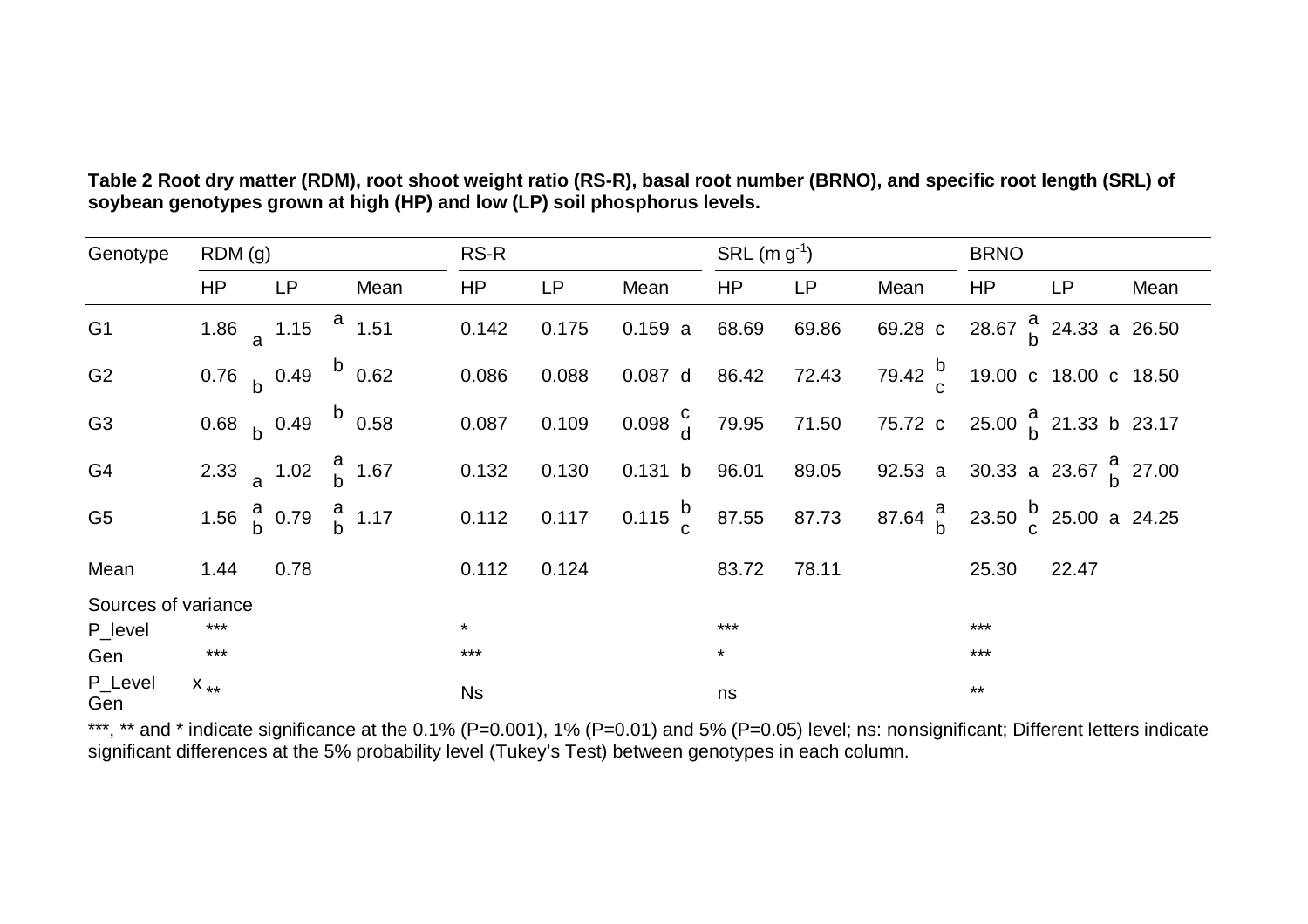**Table 2 Root dry matter (RDM), root shoot weight ratio (RS-R), basal root number (BRNO), and specific root length (SRL) of soybean genotypes grown at high (HP) and low (LP) soil phosphorus levels.**

| Genotype | RDM (g) | | | RS-R | | | SRL (m $g^{-1}$) | | | BRNO | | |
|---|---|---|---|---|---|---|---|---|---|---|---|---|
| | HP | LP | Mean | HP | LP | Mean | HP | LP | Mean | HP | LP | Mean |
| G1 | 1.86 a | 1.15 a | 1.51 | 0.142 | 0.175 | 0.159 a | 68.69 | 69.86 | 69.28 c | 28.67 ab | 24.33 a | 26.50 |
| G2 | 0.76 b | 0.49 b | 0.62 | 0.086 | 0.088 | 0.087 d | 86.42 | 72.43 | 79.42 bc | 19.00 c | 18.00 c | 18.50 |
| G3 | 0.68 b | 0.49 b | 0.58 | 0.087 | 0.109 | 0.098 cd | 79.95 | 71.50 | 75.72 c | 25.00 ab | 21.33 b | 23.17 |
| G4 | 2.33 a | 1.02 ab | 1.67 | 0.132 | 0.130 | 0.131 b | 96.01 | 89.05 | 92.53 a | 30.33 a | 23.67 ab | 27.00 |
| G5 | 1.56 ab | 0.79 ab | 1.17 | 0.112 | 0.117 | 0.115 bc | 87.55 | 87.73 | 87.64 ab | 23.50 bc | 25.00 a | 24.25 |
| Mean | 1.44 | 0.78 | | 0.112 | 0.124 | | 83.72 | 78.11 | | 25.30 | 22.47 | |
| Sources of variance | | | | | | | | | | | | |
| P_level | *** | | | * | | | *** | | | *** | | |
| Gen | *** | | | *** | | | * | | | *** | | |
| P_Level x Gen | ** | | | Ns | | | ns | | | ** | | |

***, ** and * indicate significance at the 0.1% (P=0.001), 1% (P=0.01) and 5% (P=0.05) level; ns: nonsignificant; Different letters indicate significant differences at the 5% probability level (Tukey's Test) between genotypes in each column.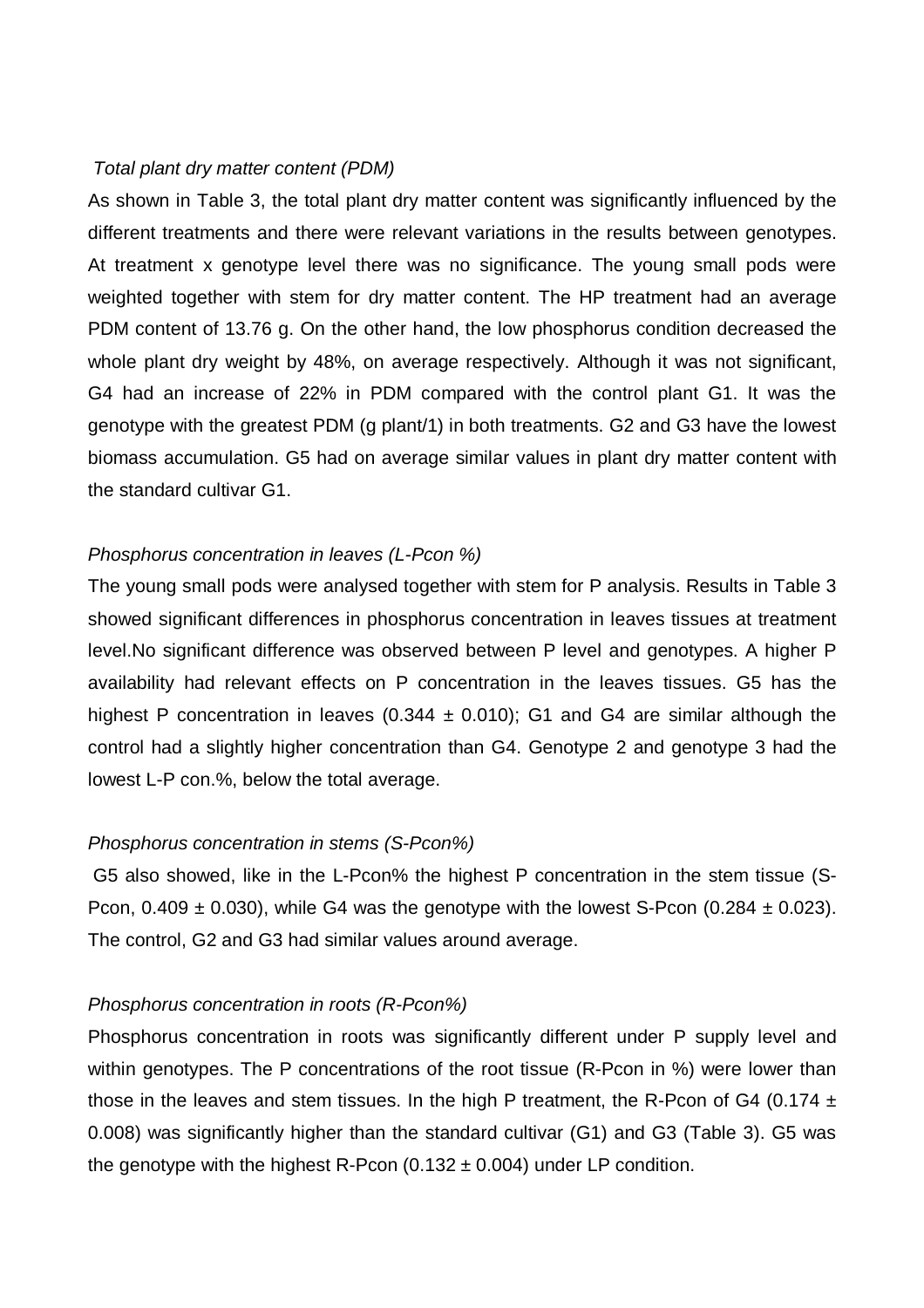*Total plant dry matter content (PDM)*

As shown in Table 3, the total plant dry matter content was significantly influenced by the different treatments and there were relevant variations in the results between genotypes. At treatment x genotype level there was no significance. The young small pods were weighted together with stem for dry matter content. The HP treatment had an average PDM content of 13.76 g. On the other hand, the low phosphorus condition decreased the whole plant dry weight by 48%, on average respectively. Although it was not significant, G4 had an increase of 22% in PDM compared with the control plant G1. It was the genotype with the greatest PDM (g plant/1) in both treatments. G2 and G3 have the lowest biomass accumulation. G5 had on average similar values in plant dry matter content with the standard cultivar G1.

*Phosphorus concentration in leaves (L-Pcon %)*

The young small pods were analysed together with stem for P analysis. Results in Table 3 showed significant differences in phosphorus concentration in leaves tissues at treatment level.No significant difference was observed between P level and genotypes. A higher P availability had relevant effects on P concentration in the leaves tissues. G5 has the highest P concentration in leaves ($0.344 \pm 0.010$); G1 and G4 are similar although the control had a slightly higher concentration than G4. Genotype 2 and genotype 3 had the lowest L-P con.%, below the total average.

*Phosphorus concentration in stems (S-Pcon%)*

G5 also showed, like in the L-Pcon% the highest P concentration in the stem tissue (S-Pcon, $0.409 \pm 0.030$), while G4 was the genotype with the lowest S-Pcon ($0.284 \pm 0.023$). The control, G2 and G3 had similar values around average.

*Phosphorus concentration in roots (R-Pcon%)*

Phosphorus concentration in roots was significantly different under P supply level and within genotypes. The P concentrations of the root tissue (R-Pcon in %) were lower than those in the leaves and stem tissues. In the high P treatment, the R-Pcon of G4 ($0.174 \pm 0.008$) was significantly higher than the standard cultivar (G1) and G3 (Table 3). G5 was the genotype with the highest R-Pcon ($0.132 \pm 0.004$) under LP condition.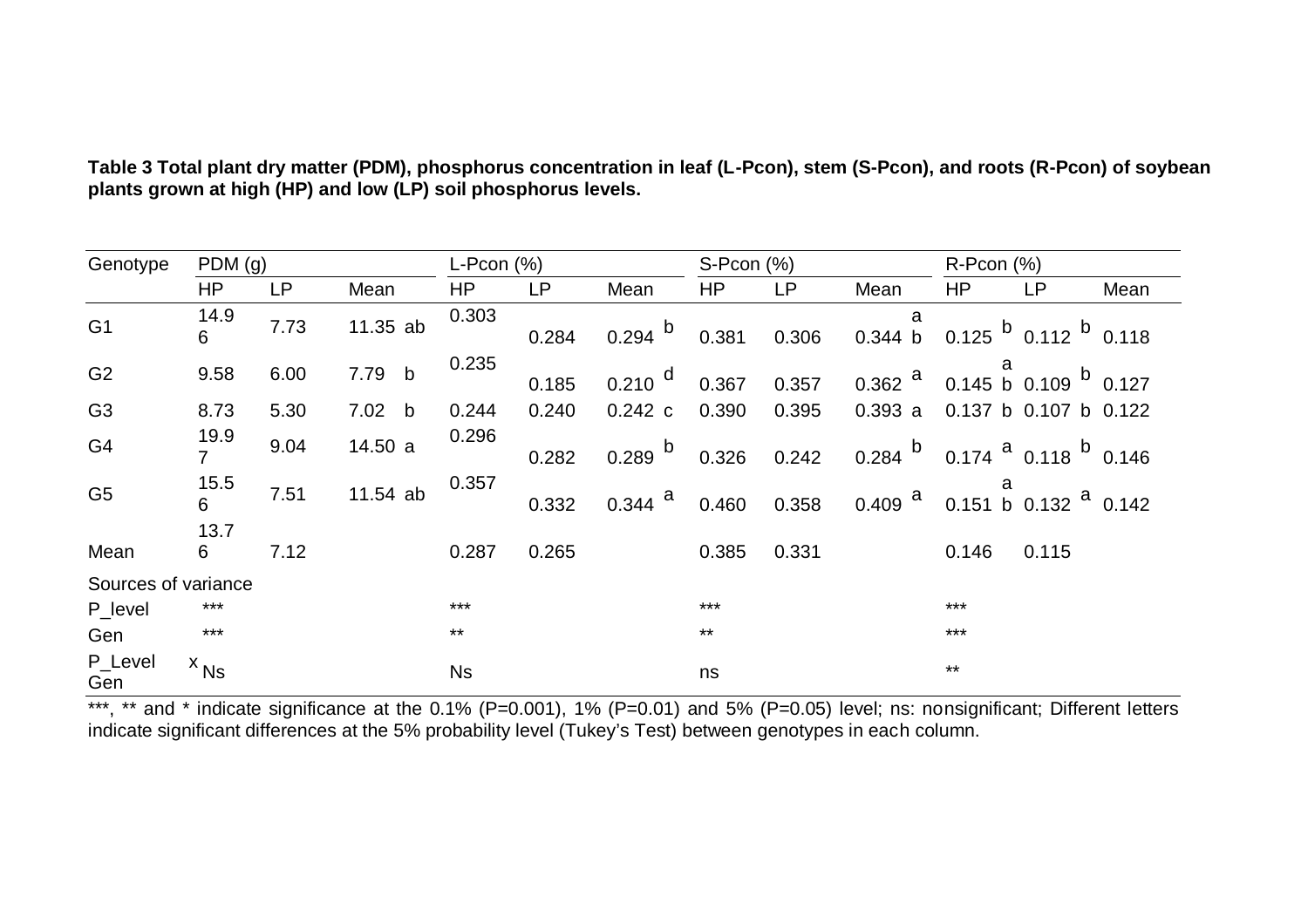**Table 3 Total plant dry matter (PDM), phosphorus concentration in leaf (L-Pcon), stem (S-Pcon), and roots (R-Pcon) of soybean plants grown at high (HP) and low (LP) soil phosphorus levels.**

| Genotype | PDM (g) | | | L-Pcon (%) | | | S-Pcon (%) | | | R-Pcon (%) | | |
|---|---|---|---|---|---|---|---|---|---|---|---|---|
| | HP | LP | Mean | HP | LP | Mean | HP | LP | Mean | HP | LP | Mean |
| G1 | 14.96 | 7.73 | 11.35 ab | 0.303 | 0.284 | 0.294 b | 0.381 | 0.306 | 0.344 ab | 0.125 b | 0.112 b | 0.118 |
| G2 | 9.58 | 6.00 | 7.79 b | 0.235 | 0.185 | 0.210 d | 0.367 | 0.357 | 0.362 a | 0.145 ab | 0.109 b | 0.127 |
| G3 | 8.73 | 5.30 | 7.02 b | 0.244 | 0.240 | 0.242 c | 0.390 | 0.395 | 0.393 a | 0.137 b | 0.107 b | 0.122 |
| G4 | 19.97 | 9.04 | 14.50 a | 0.296 | 0.282 | 0.289 b | 0.326 | 0.242 | 0.284 b | 0.174 a | 0.118 b | 0.146 |
| G5 | 15.56 | 7.51 | 11.54 ab | 0.357 | 0.332 | 0.344 a | 0.460 | 0.358 | 0.409 a | 0.151 ab | 0.132 a | 0.142 |
| Mean | 13.76 | 7.12 | | 0.287 | 0.265 | | 0.385 | 0.331 | | 0.146 | 0.115 | |
| Sources of variance | | | | | | | | | | | | |
| P_level | *** | | | *** | | | *** | | | *** | | |
| Gen | *** | | | ** | | | ** | | | *** | | |
| P_Level x Gen | Ns | | | Ns | | | ns | | | ** | | |

***, ** and * indicate significance at the 0.1% (P=0.001), 1% (P=0.01) and 5% (P=0.05) level; ns: nonsignificant; Different letters indicate significant differences at the 5% probability level (Tukey's Test) between genotypes in each column.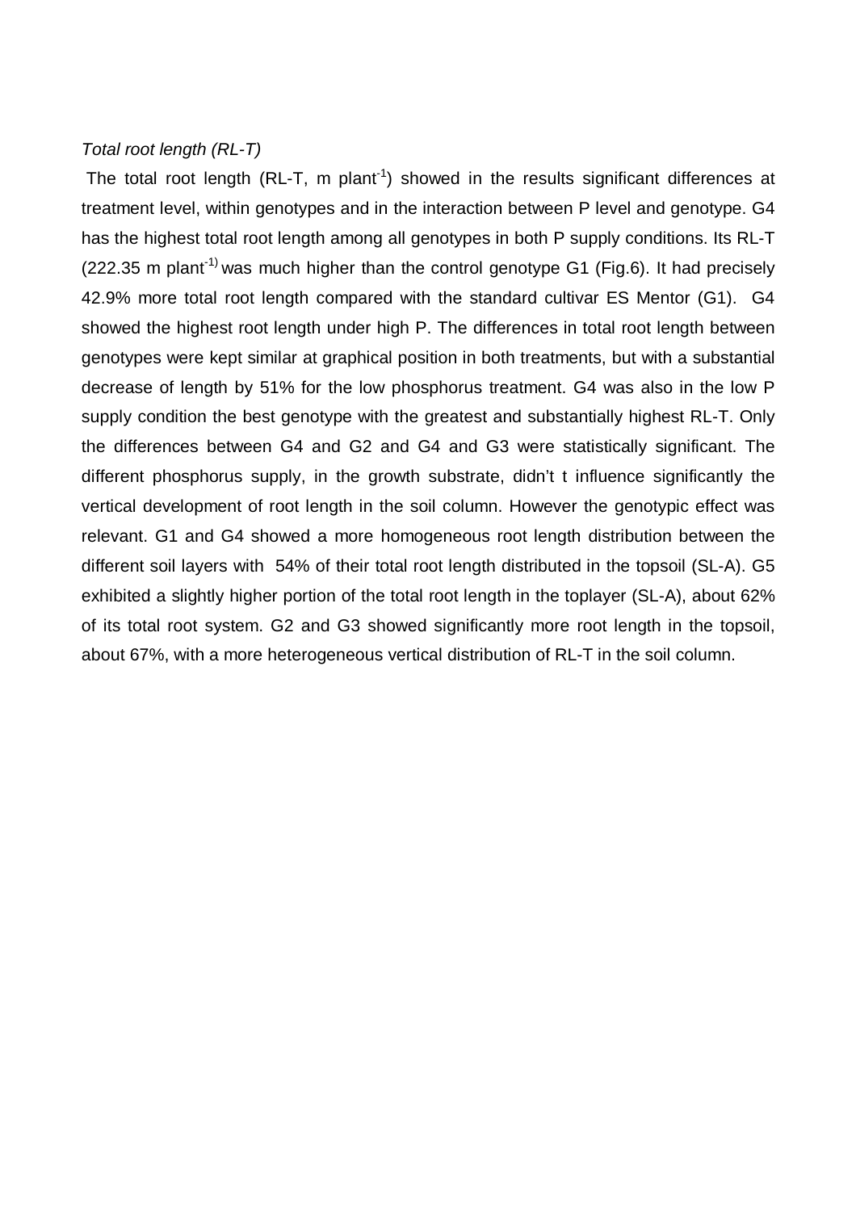*Total root length (RL-T)*

The total root length (RL-T, m plant$^{-1}$) showed in the results significant differences at treatment level, within genotypes and in the interaction between P level and genotype. G4 has the highest total root length among all genotypes in both P supply conditions. Its RL-T (222.35 m plant$^{-1)}$ was much higher than the control genotype G1 (Fig.6). It had precisely 42.9% more total root length compared with the standard cultivar ES Mentor (G1). G4 showed the highest root length under high P. The differences in total root length between genotypes were kept similar at graphical position in both treatments, but with a substantial decrease of length by 51% for the low phosphorus treatment. G4 was also in the low P supply condition the best genotype with the greatest and substantially highest RL-T. Only the differences between G4 and G2 and G4 and G3 were statistically significant. The different phosphorus supply, in the growth substrate, didn't t influence significantly the vertical development of root length in the soil column. However the genotypic effect was relevant. G1 and G4 showed a more homogeneous root length distribution between the different soil layers with 54% of their total root length distributed in the topsoil (SL-A). G5 exhibited a slightly higher portion of the total root length in the toplayer (SL-A), about 62% of its total root system. G2 and G3 showed significantly more root length in the topsoil, about 67%, with a more heterogeneous vertical distribution of RL-T in the soil column.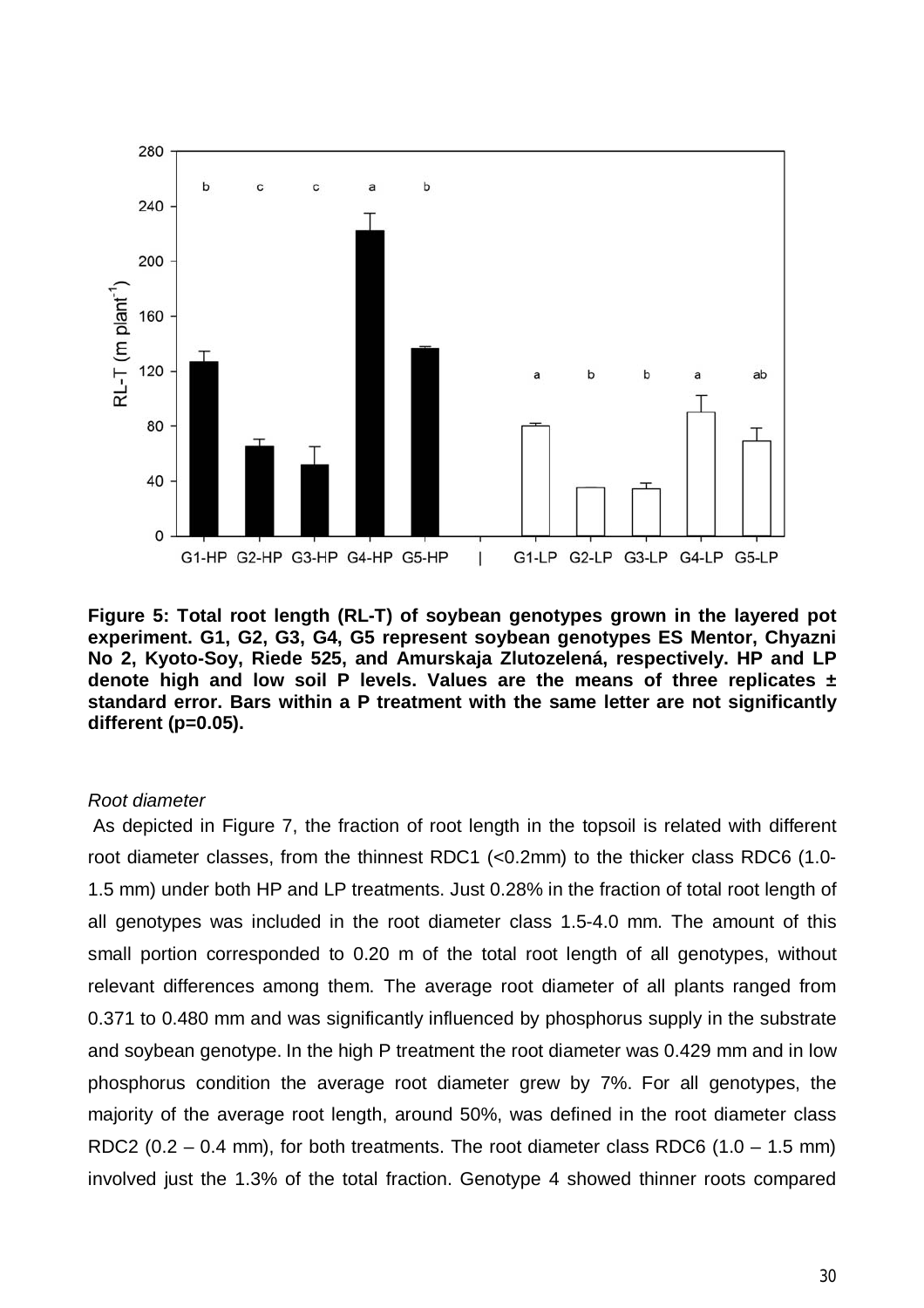**Figure 5: Total root length (RL-T) of soybean genotypes grown in the layered pot experiment. G1, G2, G3, G4, G5 represent soybean genotypes ES Mentor, Chyazni No 2, Kyoto-Soy, Riede 525, and Amurskaja Zlutozelená, respectively. HP and LP denote high and low soil P levels. Values are the means of three replicates ± standard error. Bars within a P treatment with the same letter are not significantly different (p=0.05).**

*Root diameter*

As depicted in Figure 7, the fraction of root length in the topsoil is related with different root diameter classes, from the thinnest RDC1 (<0.2mm) to the thicker class RDC6 (1.0-1.5 mm) under both HP and LP treatments. Just 0.28% in the fraction of total root length of all genotypes was included in the root diameter class 1.5-4.0 mm. The amount of this small portion corresponded to 0.20 m of the total root length of all genotypes, without relevant differences among them. The average root diameter of all plants ranged from 0.371 to 0.480 mm and was significantly influenced by phosphorus supply in the substrate and soybean genotype. In the high P treatment the root diameter was 0.429 mm and in low phosphorus condition the average root diameter grew by 7%. For all genotypes, the majority of the average root length, around 50%, was defined in the root diameter class RDC2 (0.2 – 0.4 mm), for both treatments. The root diameter class RDC6 (1.0 – 1.5 mm) involved just the 1.3% of the total fraction. Genotype 4 showed thinner roots compared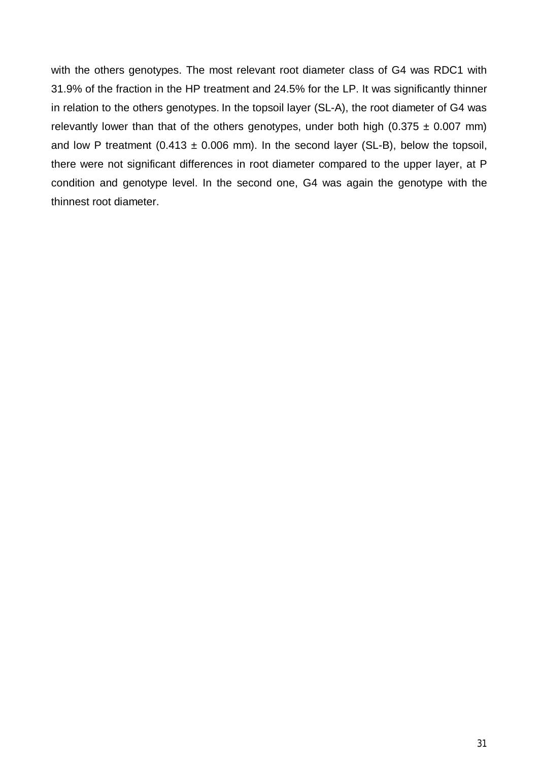with the others genotypes. The most relevant root diameter class of G4 was RDC1 with 31.9% of the fraction in the HP treatment and 24.5% for the LP. It was significantly thinner in relation to the others genotypes. In the topsoil layer (SL-A), the root diameter of G4 was relevantly lower than that of the others genotypes, under both high (0.375 ± 0.007 mm) and low P treatment (0.413 ± 0.006 mm). In the second layer (SL-B), below the topsoil, there were not significant differences in root diameter compared to the upper layer, at P condition and genotype level. In the second one, G4 was again the genotype with the thinnest root diameter.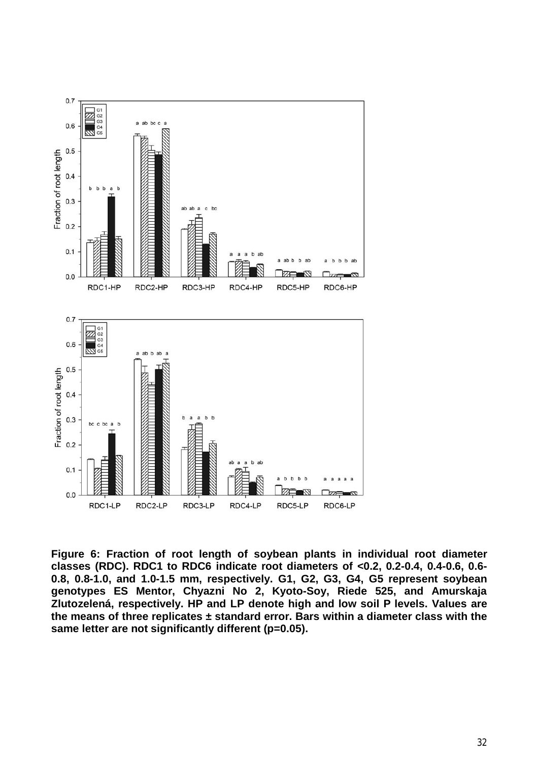**Figure 6: Fraction of root length of soybean plants in individual root diameter classes (RDC). RDC1 to RDC6 indicate root diameters of <0.2, 0.2-0.4, 0.4-0.6, 0.6-0.8, 0.8-1.0, and 1.0-1.5 mm, respectively. G1, G2, G3, G4, G5 represent soybean genotypes ES Mentor, Chyazni No 2, Kyoto-Soy, Riede 525, and Amurskaja Zlutozelená, respectively. HP and LP denote high and low soil P levels. Values are the means of three replicates ± standard error. Bars within a diameter class with the same letter are not significantly different (p=0.05).**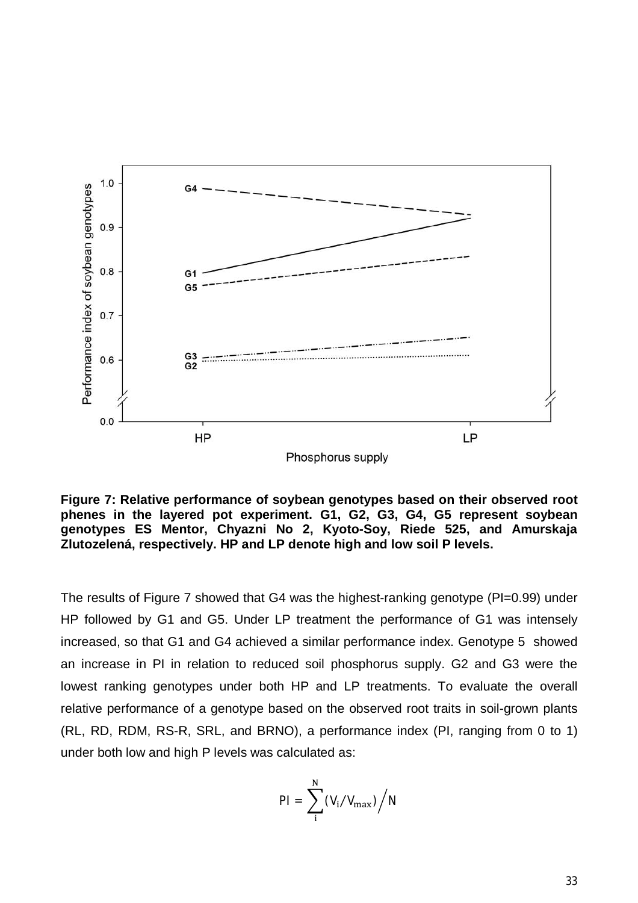**Figure 7: Relative performance of soybean genotypes based on their observed root phenes in the layered pot experiment. G1, G2, G3, G4, G5 represent soybean genotypes ES Mentor, Chyazni No 2, Kyoto-Soy, Riede 525, and Amurskaja Zlutozelená, respectively. HP and LP denote high and low soil P levels.**

The results of Figure 7 showed that G4 was the highest-ranking genotype (PI=0.99) under HP followed by G1 and G5. Under LP treatment the performance of G1 was intensely increased, so that G1 and G4 achieved a similar performance index. Genotype 5 showed an increase in PI in relation to reduced soil phosphorus supply. G2 and G3 were the lowest ranking genotypes under both HP and LP treatments. To evaluate the overall relative performance of a genotype based on the observed root traits in soil-grown plants (RL, RD, RDM, RS-R, SRL, and BRNO), a performance index (PI, ranging from 0 to 1) under both low and high P levels was calculated as:

$$PI = \sum_{i}^{N} (V_i / V_{max}) \Big/ N$$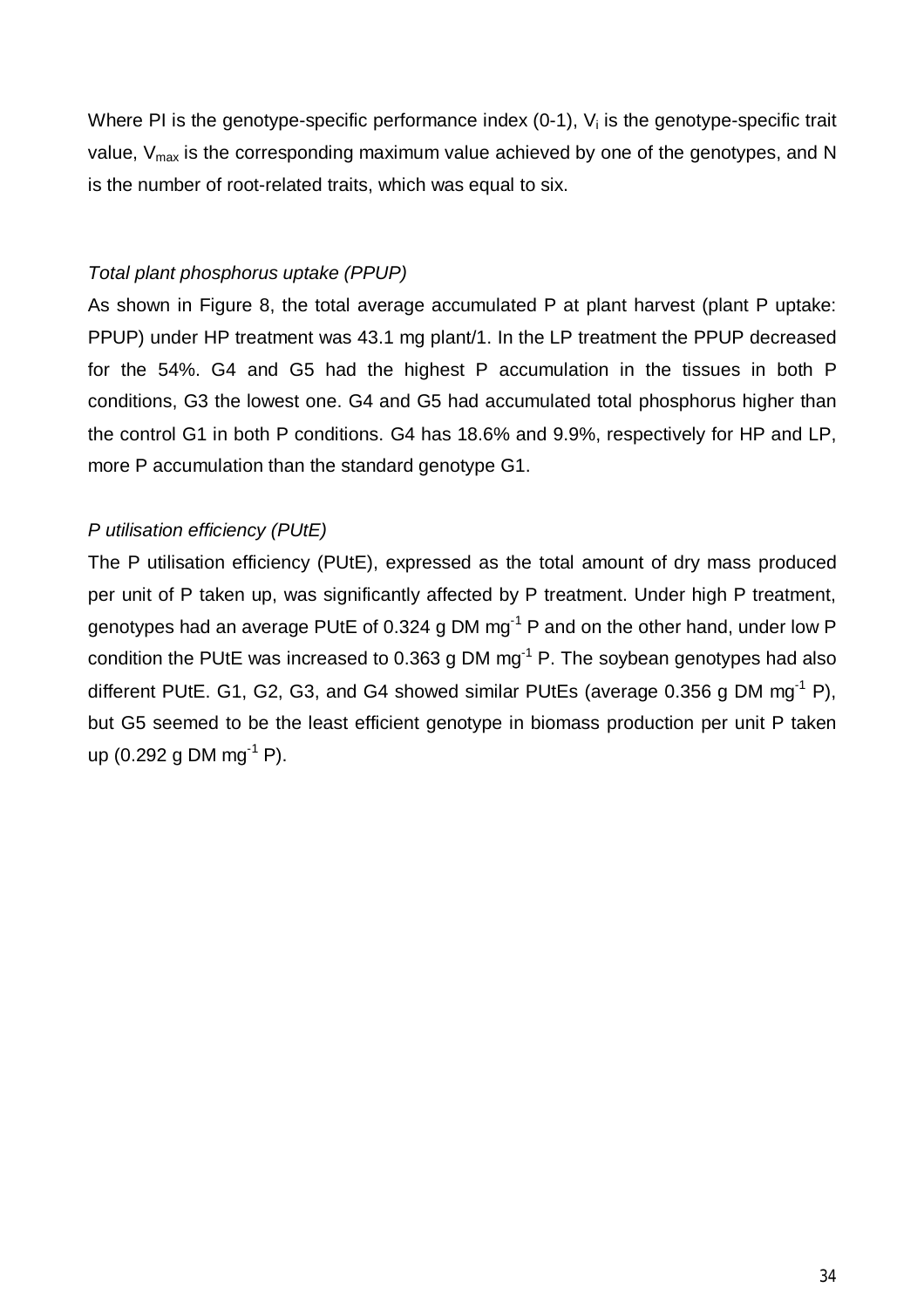Where PI is the genotype-specific performance index (0-1), $V_i$ is the genotype-specific trait value, $V_{max}$ is the corresponding maximum value achieved by one of the genotypes, and N is the number of root-related traits, which was equal to six.

*Total plant phosphorus uptake (PPUP)*

As shown in Figure 8, the total average accumulated P at plant harvest (plant P uptake: PPUP) under HP treatment was 43.1 mg plant/1. In the LP treatment the PPUP decreased for the 54%. G4 and G5 had the highest P accumulation in the tissues in both P conditions, G3 the lowest one. G4 and G5 had accumulated total phosphorus higher than the control G1 in both P conditions. G4 has 18.6% and 9.9%, respectively for HP and LP, more P accumulation than the standard genotype G1.

*P utilisation efficiency (PUtE)*

The P utilisation efficiency (PUtE), expressed as the total amount of dry mass produced per unit of P taken up, was significantly affected by P treatment. Under high P treatment, genotypes had an average PUtE of 0.324 g DM $mg^{-1}$ P and on the other hand, under low P condition the PUtE was increased to 0.363 g DM $mg^{-1}$ P. The soybean genotypes had also different PUtE. G1, G2, G3, and G4 showed similar PUtEs (average 0.356 g DM $mg^{-1}$ P), but G5 seemed to be the least efficient genotype in biomass production per unit P taken up (0.292 g DM $mg^{-1}$ P).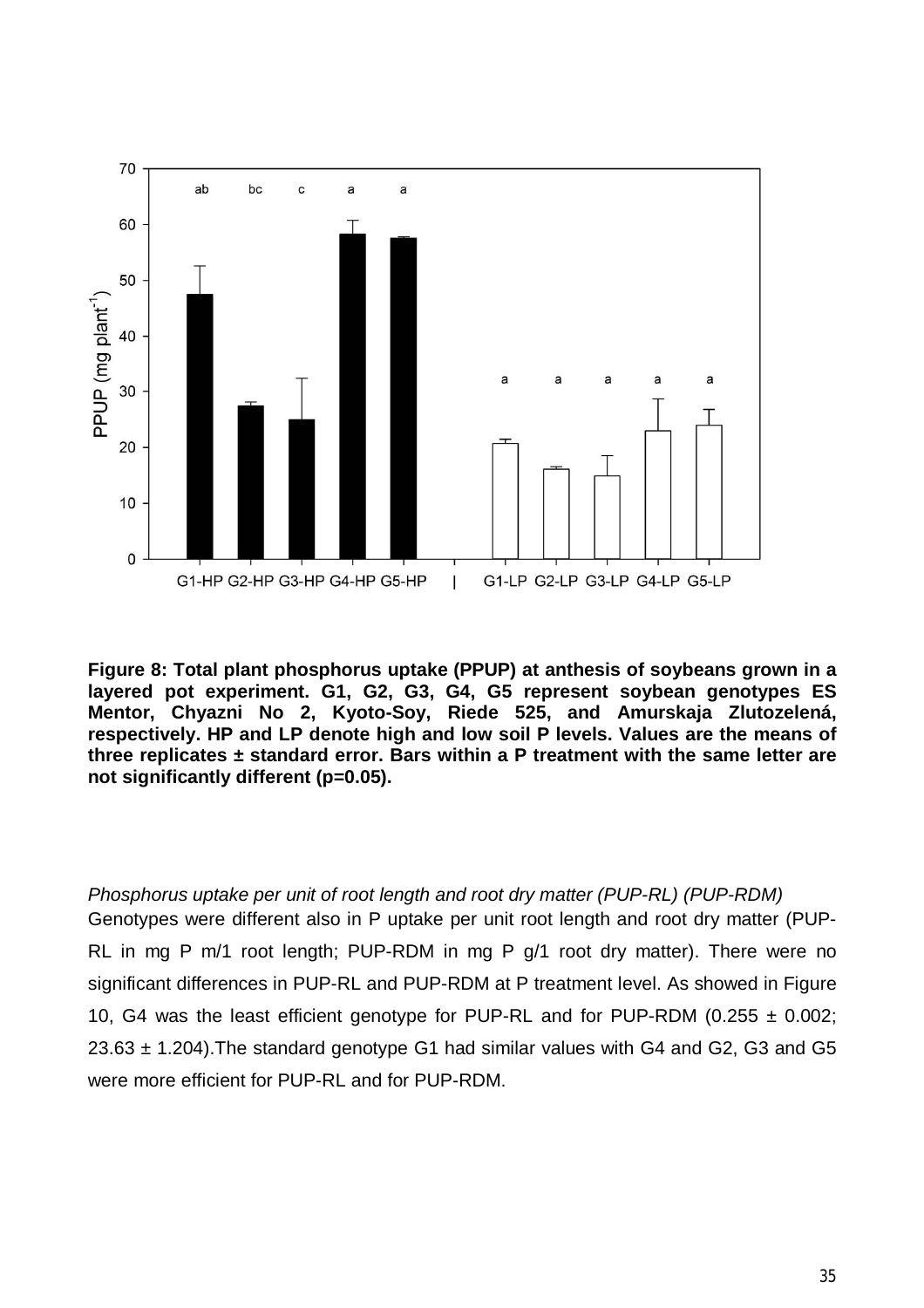**Figure 8: Total plant phosphorus uptake (PPUP) at anthesis of soybeans grown in a layered pot experiment. G1, G2, G3, G4, G5 represent soybean genotypes ES Mentor, Chyazni No 2, Kyoto-Soy, Riede 525, and Amurskaja Zlutozelená, respectively. HP and LP denote high and low soil P levels. Values are the means of three replicates ± standard error. Bars within a P treatment with the same letter are not significantly different (p=0.05).**

*Phosphorus uptake per unit of root length and root dry matter (PUP-RL) (PUP-RDM)*

Genotypes were different also in P uptake per unit root length and root dry matter (PUP-RL in mg P m/1 root length; PUP-RDM in mg P g/1 root dry matter). There were no significant differences in PUP-RL and PUP-RDM at P treatment level. As showed in Figure 10, G4 was the least efficient genotype for PUP-RL and for PUP-RDM (0.255 ± 0.002; 23.63 ± 1.204).The standard genotype G1 had similar values with G4 and G2, G3 and G5 were more efficient for PUP-RL and for PUP-RDM.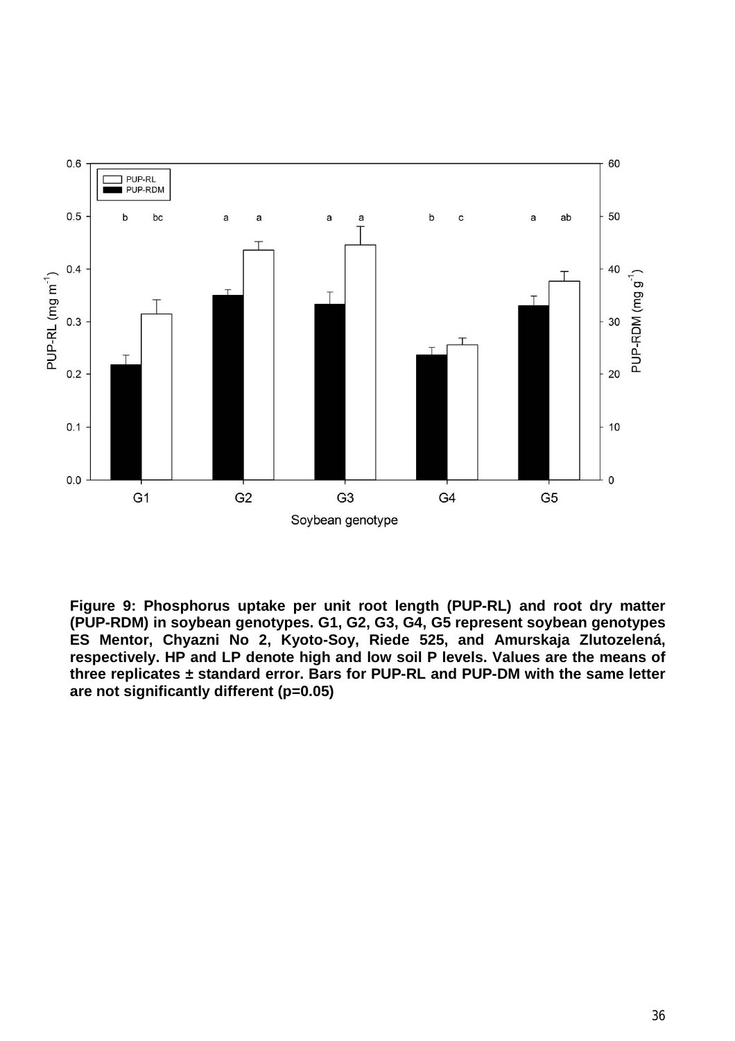**Figure 9: Phosphorus uptake per unit root length (PUP-RL) and root dry matter (PUP-RDM) in soybean genotypes. G1, G2, G3, G4, G5 represent soybean genotypes ES Mentor, Chyazni No 2, Kyoto-Soy, Riede 525, and Amurskaja Zlutozelená, respectively. HP and LP denote high and low soil P levels. Values are the means of three replicates ± standard error. Bars for PUP-RL and PUP-DM with the same letter are not significantly different (p=0.05)**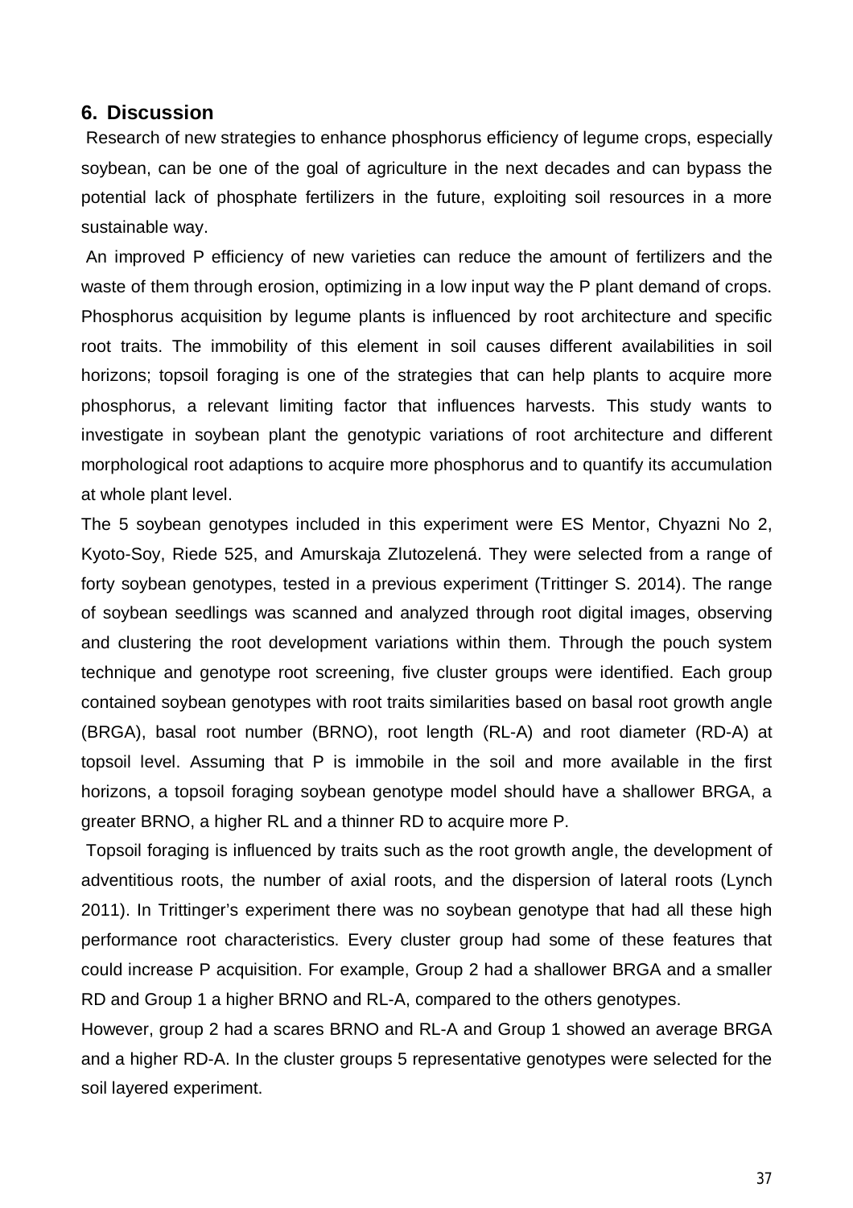## 6. Discussion

Research of new strategies to enhance phosphorus efficiency of legume crops, especially soybean, can be one of the goal of agriculture in the next decades and can bypass the potential lack of phosphate fertilizers in the future, exploiting soil resources in a more sustainable way.

An improved P efficiency of new varieties can reduce the amount of fertilizers and the waste of them through erosion, optimizing in a low input way the P plant demand of crops. Phosphorus acquisition by legume plants is influenced by root architecture and specific root traits. The immobility of this element in soil causes different availabilities in soil horizons; topsoil foraging is one of the strategies that can help plants to acquire more phosphorus, a relevant limiting factor that influences harvests. This study wants to investigate in soybean plant the genotypic variations of root architecture and different morphological root adaptions to acquire more phosphorus and to quantify its accumulation at whole plant level.

The 5 soybean genotypes included in this experiment were ES Mentor, Chyazni No 2, Kyoto-Soy, Riede 525, and Amurskaja Zlutozelená. They were selected from a range of forty soybean genotypes, tested in a previous experiment (Trittinger S. 2014). The range of soybean seedlings was scanned and analyzed through root digital images, observing and clustering the root development variations within them. Through the pouch system technique and genotype root screening, five cluster groups were identified. Each group contained soybean genotypes with root traits similarities based on basal root growth angle (BRGA), basal root number (BRNO), root length (RL-A) and root diameter (RD-A) at topsoil level. Assuming that P is immobile in the soil and more available in the first horizons, a topsoil foraging soybean genotype model should have a shallower BRGA, a greater BRNO, a higher RL and a thinner RD to acquire more P.

Topsoil foraging is influenced by traits such as the root growth angle, the development of adventitious roots, the number of axial roots, and the dispersion of lateral roots (Lynch 2011). In Trittinger's experiment there was no soybean genotype that had all these high performance root characteristics. Every cluster group had some of these features that could increase P acquisition. For example, Group 2 had a shallower BRGA and a smaller RD and Group 1 a higher BRNO and RL-A, compared to the others genotypes.

However, group 2 had a scares BRNO and RL-A and Group 1 showed an average BRGA and a higher RD-A. In the cluster groups 5 representative genotypes were selected for the soil layered experiment.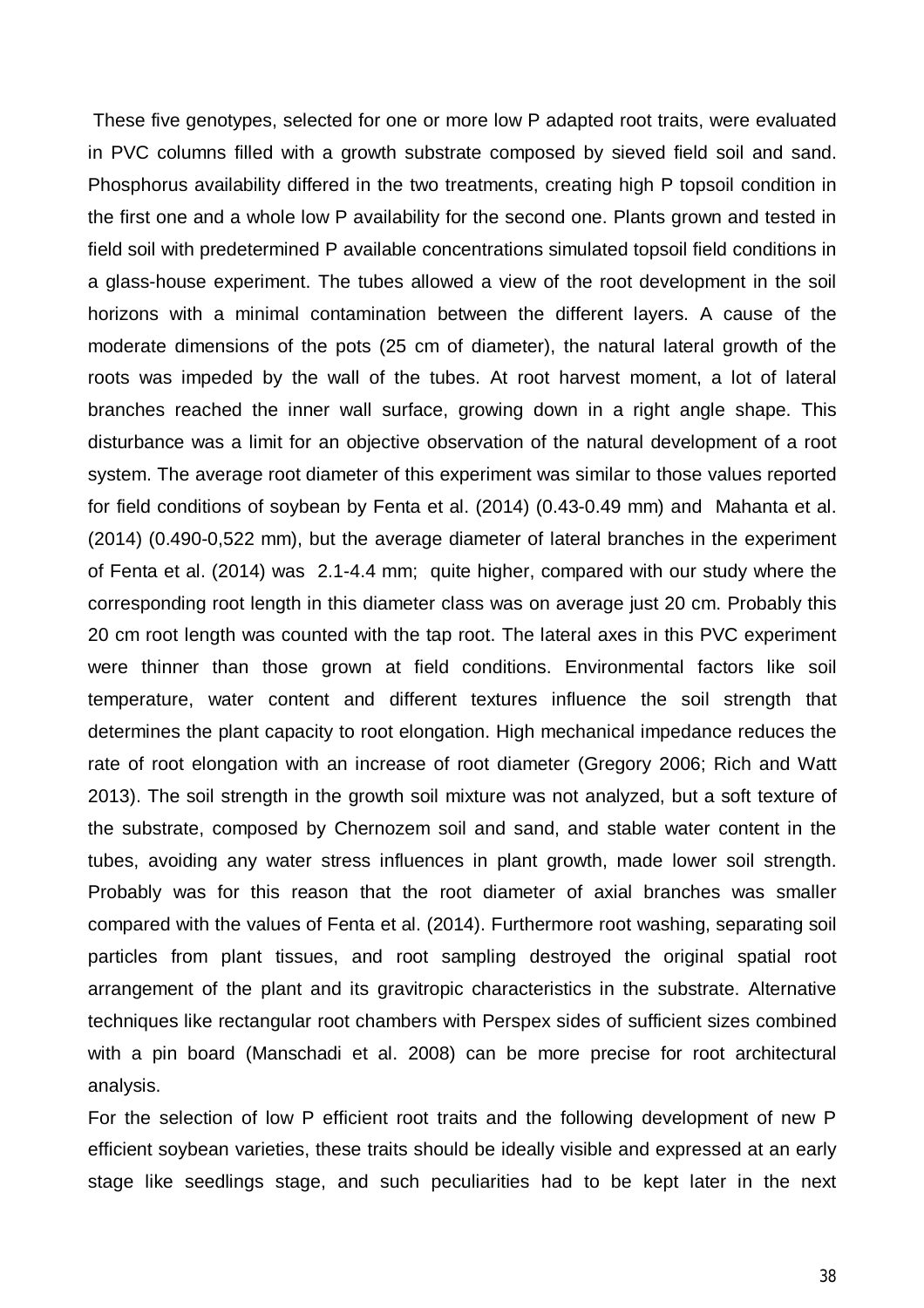These five genotypes, selected for one or more low P adapted root traits, were evaluated in PVC columns filled with a growth substrate composed by sieved field soil and sand. Phosphorus availability differed in the two treatments, creating high P topsoil condition in the first one and a whole low P availability for the second one. Plants grown and tested in field soil with predetermined P available concentrations simulated topsoil field conditions in a glass-house experiment. The tubes allowed a view of the root development in the soil horizons with a minimal contamination between the different layers. A cause of the moderate dimensions of the pots (25 cm of diameter), the natural lateral growth of the roots was impeded by the wall of the tubes. At root harvest moment, a lot of lateral branches reached the inner wall surface, growing down in a right angle shape. This disturbance was a limit for an objective observation of the natural development of a root system. The average root diameter of this experiment was similar to those values reported for field conditions of soybean by Fenta et al. (2014) (0.43-0.49 mm) and Mahanta et al. (2014) (0.490-0,522 mm), but the average diameter of lateral branches in the experiment of Fenta et al. (2014) was 2.1-4.4 mm; quite higher, compared with our study where the corresponding root length in this diameter class was on average just 20 cm. Probably this 20 cm root length was counted with the tap root. The lateral axes in this PVC experiment were thinner than those grown at field conditions. Environmental factors like soil temperature, water content and different textures influence the soil strength that determines the plant capacity to root elongation. High mechanical impedance reduces the rate of root elongation with an increase of root diameter (Gregory 2006; Rich and Watt 2013). The soil strength in the growth soil mixture was not analyzed, but a soft texture of the substrate, composed by Chernozem soil and sand, and stable water content in the tubes, avoiding any water stress influences in plant growth, made lower soil strength. Probably was for this reason that the root diameter of axial branches was smaller compared with the values of Fenta et al. (2014). Furthermore root washing, separating soil particles from plant tissues, and root sampling destroyed the original spatial root arrangement of the plant and its gravitropic characteristics in the substrate. Alternative techniques like rectangular root chambers with Perspex sides of sufficient sizes combined with a pin board (Manschadi et al. 2008) can be more precise for root architectural analysis.

For the selection of low P efficient root traits and the following development of new P efficient soybean varieties, these traits should be ideally visible and expressed at an early stage like seedlings stage, and such peculiarities had to be kept later in the next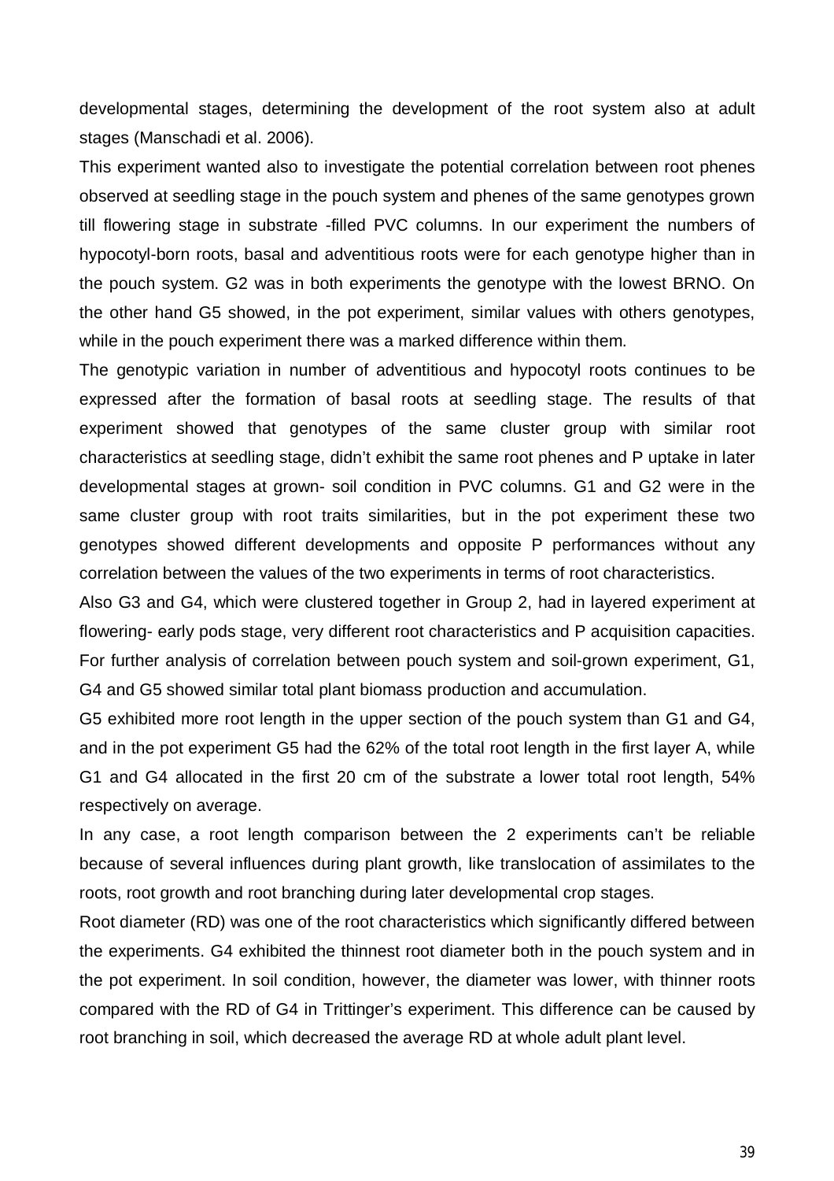developmental stages, determining the development of the root system also at adult stages (Manschadi et al. 2006).

This experiment wanted also to investigate the potential correlation between root phenes observed at seedling stage in the pouch system and phenes of the same genotypes grown till flowering stage in substrate -filled PVC columns. In our experiment the numbers of hypocotyl-born roots, basal and adventitious roots were for each genotype higher than in the pouch system. G2 was in both experiments the genotype with the lowest BRNO. On the other hand G5 showed, in the pot experiment, similar values with others genotypes, while in the pouch experiment there was a marked difference within them.

The genotypic variation in number of adventitious and hypocotyl roots continues to be expressed after the formation of basal roots at seedling stage. The results of that experiment showed that genotypes of the same cluster group with similar root characteristics at seedling stage, didn't exhibit the same root phenes and P uptake in later developmental stages at grown- soil condition in PVC columns. G1 and G2 were in the same cluster group with root traits similarities, but in the pot experiment these two genotypes showed different developments and opposite P performances without any correlation between the values of the two experiments in terms of root characteristics.

Also G3 and G4, which were clustered together in Group 2, had in layered experiment at flowering- early pods stage, very different root characteristics and P acquisition capacities. For further analysis of correlation between pouch system and soil-grown experiment, G1, G4 and G5 showed similar total plant biomass production and accumulation.

G5 exhibited more root length in the upper section of the pouch system than G1 and G4, and in the pot experiment G5 had the 62% of the total root length in the first layer A, while G1 and G4 allocated in the first 20 cm of the substrate a lower total root length, 54% respectively on average.

In any case, a root length comparison between the 2 experiments can't be reliable because of several influences during plant growth, like translocation of assimilates to the roots, root growth and root branching during later developmental crop stages.

Root diameter (RD) was one of the root characteristics which significantly differed between the experiments. G4 exhibited the thinnest root diameter both in the pouch system and in the pot experiment. In soil condition, however, the diameter was lower, with thinner roots compared with the RD of G4 in Trittinger's experiment. This difference can be caused by root branching in soil, which decreased the average RD at whole adult plant level.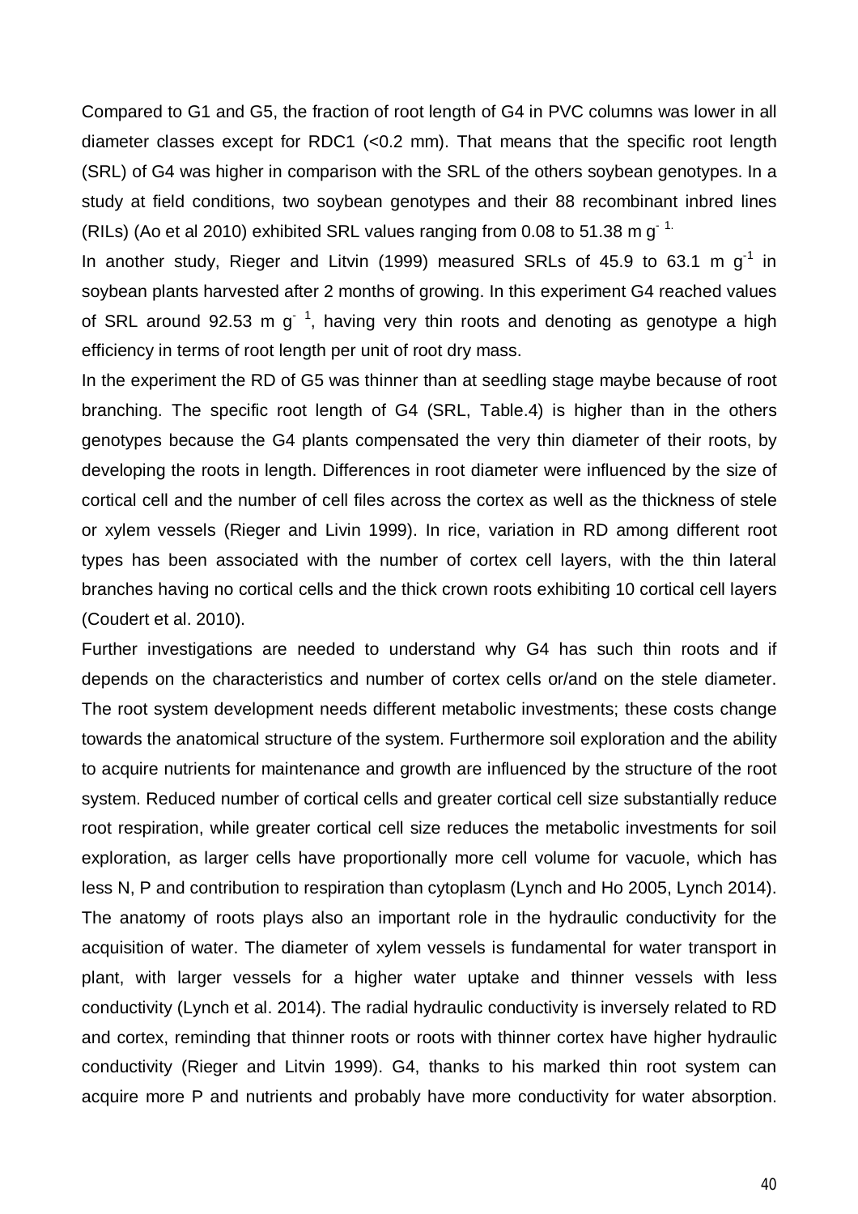Compared to G1 and G5, the fraction of root length of G4 in PVC columns was lower in all diameter classes except for RDC1 (<0.2 mm). That means that the specific root length (SRL) of G4 was higher in comparison with the SRL of the others soybean genotypes. In a study at field conditions, two soybean genotypes and their 88 recombinant inbred lines (RILs) (Ao et al 2010) exhibited SRL values ranging from 0.08 to 51.38 m $g^{-1}$.

In another study, Rieger and Litvin (1999) measured SRLs of 45.9 to 63.1 m $g^{-1}$ in soybean plants harvested after 2 months of growing. In this experiment G4 reached values of SRL around 92.53 m $g^{-1}$, having very thin roots and denoting as genotype a high efficiency in terms of root length per unit of root dry mass.

In the experiment the RD of G5 was thinner than at seedling stage maybe because of root branching. The specific root length of G4 (SRL, Table.4) is higher than in the others genotypes because the G4 plants compensated the very thin diameter of their roots, by developing the roots in length. Differences in root diameter were influenced by the size of cortical cell and the number of cell files across the cortex as well as the thickness of stele or xylem vessels (Rieger and Livin 1999). In rice, variation in RD among different root types has been associated with the number of cortex cell layers, with the thin lateral branches having no cortical cells and the thick crown roots exhibiting 10 cortical cell layers (Coudert et al. 2010).

Further investigations are needed to understand why G4 has such thin roots and if depends on the characteristics and number of cortex cells or/and on the stele diameter. The root system development needs different metabolic investments; these costs change towards the anatomical structure of the system. Furthermore soil exploration and the ability to acquire nutrients for maintenance and growth are influenced by the structure of the root system. Reduced number of cortical cells and greater cortical cell size substantially reduce root respiration, while greater cortical cell size reduces the metabolic investments for soil exploration, as larger cells have proportionally more cell volume for vacuole, which has less N, P and contribution to respiration than cytoplasm (Lynch and Ho 2005, Lynch 2014). The anatomy of roots plays also an important role in the hydraulic conductivity for the acquisition of water. The diameter of xylem vessels is fundamental for water transport in plant, with larger vessels for a higher water uptake and thinner vessels with less conductivity (Lynch et al. 2014). The radial hydraulic conductivity is inversely related to RD and cortex, reminding that thinner roots or roots with thinner cortex have higher hydraulic conductivity (Rieger and Litvin 1999). G4, thanks to his marked thin root system can acquire more P and nutrients and probably have more conductivity for water absorption.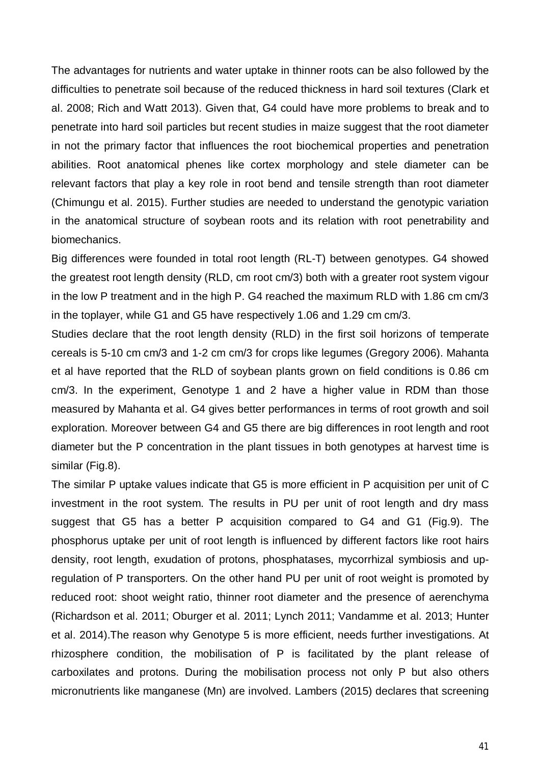The advantages for nutrients and water uptake in thinner roots can be also followed by the difficulties to penetrate soil because of the reduced thickness in hard soil textures (Clark et al. 2008; Rich and Watt 2013). Given that, G4 could have more problems to break and to penetrate into hard soil particles but recent studies in maize suggest that the root diameter in not the primary factor that influences the root biochemical properties and penetration abilities. Root anatomical phenes like cortex morphology and stele diameter can be relevant factors that play a key role in root bend and tensile strength than root diameter (Chimungu et al. 2015). Further studies are needed to understand the genotypic variation in the anatomical structure of soybean roots and its relation with root penetrability and biomechanics.

Big differences were founded in total root length (RL-T) between genotypes. G4 showed the greatest root length density (RLD, cm root cm/3) both with a greater root system vigour in the low P treatment and in the high P. G4 reached the maximum RLD with 1.86 cm cm/3 in the toplayer, while G1 and G5 have respectively 1.06 and 1.29 cm cm/3.

Studies declare that the root length density (RLD) in the first soil horizons of temperate cereals is 5-10 cm cm/3 and 1-2 cm cm/3 for crops like legumes (Gregory 2006). Mahanta et al have reported that the RLD of soybean plants grown on field conditions is 0.86 cm cm/3. In the experiment, Genotype 1 and 2 have a higher value in RDM than those measured by Mahanta et al. G4 gives better performances in terms of root growth and soil exploration. Moreover between G4 and G5 there are big differences in root length and root diameter but the P concentration in the plant tissues in both genotypes at harvest time is similar (Fig.8).

The similar P uptake values indicate that G5 is more efficient in P acquisition per unit of C investment in the root system. The results in PU per unit of root length and dry mass suggest that G5 has a better P acquisition compared to G4 and G1 (Fig.9). The phosphorus uptake per unit of root length is influenced by different factors like root hairs density, root length, exudation of protons, phosphatases, mycorrhizal symbiosis and up-regulation of P transporters. On the other hand PU per unit of root weight is promoted by reduced root: shoot weight ratio, thinner root diameter and the presence of aerenchyma (Richardson et al. 2011; Oburger et al. 2011; Lynch 2011; Vandamme et al. 2013; Hunter et al. 2014).The reason why Genotype 5 is more efficient, needs further investigations. At rhizosphere condition, the mobilisation of P is facilitated by the plant release of carboxilates and protons. During the mobilisation process not only P but also others micronutrients like manganese (Mn) are involved. Lambers (2015) declares that screening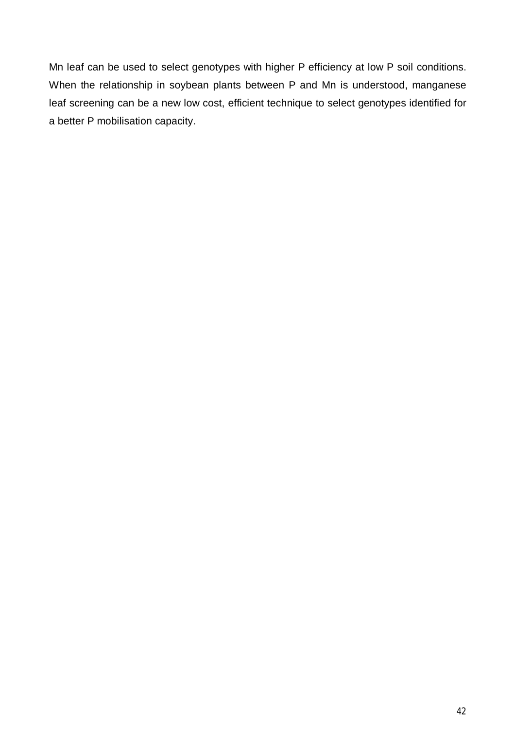Mn leaf can be used to select genotypes with higher P efficiency at low P soil conditions. When the relationship in soybean plants between P and Mn is understood, manganese leaf screening can be a new low cost, efficient technique to select genotypes identified for a better P mobilisation capacity.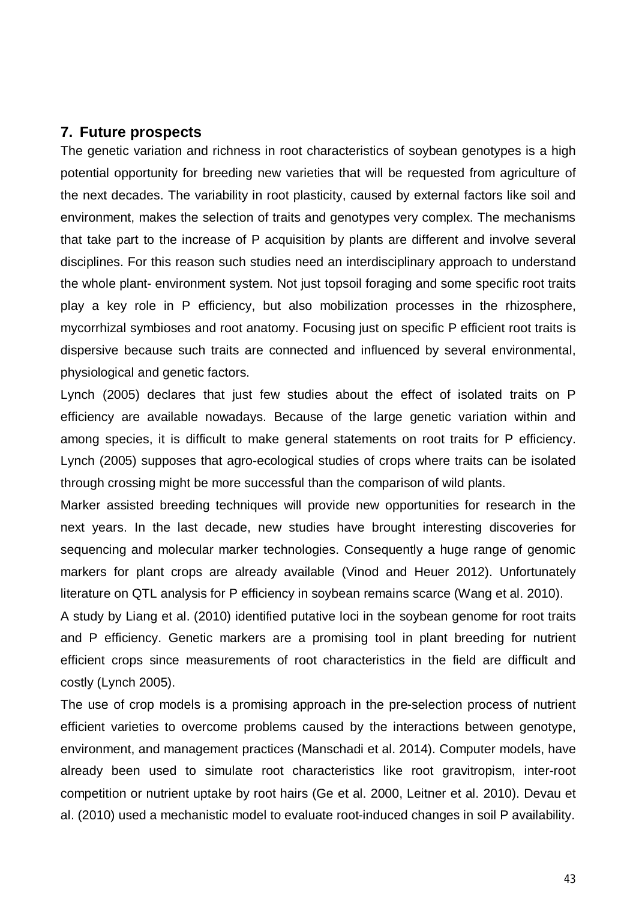## 7. Future prospects

The genetic variation and richness in root characteristics of soybean genotypes is a high potential opportunity for breeding new varieties that will be requested from agriculture of the next decades. The variability in root plasticity, caused by external factors like soil and environment, makes the selection of traits and genotypes very complex. The mechanisms that take part to the increase of P acquisition by plants are different and involve several disciplines. For this reason such studies need an interdisciplinary approach to understand the whole plant- environment system. Not just topsoil foraging and some specific root traits play a key role in P efficiency, but also mobilization processes in the rhizosphere, mycorrhizal symbioses and root anatomy. Focusing just on specific P efficient root traits is dispersive because such traits are connected and influenced by several environmental, physiological and genetic factors.

Lynch (2005) declares that just few studies about the effect of isolated traits on P efficiency are available nowadays. Because of the large genetic variation within and among species, it is difficult to make general statements on root traits for P efficiency. Lynch (2005) supposes that agro-ecological studies of crops where traits can be isolated through crossing might be more successful than the comparison of wild plants.

Marker assisted breeding techniques will provide new opportunities for research in the next years. In the last decade, new studies have brought interesting discoveries for sequencing and molecular marker technologies. Consequently a huge range of genomic markers for plant crops are already available (Vinod and Heuer 2012). Unfortunately literature on QTL analysis for P efficiency in soybean remains scarce (Wang et al. 2010).

A study by Liang et al. (2010) identified putative loci in the soybean genome for root traits and P efficiency. Genetic markers are a promising tool in plant breeding for nutrient efficient crops since measurements of root characteristics in the field are difficult and costly (Lynch 2005).

The use of crop models is a promising approach in the pre-selection process of nutrient efficient varieties to overcome problems caused by the interactions between genotype, environment, and management practices (Manschadi et al. 2014). Computer models, have already been used to simulate root characteristics like root gravitropism, inter-root competition or nutrient uptake by root hairs (Ge et al. 2000, Leitner et al. 2010). Devau et al. (2010) used a mechanistic model to evaluate root-induced changes in soil P availability.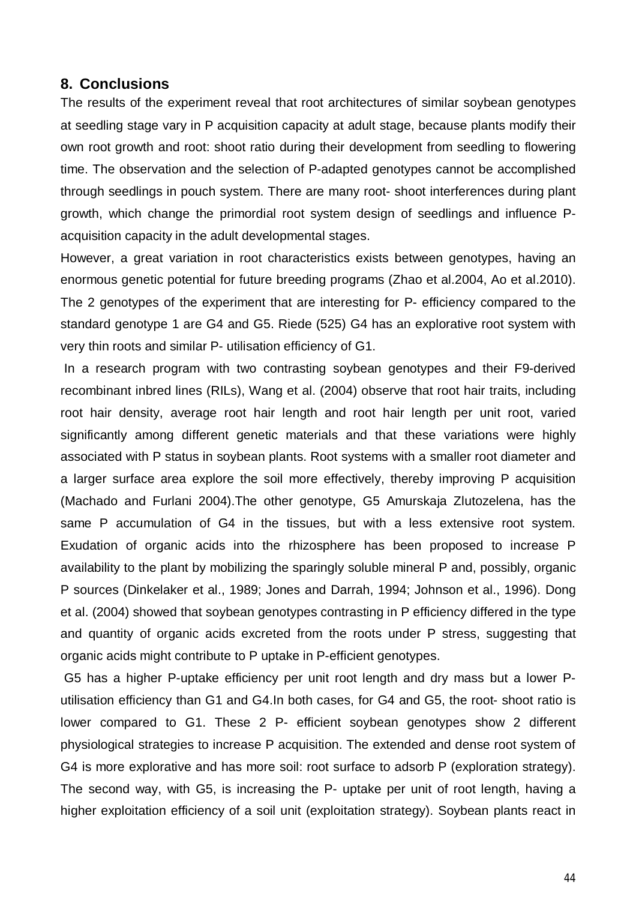## 8. Conclusions

The results of the experiment reveal that root architectures of similar soybean genotypes at seedling stage vary in P acquisition capacity at adult stage, because plants modify their own root growth and root: shoot ratio during their development from seedling to flowering time. The observation and the selection of P-adapted genotypes cannot be accomplished through seedlings in pouch system. There are many root- shoot interferences during plant growth, which change the primordial root system design of seedlings and influence P-acquisition capacity in the adult developmental stages.

However, a great variation in root characteristics exists between genotypes, having an enormous genetic potential for future breeding programs (Zhao et al.2004, Ao et al.2010). The 2 genotypes of the experiment that are interesting for P- efficiency compared to the standard genotype 1 are G4 and G5. Riede (525) G4 has an explorative root system with very thin roots and similar P- utilisation efficiency of G1.

In a research program with two contrasting soybean genotypes and their F9-derived recombinant inbred lines (RILs), Wang et al. (2004) observe that root hair traits, including root hair density, average root hair length and root hair length per unit root, varied significantly among different genetic materials and that these variations were highly associated with P status in soybean plants. Root systems with a smaller root diameter and a larger surface area explore the soil more effectively, thereby improving P acquisition (Machado and Furlani 2004).The other genotype, G5 Amurskaja Zlutozelena, has the same P accumulation of G4 in the tissues, but with a less extensive root system. Exudation of organic acids into the rhizosphere has been proposed to increase P availability to the plant by mobilizing the sparingly soluble mineral P and, possibly, organic P sources (Dinkelaker et al., 1989; Jones and Darrah, 1994; Johnson et al., 1996). Dong et al. (2004) showed that soybean genotypes contrasting in P efficiency differed in the type and quantity of organic acids excreted from the roots under P stress, suggesting that organic acids might contribute to P uptake in P-efficient genotypes.

G5 has a higher P-uptake efficiency per unit root length and dry mass but a lower P-utilisation efficiency than G1 and G4.In both cases, for G4 and G5, the root- shoot ratio is lower compared to G1. These 2 P- efficient soybean genotypes show 2 different physiological strategies to increase P acquisition. The extended and dense root system of G4 is more explorative and has more soil: root surface to adsorb P (exploration strategy). The second way, with G5, is increasing the P- uptake per unit of root length, having a higher exploitation efficiency of a soil unit (exploitation strategy). Soybean plants react in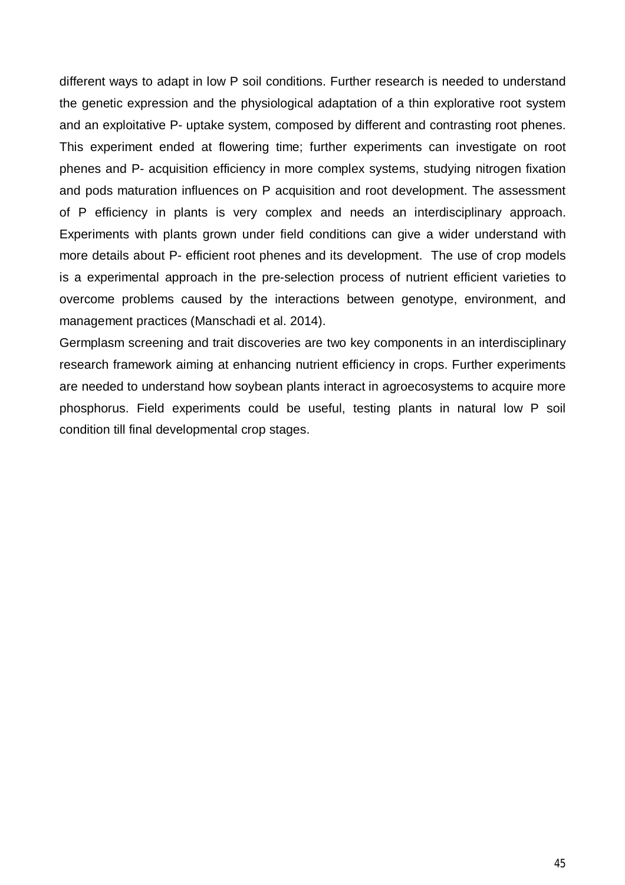different ways to adapt in low P soil conditions. Further research is needed to understand the genetic expression and the physiological adaptation of a thin explorative root system and an exploitative P- uptake system, composed by different and contrasting root phenes. This experiment ended at flowering time; further experiments can investigate on root phenes and P- acquisition efficiency in more complex systems, studying nitrogen fixation and pods maturation influences on P acquisition and root development. The assessment of P efficiency in plants is very complex and needs an interdisciplinary approach. Experiments with plants grown under field conditions can give a wider understand with more details about P- efficient root phenes and its development. The use of crop models is a experimental approach in the pre-selection process of nutrient efficient varieties to overcome problems caused by the interactions between genotype, environment, and management practices (Manschadi et al. 2014).

Germplasm screening and trait discoveries are two key components in an interdisciplinary research framework aiming at enhancing nutrient efficiency in crops. Further experiments are needed to understand how soybean plants interact in agroecosystems to acquire more phosphorus. Field experiments could be useful, testing plants in natural low P soil condition till final developmental crop stages.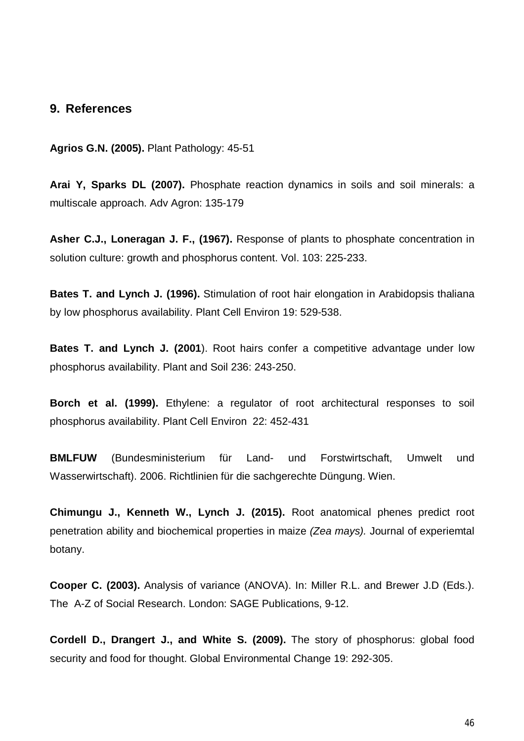## 9. References

**Agrios G.N. (2005).** Plant Pathology: 45-51

**Arai Y, Sparks DL (2007).** Phosphate reaction dynamics in soils and soil minerals: a multiscale approach. Adv Agron: 135-179

**Asher C.J., Loneragan J. F., (1967).** Response of plants to phosphate concentration in solution culture: growth and phosphorus content. Vol. 103: 225-233.

**Bates T. and Lynch J. (1996).** Stimulation of root hair elongation in Arabidopsis thaliana by low phosphorus availability. Plant Cell Environ 19: 529-538.

**Bates T. and Lynch J. (2001**). Root hairs confer a competitive advantage under low phosphorus availability. Plant and Soil 236: 243-250.

**Borch et al. (1999).** Ethylene: a regulator of root architectural responses to soil phosphorus availability. Plant Cell Environ 22: 452-431

**BMLFUW** (Bundesministerium für Land- und Forstwirtschaft, Umwelt und Wasserwirtschaft). 2006. Richtlinien für die sachgerechte Düngung. Wien.

**Chimungu J., Kenneth W., Lynch J. (2015).** Root anatomical phenes predict root penetration ability and biochemical properties in maize *(Zea mays).* Journal of experiemtal botany.

**Cooper C. (2003).** Analysis of variance (ANOVA). In: Miller R.L. and Brewer J.D (Eds.). The A-Z of Social Research. London: SAGE Publications, 9-12.

**Cordell D., Drangert J., and White S. (2009).** The story of phosphorus: global food security and food for thought. Global Environmental Change 19: 292-305.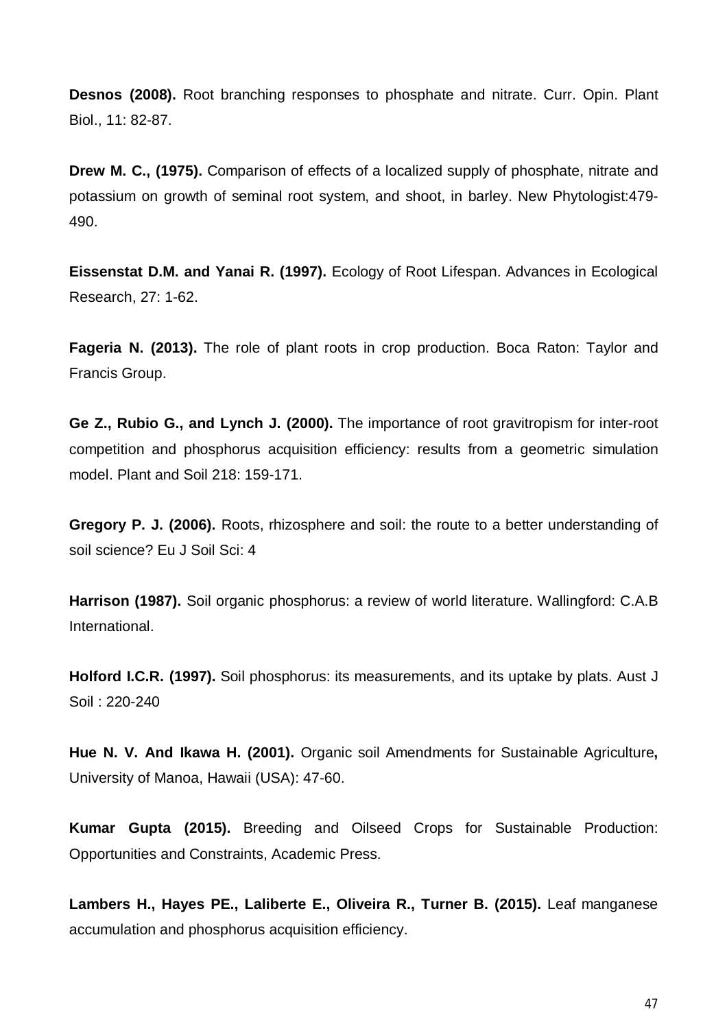**Desnos (2008).** Root branching responses to phosphate and nitrate. Curr. Opin. Plant Biol., 11: 82-87.

**Drew M. C., (1975).** Comparison of effects of a localized supply of phosphate, nitrate and potassium on growth of seminal root system, and shoot, in barley. New Phytologist:479-490.

**Eissenstat D.M. and Yanai R. (1997).** Ecology of Root Lifespan. Advances in Ecological Research, 27: 1-62.

**Fageria N. (2013).** The role of plant roots in crop production. Boca Raton: Taylor and Francis Group.

**Ge Z., Rubio G., and Lynch J. (2000).** The importance of root gravitropism for inter-root competition and phosphorus acquisition efficiency: results from a geometric simulation model. Plant and Soil 218: 159-171.

**Gregory P. J. (2006).** Roots, rhizosphere and soil: the route to a better understanding of soil science? Eu J Soil Sci: 4

**Harrison (1987).** Soil organic phosphorus: a review of world literature. Wallingford: C.A.B International.

**Holford I.C.R. (1997).** Soil phosphorus: its measurements, and its uptake by plats. Aust J Soil : 220-240

**Hue N. V. And Ikawa H. (2001).** Organic soil Amendments for Sustainable Agriculture**,** University of Manoa, Hawaii (USA): 47-60.

**Kumar Gupta (2015).** Breeding and Oilseed Crops for Sustainable Production: Opportunities and Constraints, Academic Press.

**Lambers H., Hayes PE., Laliberte E., Oliveira R., Turner B. (2015).** Leaf manganese accumulation and phosphorus acquisition efficiency.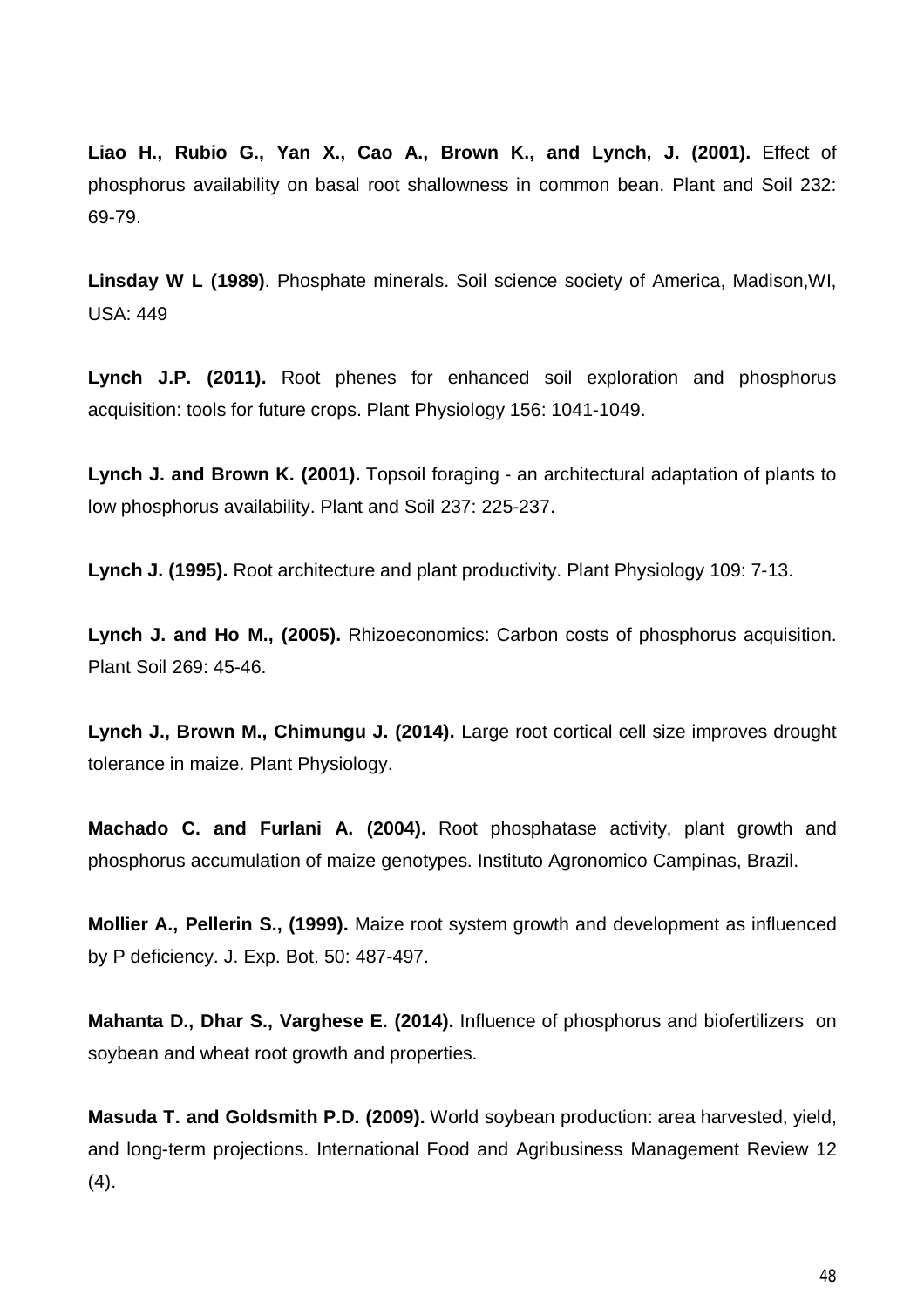**Liao H., Rubio G., Yan X., Cao A., Brown K., and Lynch, J. (2001).** Effect of phosphorus availability on basal root shallowness in common bean. Plant and Soil 232: 69-79.

**Linsday W L (1989)**. Phosphate minerals. Soil science society of America, Madison,WI, USA: 449

**Lynch J.P. (2011).** Root phenes for enhanced soil exploration and phosphorus acquisition: tools for future crops. Plant Physiology 156: 1041-1049.

**Lynch J. and Brown K. (2001).** Topsoil foraging - an architectural adaptation of plants to low phosphorus availability. Plant and Soil 237: 225-237.

**Lynch J. (1995).** Root architecture and plant productivity. Plant Physiology 109: 7-13.

**Lynch J. and Ho M., (2005).** Rhizoeconomics: Carbon costs of phosphorus acquisition. Plant Soil 269: 45-46.

**Lynch J., Brown M., Chimungu J. (2014).** Large root cortical cell size improves drought tolerance in maize. Plant Physiology.

**Machado C. and Furlani A. (2004).** Root phosphatase activity, plant growth and phosphorus accumulation of maize genotypes. Instituto Agronomico Campinas, Brazil.

**Mollier A., Pellerin S., (1999).** Maize root system growth and development as influenced by P deficiency. J. Exp. Bot. 50: 487-497.

**Mahanta D., Dhar S., Varghese E. (2014).** Influence of phosphorus and biofertilizers on soybean and wheat root growth and properties.

**Masuda T. and Goldsmith P.D. (2009).** World soybean production: area harvested, yield, and long-term projections. International Food and Agribusiness Management Review 12 (4).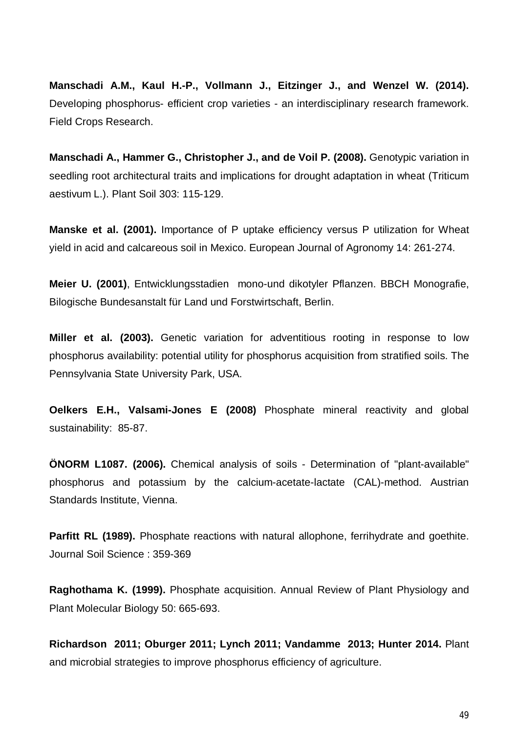**Manschadi A.M., Kaul H.-P., Vollmann J., Eitzinger J., and Wenzel W. (2014).** Developing phosphorus- efficient crop varieties - an interdisciplinary research framework. Field Crops Research.

**Manschadi A., Hammer G., Christopher J., and de Voil P. (2008).** Genotypic variation in seedling root architectural traits and implications for drought adaptation in wheat (Triticum aestivum L.). Plant Soil 303: 115-129.

**Manske et al. (2001).** Importance of P uptake efficiency versus P utilization for Wheat yield in acid and calcareous soil in Mexico. European Journal of Agronomy 14: 261-274.

**Meier U. (2001)**, Entwicklungsstadien mono-und dikotyler Pflanzen. BBCH Monografie, Bilogische Bundesanstalt für Land und Forstwirtschaft, Berlin.

**Miller et al. (2003).** Genetic variation for adventitious rooting in response to low phosphorus availability: potential utility for phosphorus acquisition from stratified soils. The Pennsylvania State University Park, USA.

**Oelkers E.H., Valsami-Jones E (2008)** Phosphate mineral reactivity and global sustainability: 85-87.

**ÖNORM L1087. (2006).** Chemical analysis of soils - Determination of "plant-available" phosphorus and potassium by the calcium-acetate-lactate (CAL)-method. Austrian Standards Institute, Vienna.

**Parfitt RL (1989).** Phosphate reactions with natural allophone, ferrihydrate and goethite. Journal Soil Science : 359-369

**Raghothama K. (1999).** Phosphate acquisition. Annual Review of Plant Physiology and Plant Molecular Biology 50: 665-693.

**Richardson 2011; Oburger 2011; Lynch 2011; Vandamme 2013; Hunter 2014.** Plant and microbial strategies to improve phosphorus efficiency of agriculture.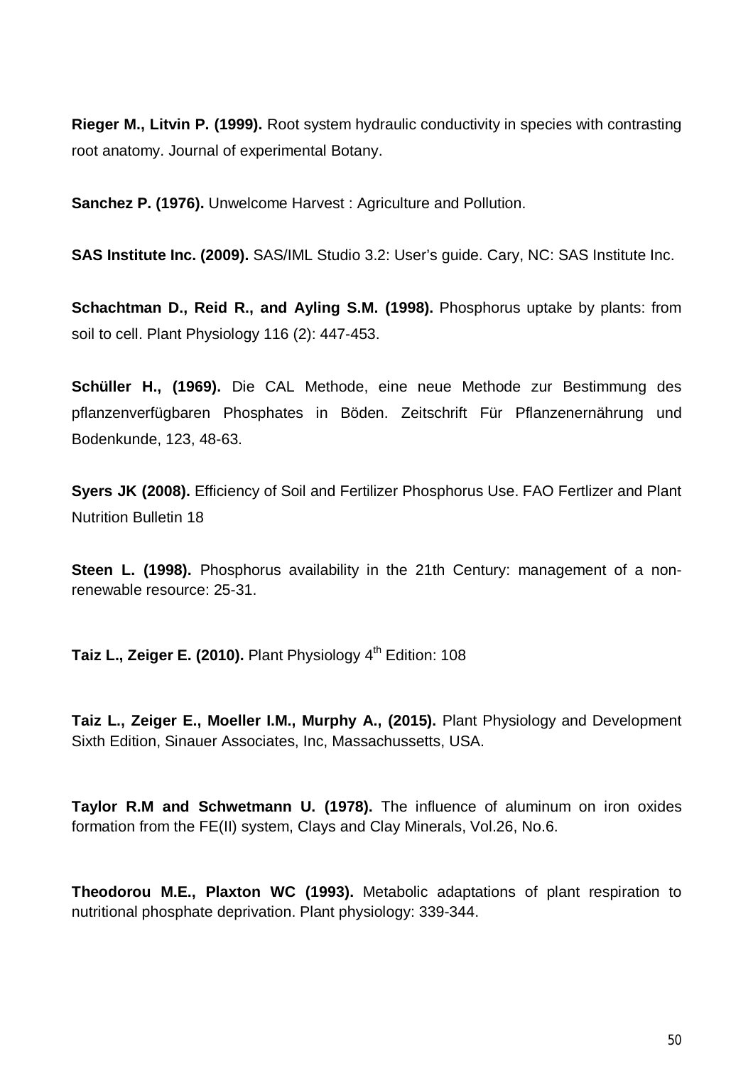**Rieger M., Litvin P. (1999).** Root system hydraulic conductivity in species with contrasting root anatomy. Journal of experimental Botany.

**Sanchez P. (1976).** Unwelcome Harvest : Agriculture and Pollution.

**SAS Institute Inc. (2009).** SAS/IML Studio 3.2: User's guide. Cary, NC: SAS Institute Inc.

**Schachtman D., Reid R., and Ayling S.M. (1998).** Phosphorus uptake by plants: from soil to cell. Plant Physiology 116 (2): 447-453.

**Schüller H., (1969).** Die CAL Methode, eine neue Methode zur Bestimmung des pflanzenverfügbaren Phosphates in Böden. Zeitschrift Für Pflanzenernährung und Bodenkunde, 123, 48-63.

**Syers JK (2008).** Efficiency of Soil and Fertilizer Phosphorus Use. FAO Fertlizer and Plant Nutrition Bulletin 18

**Steen L. (1998).** Phosphorus availability in the 21th Century: management of a non-renewable resource: 25-31.

**Taiz L., Zeiger E. (2010).** Plant Physiology 4$^{th}$ Edition: 108

**Taiz L., Zeiger E., Moeller I.M., Murphy A., (2015).** Plant Physiology and Development Sixth Edition, Sinauer Associates, Inc, Massachussetts, USA.

**Taylor R.M and Schwetmann U. (1978).** The influence of aluminum on iron oxides formation from the FE(II) system, Clays and Clay Minerals, Vol.26, No.6.

**Theodorou M.E., Plaxton WC (1993).** Metabolic adaptations of plant respiration to nutritional phosphate deprivation. Plant physiology: 339-344.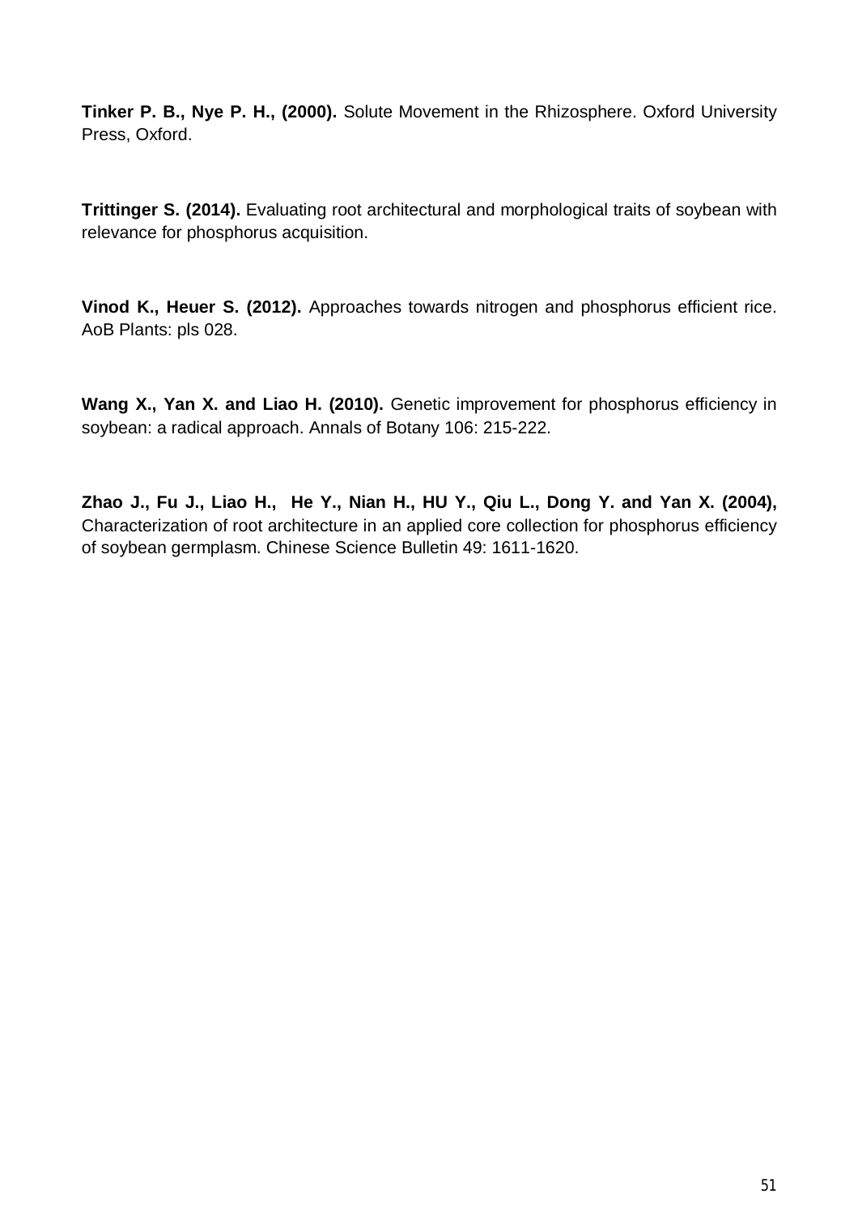**Tinker P. B., Nye P. H., (2000).** Solute Movement in the Rhizosphere. Oxford University Press, Oxford.

**Trittinger S. (2014).** Evaluating root architectural and morphological traits of soybean with relevance for phosphorus acquisition.

**Vinod K., Heuer S. (2012).** Approaches towards nitrogen and phosphorus efficient rice. AoB Plants: pls 028.

**Wang X., Yan X. and Liao H. (2010).** Genetic improvement for phosphorus efficiency in soybean: a radical approach. Annals of Botany 106: 215-222.

**Zhao J., Fu J., Liao H., He Y., Nian H., HU Y., Qiu L., Dong Y. and Yan X. (2004),** Characterization of root architecture in an applied core collection for phosphorus efficiency of soybean germplasm. Chinese Science Bulletin 49: 1611-1620.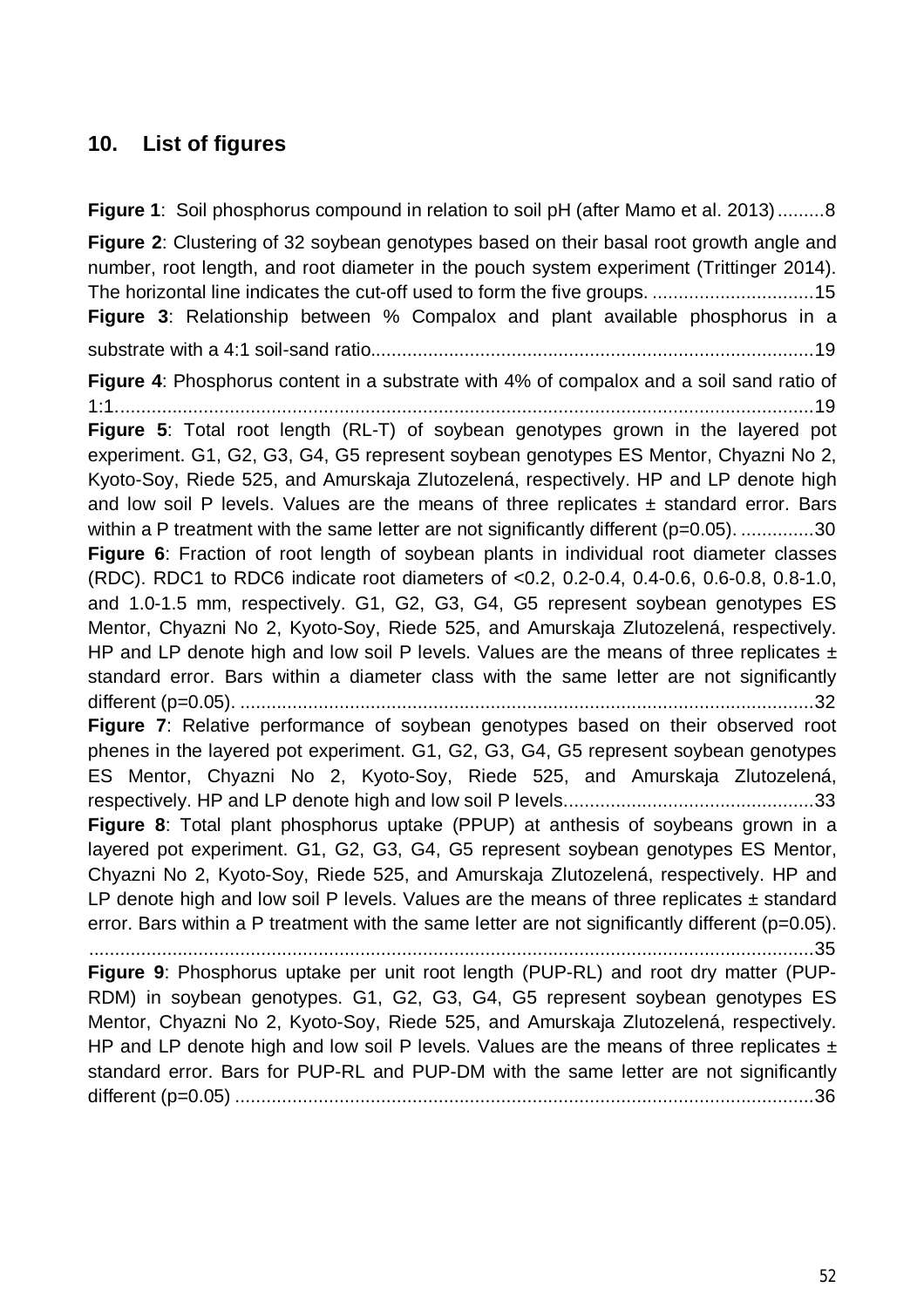## 10. List of figures

**Figure 1**: Soil phosphorus compound in relation to soil pH (after Mamo et al. 2013).........8

**Figure 2**: Clustering of 32 soybean genotypes based on their basal root growth angle and number, root length, and root diameter in the pouch system experiment (Trittinger 2014). The horizontal line indicates the cut-off used to form the five groups. ..............................15

**Figure 3**: Relationship between % Compalox and plant available phosphorus in a substrate with a 4:1 soil-sand ratio....................................................................................19

**Figure 4**: Phosphorus content in a substrate with 4% of compalox and a soil sand ratio of 1:1......................................................................................................................................19

**Figure 5**: Total root length (RL-T) of soybean genotypes grown in the layered pot experiment. G1, G2, G3, G4, G5 represent soybean genotypes ES Mentor, Chyazni No 2, Kyoto-Soy, Riede 525, and Amurskaja Zlutozelená, respectively. HP and LP denote high and low soil P levels. Values are the means of three replicates ± standard error. Bars within a P treatment with the same letter are not significantly different (p=0.05). ..............30

**Figure 6**: Fraction of root length of soybean plants in individual root diameter classes (RDC). RDC1 to RDC6 indicate root diameters of <0.2, 0.2-0.4, 0.4-0.6, 0.6-0.8, 0.8-1.0, and 1.0-1.5 mm, respectively. G1, G2, G3, G4, G5 represent soybean genotypes ES Mentor, Chyazni No 2, Kyoto-Soy, Riede 525, and Amurskaja Zlutozelená, respectively. HP and LP denote high and low soil P levels. Values are the means of three replicates ± standard error. Bars within a diameter class with the same letter are not significantly different (p=0.05). ..............................................................................................................32

**Figure 7**: Relative performance of soybean genotypes based on their observed root phenes in the layered pot experiment. G1, G2, G3, G4, G5 represent soybean genotypes ES Mentor, Chyazni No 2, Kyoto-Soy, Riede 525, and Amurskaja Zlutozelená, respectively. HP and LP denote high and low soil P levels................................................33

**Figure 8**: Total plant phosphorus uptake (PPUP) at anthesis of soybeans grown in a layered pot experiment. G1, G2, G3, G4, G5 represent soybean genotypes ES Mentor, Chyazni No 2, Kyoto-Soy, Riede 525, and Amurskaja Zlutozelená, respectively. HP and LP denote high and low soil P levels. Values are the means of three replicates ± standard error. Bars within a P treatment with the same letter are not significantly different (p=0.05). ............................................................................................................................................35

**Figure 9**: Phosphorus uptake per unit root length (PUP-RL) and root dry matter (PUP-RDM) in soybean genotypes. G1, G2, G3, G4, G5 represent soybean genotypes ES Mentor, Chyazni No 2, Kyoto-Soy, Riede 525, and Amurskaja Zlutozelená, respectively. HP and LP denote high and low soil P levels. Values are the means of three replicates ± standard error. Bars for PUP-RL and PUP-DM with the same letter are not significantly different (p=0.05) ..............................................................................................................36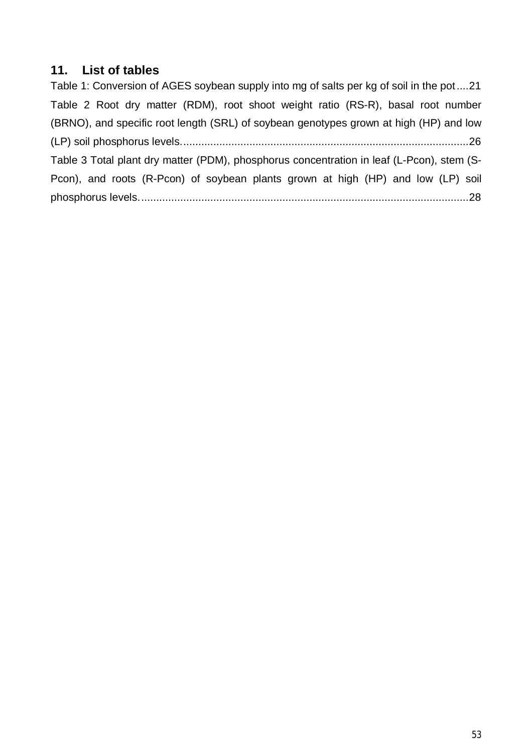## 11. List of tables

Table 1: Conversion of AGES soybean supply into mg of salts per kg of soil in the pot....21

Table 2 Root dry matter (RDM), root shoot weight ratio (RS-R), basal root number (BRNO), and specific root length (SRL) of soybean genotypes grown at high (HP) and low (LP) soil phosphorus levels...............................................................................................26

Table 3 Total plant dry matter (PDM), phosphorus concentration in leaf (L-Pcon), stem (S-Pcon), and roots (R-Pcon) of soybean plants grown at high (HP) and low (LP) soil phosphorus levels............................................................................................................28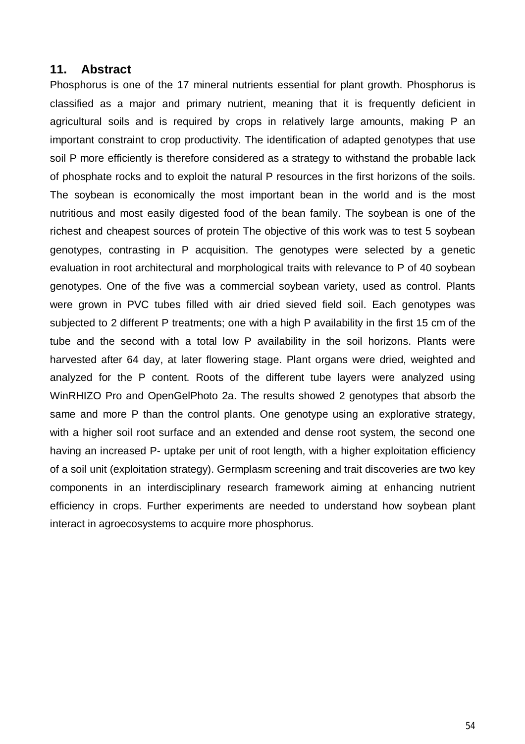## 11. Abstract

Phosphorus is one of the 17 mineral nutrients essential for plant growth. Phosphorus is classified as a major and primary nutrient, meaning that it is frequently deficient in agricultural soils and is required by crops in relatively large amounts, making P an important constraint to crop productivity. The identification of adapted genotypes that use soil P more efficiently is therefore considered as a strategy to withstand the probable lack of phosphate rocks and to exploit the natural P resources in the first horizons of the soils. The soybean is economically the most important bean in the world and is the most nutritious and most easily digested food of the bean family. The soybean is one of the richest and cheapest sources of protein The objective of this work was to test 5 soybean genotypes, contrasting in P acquisition. The genotypes were selected by a genetic evaluation in root architectural and morphological traits with relevance to P of 40 soybean genotypes. One of the five was a commercial soybean variety, used as control. Plants were grown in PVC tubes filled with air dried sieved field soil. Each genotypes was subjected to 2 different P treatments; one with a high P availability in the first 15 cm of the tube and the second with a total low P availability in the soil horizons. Plants were harvested after 64 day, at later flowering stage. Plant organs were dried, weighted and analyzed for the P content. Roots of the different tube layers were analyzed using WinRHIZO Pro and OpenGelPhoto 2a. The results showed 2 genotypes that absorb the same and more P than the control plants. One genotype using an explorative strategy, with a higher soil root surface and an extended and dense root system, the second one having an increased P- uptake per unit of root length, with a higher exploitation efficiency of a soil unit (exploitation strategy). Germplasm screening and trait discoveries are two key components in an interdisciplinary research framework aiming at enhancing nutrient efficiency in crops. Further experiments are needed to understand how soybean plant interact in agroecosystems to acquire more phosphorus.